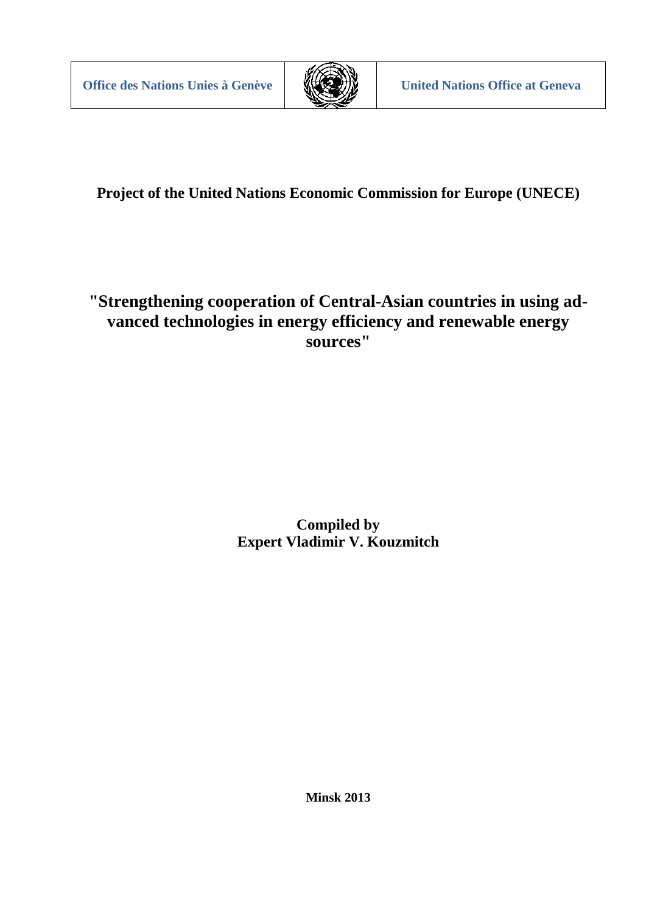| Office des Nations Unies à Genève | | United Nations Office at Geneva |
| --- | --- | --- |

**Project of the United Nations Economic Commission for Europe (UNECE)**

# "Strengthening cooperation of Central-Asian countries in using advanced technologies in energy efficiency and renewable energy sources"

**Compiled by**
**Expert Vladimir V. Kouzmitch**

**Minsk 2013**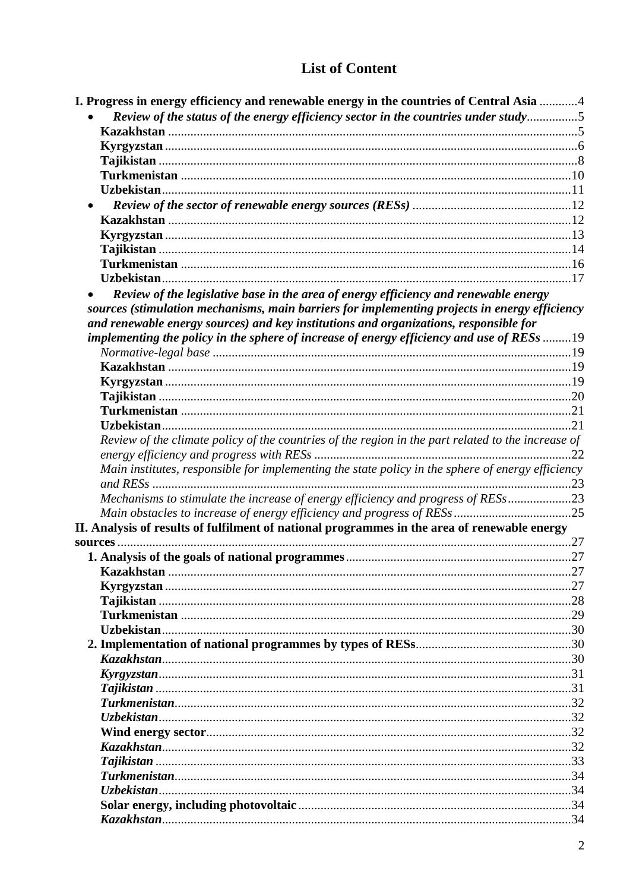# List of Content

**I. Progress in energy efficiency and renewable energy in the countries of Central Asia** ............4

- ***Review of the status of the energy efficiency sector in the countries under study***...............5
  - **Kazakhstan** ...............5
  - **Kyrgyzstan** ...............6
  - **Tajikistan** ...............8
  - **Turkmenistan** ...............10
  - **Uzbekistan**...............11
- ***Review of the sector of renewable energy sources (RESs)*** ...............12
  - **Kazakhstan** ...............12
  - **Kyrgyzstan** ...............13
  - **Tajikistan** ...............14
  - **Turkmenistan** ...............16
  - **Uzbekistan**...............17
- ***Review of the legislative base in the area of energy efficiency and renewable energy sources (stimulation mechanisms, main barriers for implementing projects in energy efficiency and renewable energy sources) and key institutions and organizations, responsible for implementing the policy in the sphere of increase of energy efficiency and use of RESs*** .........19
  - *Normative-legal base* ...............19
  - **Kazakhstan** ...............19
  - **Kyrgyzstan** ...............19
  - **Tajikistan** ...............20
  - **Turkmenistan** ...............21
  - **Uzbekistan**...............21
  - *Review of the climate policy of the countries of the region in the part related to the increase of energy efficiency and progress with RESs* ...............22
  - *Main institutes, responsible for implementing the state policy in the sphere of energy efficiency and RESs* ...............23
  - *Mechanisms to stimulate the increase of energy efficiency and progress of RESs*...............23
  - *Main obstacles to increase of energy efficiency and progress of RESs*...............25

**II. Analysis of results of fulfilment of national programmes in the area of renewable energy sources** ...............27

- **1. Analysis of the goals of national programmes**...............27
  - **Kazakhstan** ...............27
  - **Kyrgyzstan** ...............27
  - **Tajikistan** ...............28
  - **Turkmenistan** ...............29
  - **Uzbekistan**...............30
- **2. Implementation of national programmes by types of RESs**...............30
  - ***Kazakhstan***...............30
  - ***Kyrgyzstan***...............31
  - ***Tajikistan*** ...............31
  - ***Turkmenistan***...............32
  - ***Uzbekistan***...............32
  - **Wind energy sector**...............32
  - ***Kazakhstan***...............32
  - ***Tajikistan*** ...............33
  - ***Turkmenistan***...............34
  - ***Uzbekistan***...............34
  - **Solar energy, including photovoltaic**...............34
  - ***Kazakhstan***...............34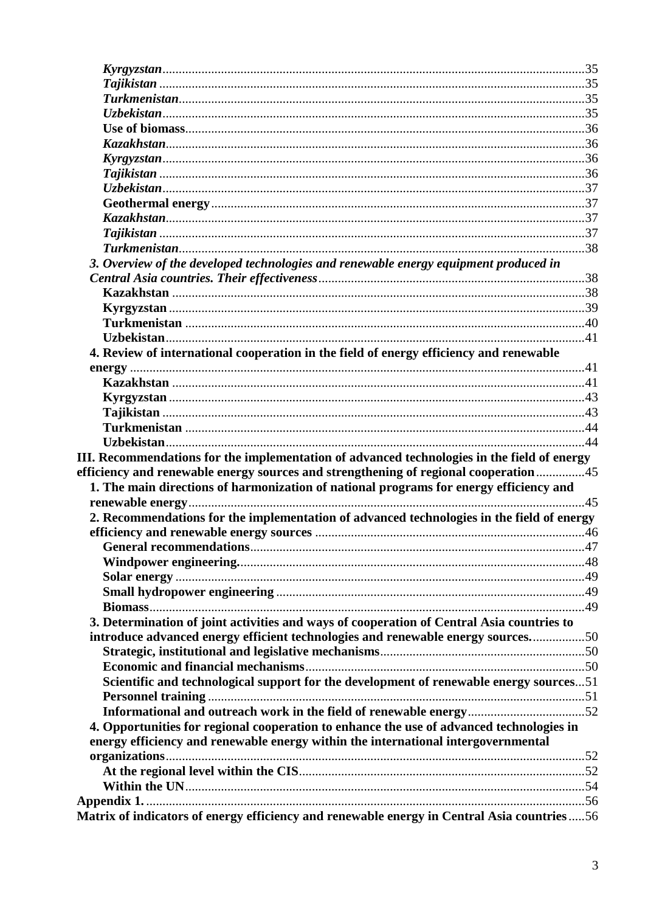*Kyrgyzstan* ............ 35
*Tajikistan* ............ 35
*Turkmenistan* ............ 35
*Uzbekistan* ............ 35
**Use of biomass** ............ 36
*Kazakhstan* ............ 36
*Kyrgyzstan* ............ 36
*Tajikistan* ............ 36
*Uzbekistan* ............ 37
**Geothermal energy** ............ 37
*Kazakhstan* ............ 37
*Tajikistan* ............ 37
*Turkmenistan* ............ 38

***3. Overview of the developed technologies and renewable energy equipment produced in Central Asia countries. Their effectiveness*** ............ 38
**Kazakhstan** ............ 38
**Kyrgyzstan** ............ 39
**Turkmenistan** ............ 40
**Uzbekistan** ............ 41

**4. Review of international cooperation in the field of energy efficiency and renewable energy** ............ 41
**Kazakhstan** ............ 41
**Kyrgyzstan** ............ 43
**Tajikistan** ............ 43
**Turkmenistan** ............ 44
**Uzbekistan** ............ 44

**III. Recommendations for the implementation of advanced technologies in the field of energy efficiency and renewable energy sources and strengthening of regional cooperation** ............ 45

**1. The main directions of harmonization of national programs for energy efficiency and renewable energy** ............ 45

**2. Recommendations for the implementation of advanced technologies in the field of energy efficiency and renewable energy sources** ............ 46
**General recommendations** ............ 47
**Windpower engineering.** ............ 48
**Solar energy** ............ 49
**Small hydropower engineering** ............ 49
**Biomass** ............ 49

**3. Determination of joint activities and ways of cooperation of Central Asia countries to introduce advanced energy efficient technologies and renewable energy sources.** ............ 50
**Strategic, institutional and legislative mechanisms** ............ 50
**Economic and financial mechanisms** ............ 50
**Scientific and technological support for the development of renewable energy sources** ... 51
**Personnel training** ............ 51
**Informational and outreach work in the field of renewable energy** ............ 52

**4. Opportunities for regional cooperation to enhance the use of advanced technologies in energy efficiency and renewable energy within the international intergovernmental organizations** ............ 52
**At the regional level within the CIS** ............ 52
**Within the UN** ............ 54

**Appendix 1.** ............ 56
**Matrix of indicators of energy efficiency and renewable energy in Central Asia countries** ..... 56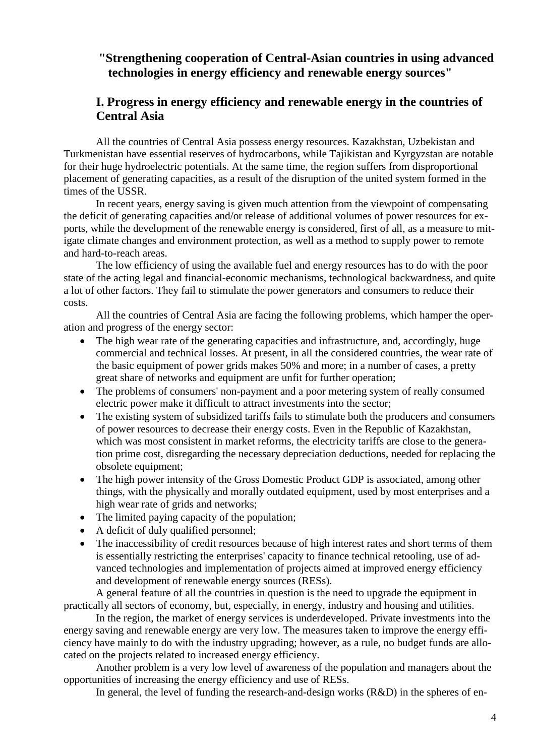## "Strengthening cooperation of Central-Asian countries in using advanced technologies in energy efficiency and renewable energy sources"

## I. Progress in energy efficiency and renewable energy in the countries of Central Asia

All the countries of Central Asia possess energy resources. Kazakhstan, Uzbekistan and Turkmenistan have essential reserves of hydrocarbons, while Tajikistan and Kyrgyzstan are notable for their huge hydroelectric potentials. At the same time, the region suffers from disproportional placement of generating capacities, as a result of the disruption of the united system formed in the times of the USSR.

In recent years, energy saving is given much attention from the viewpoint of compensating the deficit of generating capacities and/or release of additional volumes of power resources for exports, while the development of the renewable energy is considered, first of all, as a measure to mitigate climate changes and environment protection, as well as a method to supply power to remote and hard-to-reach areas.

The low efficiency of using the available fuel and energy resources has to do with the poor state of the acting legal and financial-economic mechanisms, technological backwardness, and quite a lot of other factors. They fail to stimulate the power generators and consumers to reduce their costs.

All the countries of Central Asia are facing the following problems, which hamper the operation and progress of the energy sector:

- The high wear rate of the generating capacities and infrastructure, and, accordingly, huge commercial and technical losses. At present, in all the considered countries, the wear rate of the basic equipment of power grids makes 50% and more; in a number of cases, a pretty great share of networks and equipment are unfit for further operation;
- The problems of consumers' non-payment and a poor metering system of really consumed electric power make it difficult to attract investments into the sector;
- The existing system of subsidized tariffs fails to stimulate both the producers and consumers of power resources to decrease their energy costs. Even in the Republic of Kazakhstan, which was most consistent in market reforms, the electricity tariffs are close to the generation prime cost, disregarding the necessary depreciation deductions, needed for replacing the obsolete equipment;
- The high power intensity of the Gross Domestic Product GDP is associated, among other things, with the physically and morally outdated equipment, used by most enterprises and a high wear rate of grids and networks;
- The limited paying capacity of the population;
- A deficit of duly qualified personnel;
- The inaccessibility of credit resources because of high interest rates and short terms of them is essentially restricting the enterprises' capacity to finance technical retooling, use of advanced technologies and implementation of projects aimed at improved energy efficiency and development of renewable energy sources (RESs).

A general feature of all the countries in question is the need to upgrade the equipment in practically all sectors of economy, but, especially, in energy, industry and housing and utilities.

In the region, the market of energy services is underdeveloped. Private investments into the energy saving and renewable energy are very low. The measures taken to improve the energy efficiency have mainly to do with the industry upgrading; however, as a rule, no budget funds are allocated on the projects related to increased energy efficiency.

Another problem is a very low level of awareness of the population and managers about the opportunities of increasing the energy efficiency and use of RESs.

In general, the level of funding the research-and-design works (R&D) in the spheres of en-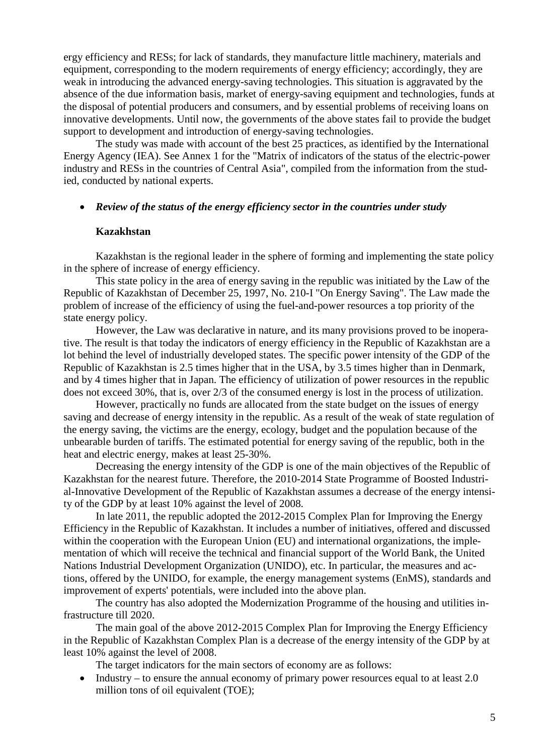ergy efficiency and RESs; for lack of standards, they manufacture little machinery, materials and equipment, corresponding to the modern requirements of energy efficiency; accordingly, they are weak in introducing the advanced energy-saving technologies. This situation is aggravated by the absence of the due information basis, market of energy-saving equipment and technologies, funds at the disposal of potential producers and consumers, and by essential problems of receiving loans on innovative developments. Until now, the governments of the above states fail to provide the budget support to development and introduction of energy-saving technologies.

The study was made with account of the best 25 practices, as identified by the International Energy Agency (IEA). See Annex 1 for the "Matrix of indicators of the status of the electric-power industry and RESs in the countries of Central Asia", compiled from the information from the studied, conducted by national experts.

- ***Review of the status of the energy efficiency sector in the countries under study***

**Kazakhstan**

Kazakhstan is the regional leader in the sphere of forming and implementing the state policy in the sphere of increase of energy efficiency.

This state policy in the area of energy saving in the republic was initiated by the Law of the Republic of Kazakhstan of December 25, 1997, No. 210-I "On Energy Saving". The Law made the problem of increase of the efficiency of using the fuel-and-power resources a top priority of the state energy policy.

However, the Law was declarative in nature, and its many provisions proved to be inoperative. The result is that today the indicators of energy efficiency in the Republic of Kazakhstan are a lot behind the level of industrially developed states. The specific power intensity of the GDP of the Republic of Kazakhstan is 2.5 times higher that in the USA, by 3.5 times higher than in Denmark, and by 4 times higher that in Japan. The efficiency of utilization of power resources in the republic does not exceed 30%, that is, over 2/3 of the consumed energy is lost in the process of utilization.

However, practically no funds are allocated from the state budget on the issues of energy saving and decrease of energy intensity in the republic. As a result of the weak of state regulation of the energy saving, the victims are the energy, ecology, budget and the population because of the unbearable burden of tariffs. The estimated potential for energy saving of the republic, both in the heat and electric energy, makes at least 25-30%.

Decreasing the energy intensity of the GDP is one of the main objectives of the Republic of Kazakhstan for the nearest future. Therefore, the 2010-2014 State Programme of Boosted Industrial-Innovative Development of the Republic of Kazakhstan assumes a decrease of the energy intensity of the GDP by at least 10% against the level of 2008.

In late 2011, the republic adopted the 2012-2015 Complex Plan for Improving the Energy Efficiency in the Republic of Kazakhstan. It includes a number of initiatives, offered and discussed within the cooperation with the European Union (EU) and international organizations, the implementation of which will receive the technical and financial support of the World Bank, the United Nations Industrial Development Organization (UNIDO), etc. In particular, the measures and actions, offered by the UNIDO, for example, the energy management systems (EnMS), standards and improvement of experts' potentials, were included into the above plan.

The country has also adopted the Modernization Programme of the housing and utilities infrastructure till 2020.

The main goal of the above 2012-2015 Complex Plan for Improving the Energy Efficiency in the Republic of Kazakhstan Complex Plan is a decrease of the energy intensity of the GDP by at least 10% against the level of 2008.

The target indicators for the main sectors of economy are as follows:

- Industry – to ensure the annual economy of primary power resources equal to at least 2.0 million tons of oil equivalent (TOE);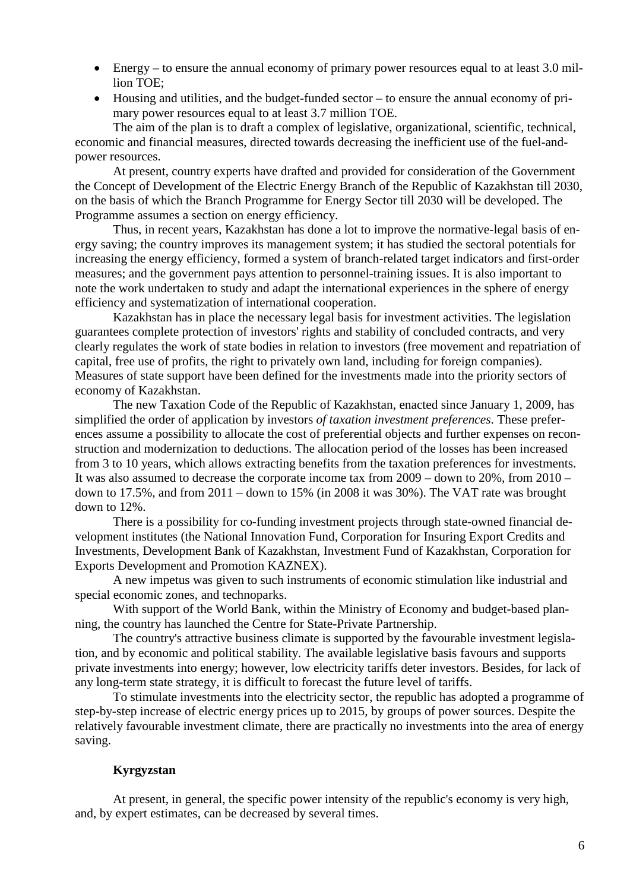- Energy – to ensure the annual economy of primary power resources equal to at least 3.0 million TOE;
- Housing and utilities, and the budget-funded sector – to ensure the annual economy of primary power resources equal to at least 3.7 million TOE.

The aim of the plan is to draft a complex of legislative, organizational, scientific, technical, economic and financial measures, directed towards decreasing the inefficient use of the fuel-and-power resources.

At present, country experts have drafted and provided for consideration of the Government the Concept of Development of the Electric Energy Branch of the Republic of Kazakhstan till 2030, on the basis of which the Branch Programme for Energy Sector till 2030 will be developed. The Programme assumes a section on energy efficiency.

Thus, in recent years, Kazakhstan has done a lot to improve the normative-legal basis of energy saving; the country improves its management system; it has studied the sectoral potentials for increasing the energy efficiency, formed a system of branch-related target indicators and first-order measures; and the government pays attention to personnel-training issues. It is also important to note the work undertaken to study and adapt the international experiences in the sphere of energy efficiency and systematization of international cooperation.

Kazakhstan has in place the necessary legal basis for investment activities. The legislation guarantees complete protection of investors' rights and stability of concluded contracts, and very clearly regulates the work of state bodies in relation to investors (free movement and repatriation of capital, free use of profits, the right to privately own land, including for foreign companies). Measures of state support have been defined for the investments made into the priority sectors of economy of Kazakhstan.

The new Taxation Code of the Republic of Kazakhstan, enacted since January 1, 2009, has simplified the order of application by investors *of taxation investment preferences*. These preferences assume a possibility to allocate the cost of preferential objects and further expenses on reconstruction and modernization to deductions. The allocation period of the losses has been increased from 3 to 10 years, which allows extracting benefits from the taxation preferences for investments. It was also assumed to decrease the corporate income tax from 2009 – down to 20%, from 2010 – down to 17.5%, and from 2011 – down to 15% (in 2008 it was 30%). The VAT rate was brought down to 12%.

There is a possibility for co-funding investment projects through state-owned financial development institutes (the National Innovation Fund, Corporation for Insuring Export Credits and Investments, Development Bank of Kazakhstan, Investment Fund of Kazakhstan, Corporation for Exports Development and Promotion KAZNEX).

A new impetus was given to such instruments of economic stimulation like industrial and special economic zones, and technoparks.

With support of the World Bank, within the Ministry of Economy and budget-based planning, the country has launched the Centre for State-Private Partnership.

The country's attractive business climate is supported by the favourable investment legislation, and by economic and political stability. The available legislative basis favours and supports private investments into energy; however, low electricity tariffs deter investors. Besides, for lack of any long-term state strategy, it is difficult to forecast the future level of tariffs.

To stimulate investments into the electricity sector, the republic has adopted a programme of step-by-step increase of electric energy prices up to 2015, by groups of power sources. Despite the relatively favourable investment climate, there are practically no investments into the area of energy saving.

### Kyrgyzstan

At present, in general, the specific power intensity of the republic's economy is very high, and, by expert estimates, can be decreased by several times.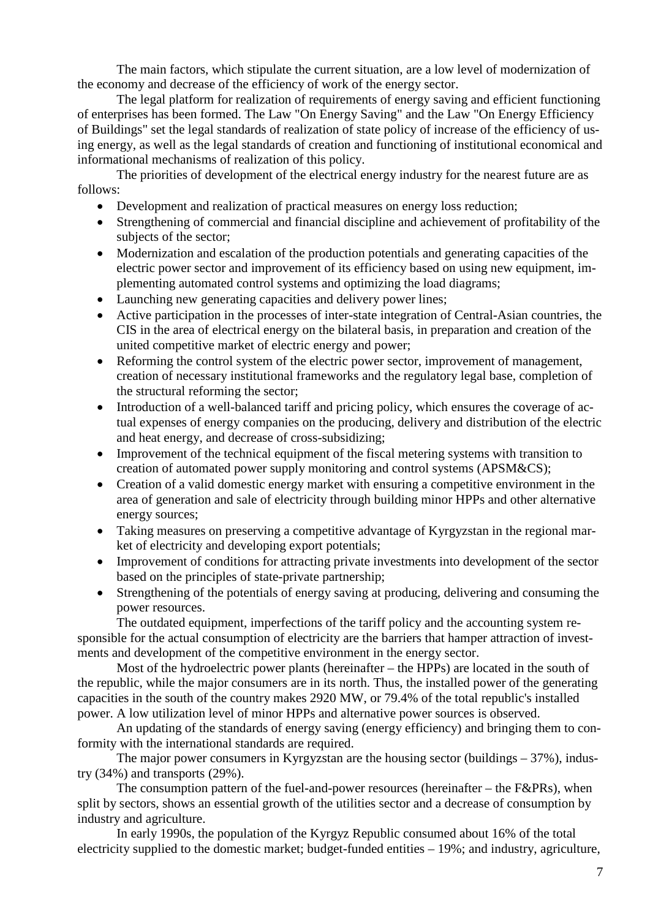The main factors, which stipulate the current situation, are a low level of modernization of the economy and decrease of the efficiency of work of the energy sector.

The legal platform for realization of requirements of energy saving and efficient functioning of enterprises has been formed. The Law "On Energy Saving" and the Law "On Energy Efficiency of Buildings" set the legal standards of realization of state policy of increase of the efficiency of using energy, as well as the legal standards of creation and functioning of institutional economical and informational mechanisms of realization of this policy.

The priorities of development of the electrical energy industry for the nearest future are as follows:

- Development and realization of practical measures on energy loss reduction;
- Strengthening of commercial and financial discipline and achievement of profitability of the subjects of the sector;
- Modernization and escalation of the production potentials and generating capacities of the electric power sector and improvement of its efficiency based on using new equipment, implementing automated control systems and optimizing the load diagrams;
- Launching new generating capacities and delivery power lines;
- Active participation in the processes of inter-state integration of Central-Asian countries, the CIS in the area of electrical energy on the bilateral basis, in preparation and creation of the united competitive market of electric energy and power;
- Reforming the control system of the electric power sector, improvement of management, creation of necessary institutional frameworks and the regulatory legal base, completion of the structural reforming the sector;
- Introduction of a well-balanced tariff and pricing policy, which ensures the coverage of actual expenses of energy companies on the producing, delivery and distribution of the electric and heat energy, and decrease of cross-subsidizing;
- Improvement of the technical equipment of the fiscal metering systems with transition to creation of automated power supply monitoring and control systems (APSM&CS);
- Creation of a valid domestic energy market with ensuring a competitive environment in the area of generation and sale of electricity through building minor HPPs and other alternative energy sources;
- Taking measures on preserving a competitive advantage of Kyrgyzstan in the regional market of electricity and developing export potentials;
- Improvement of conditions for attracting private investments into development of the sector based on the principles of state-private partnership;
- Strengthening of the potentials of energy saving at producing, delivering and consuming the power resources.

The outdated equipment, imperfections of the tariff policy and the accounting system responsible for the actual consumption of electricity are the barriers that hamper attraction of investments and development of the competitive environment in the energy sector.

Most of the hydroelectric power plants (hereinafter – the HPPs) are located in the south of the republic, while the major consumers are in its north. Thus, the installed power of the generating capacities in the south of the country makes 2920 MW, or 79.4% of the total republic's installed power. A low utilization level of minor HPPs and alternative power sources is observed.

An updating of the standards of energy saving (energy efficiency) and bringing them to conformity with the international standards are required.

The major power consumers in Kyrgyzstan are the housing sector (buildings – 37%), industry (34%) and transports (29%).

The consumption pattern of the fuel-and-power resources (hereinafter – the F&PRs), when split by sectors, shows an essential growth of the utilities sector and a decrease of consumption by industry and agriculture.

In early 1990s, the population of the Kyrgyz Republic consumed about 16% of the total electricity supplied to the domestic market; budget-funded entities – 19%; and industry, agriculture,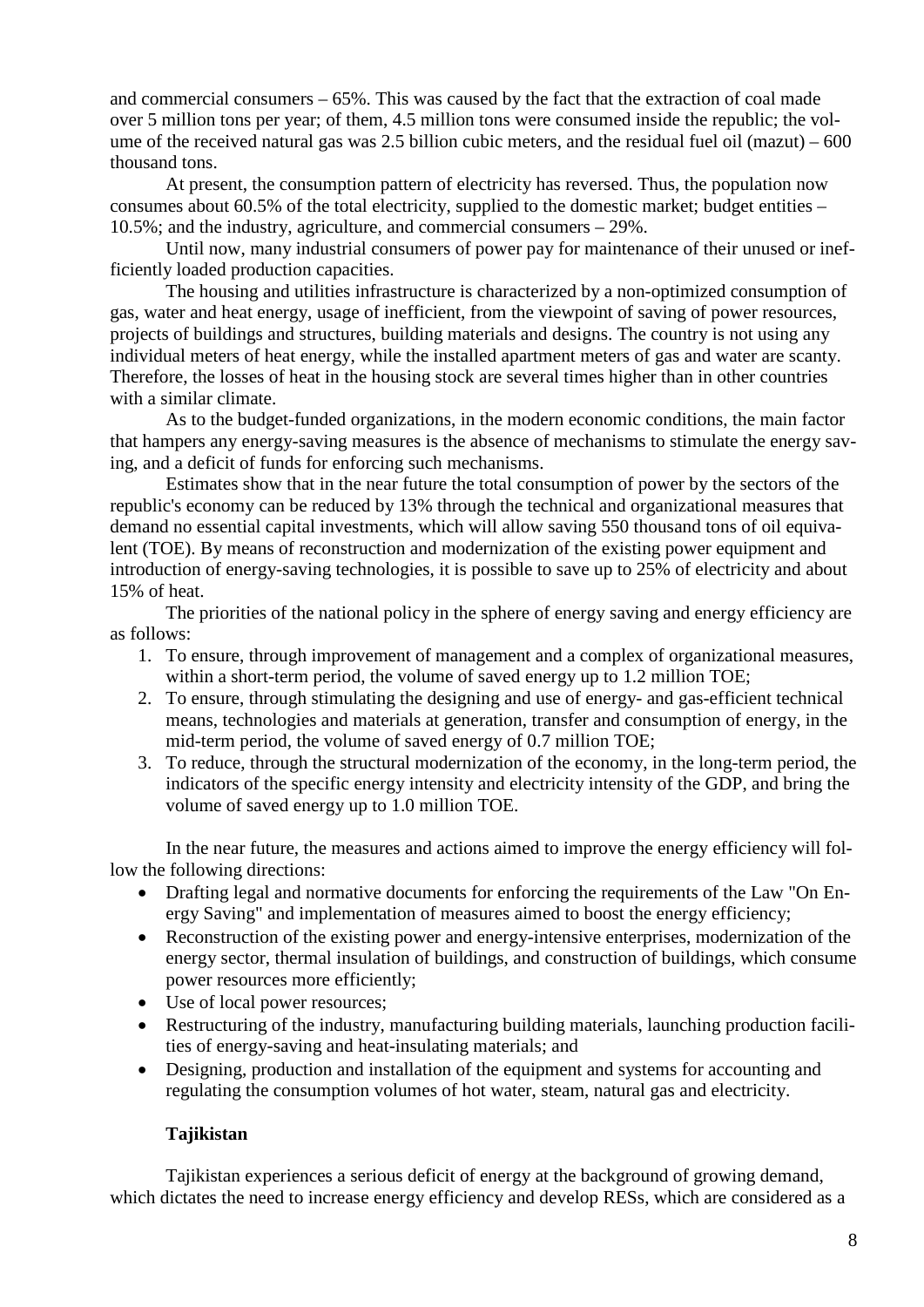and commercial consumers – 65%. This was caused by the fact that the extraction of coal made over 5 million tons per year; of them, 4.5 million tons were consumed inside the republic; the volume of the received natural gas was 2.5 billion cubic meters, and the residual fuel oil (mazut) – 600 thousand tons.

At present, the consumption pattern of electricity has reversed. Thus, the population now consumes about 60.5% of the total electricity, supplied to the domestic market; budget entities – 10.5%; and the industry, agriculture, and commercial consumers – 29%.

Until now, many industrial consumers of power pay for maintenance of their unused or inefficiently loaded production capacities.

The housing and utilities infrastructure is characterized by a non-optimized consumption of gas, water and heat energy, usage of inefficient, from the viewpoint of saving of power resources, projects of buildings and structures, building materials and designs. The country is not using any individual meters of heat energy, while the installed apartment meters of gas and water are scanty. Therefore, the losses of heat in the housing stock are several times higher than in other countries with a similar climate.

As to the budget-funded organizations, in the modern economic conditions, the main factor that hampers any energy-saving measures is the absence of mechanisms to stimulate the energy saving, and a deficit of funds for enforcing such mechanisms.

Estimates show that in the near future the total consumption of power by the sectors of the republic's economy can be reduced by 13% through the technical and organizational measures that demand no essential capital investments, which will allow saving 550 thousand tons of oil equivalent (TOE). By means of reconstruction and modernization of the existing power equipment and introduction of energy-saving technologies, it is possible to save up to 25% of electricity and about 15% of heat.

The priorities of the national policy in the sphere of energy saving and energy efficiency are as follows:

1. To ensure, through improvement of management and a complex of organizational measures, within a short-term period, the volume of saved energy up to 1.2 million TOE;
2. To ensure, through stimulating the designing and use of energy- and gas-efficient technical means, technologies and materials at generation, transfer and consumption of energy, in the mid-term period, the volume of saved energy of 0.7 million TOE;
3. To reduce, through the structural modernization of the economy, in the long-term period, the indicators of the specific energy intensity and electricity intensity of the GDP, and bring the volume of saved energy up to 1.0 million TOE.

In the near future, the measures and actions aimed to improve the energy efficiency will follow the following directions:

- Drafting legal and normative documents for enforcing the requirements of the Law "On Energy Saving" and implementation of measures aimed to boost the energy efficiency;
- Reconstruction of the existing power and energy-intensive enterprises, modernization of the energy sector, thermal insulation of buildings, and construction of buildings, which consume power resources more efficiently;
- Use of local power resources;
- Restructuring of the industry, manufacturing building materials, launching production facilities of energy-saving and heat-insulating materials; and
- Designing, production and installation of the equipment and systems for accounting and regulating the consumption volumes of hot water, steam, natural gas and electricity.

### Tajikistan

Tajikistan experiences a serious deficit of energy at the background of growing demand, which dictates the need to increase energy efficiency and develop RESs, which are considered as a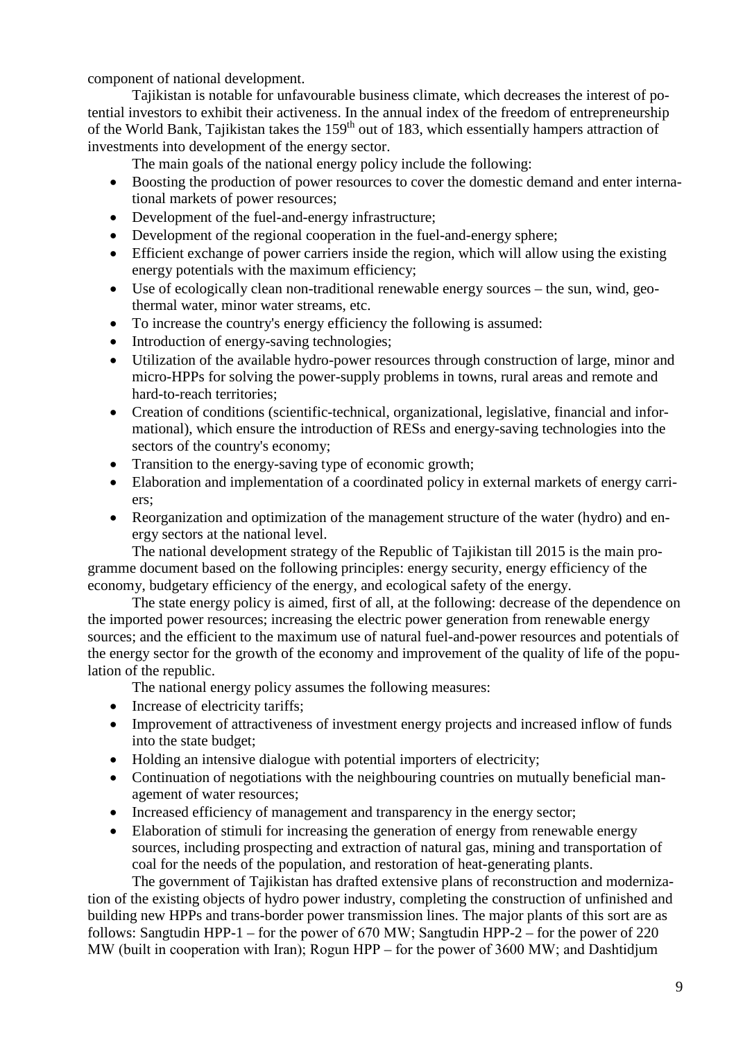component of national development.

Tajikistan is notable for unfavourable business climate, which decreases the interest of potential investors to exhibit their activeness. In the annual index of the freedom of entrepreneurship of the World Bank, Tajikistan takes the 159th out of 183, which essentially hampers attraction of investments into development of the energy sector.

The main goals of the national energy policy include the following:

- Boosting the production of power resources to cover the domestic demand and enter international markets of power resources;
- Development of the fuel-and-energy infrastructure;
- Development of the regional cooperation in the fuel-and-energy sphere;
- Efficient exchange of power carriers inside the region, which will allow using the existing energy potentials with the maximum efficiency;
- Use of ecologically clean non-traditional renewable energy sources – the sun, wind, geothermal water, minor water streams, etc.
- To increase the country's energy efficiency the following is assumed:
- Introduction of energy-saving technologies;
- Utilization of the available hydro-power resources through construction of large, minor and micro-HPPs for solving the power-supply problems in towns, rural areas and remote and hard-to-reach territories;
- Creation of conditions (scientific-technical, organizational, legislative, financial and informational), which ensure the introduction of RESs and energy-saving technologies into the sectors of the country's economy;
- Transition to the energy-saving type of economic growth;
- Elaboration and implementation of a coordinated policy in external markets of energy carriers;
- Reorganization and optimization of the management structure of the water (hydro) and energy sectors at the national level.

The national development strategy of the Republic of Tajikistan till 2015 is the main programme document based on the following principles: energy security, energy efficiency of the economy, budgetary efficiency of the energy, and ecological safety of the energy.

The state energy policy is aimed, first of all, at the following: decrease of the dependence on the imported power resources; increasing the electric power generation from renewable energy sources; and the efficient to the maximum use of natural fuel-and-power resources and potentials of the energy sector for the growth of the economy and improvement of the quality of life of the population of the republic.

The national energy policy assumes the following measures:

- Increase of electricity tariffs;
- Improvement of attractiveness of investment energy projects and increased inflow of funds into the state budget;
- Holding an intensive dialogue with potential importers of electricity;
- Continuation of negotiations with the neighbouring countries on mutually beneficial management of water resources;
- Increased efficiency of management and transparency in the energy sector;
- Elaboration of stimuli for increasing the generation of energy from renewable energy sources, including prospecting and extraction of natural gas, mining and transportation of coal for the needs of the population, and restoration of heat-generating plants.

The government of Tajikistan has drafted extensive plans of reconstruction and modernization of the existing objects of hydro power industry, completing the construction of unfinished and building new HPPs and trans-border power transmission lines. The major plants of this sort are as follows: Sangtudin HPP-1 – for the power of 670 MW; Sangtudin HPP-2 – for the power of 220 MW (built in cooperation with Iran); Rogun HPP – for the power of 3600 MW; and Dashtidjum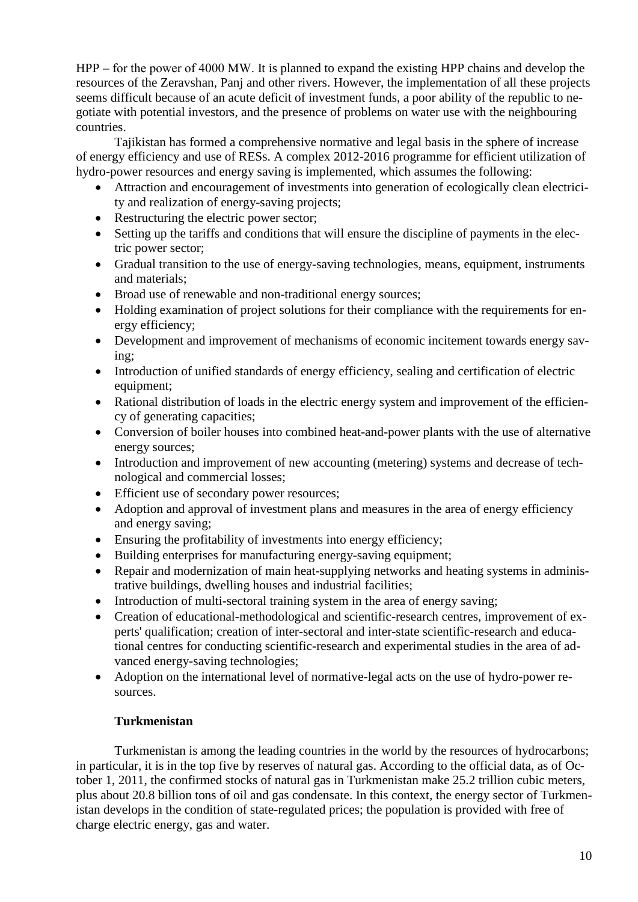HPP – for the power of 4000 MW. It is planned to expand the existing HPP chains and develop the resources of the Zeravshan, Panj and other rivers. However, the implementation of all these projects seems difficult because of an acute deficit of investment funds, a poor ability of the republic to negotiate with potential investors, and the presence of problems on water use with the neighbouring countries.

Tajikistan has formed a comprehensive normative and legal basis in the sphere of increase of energy efficiency and use of RESs. A complex 2012-2016 programme for efficient utilization of hydro-power resources and energy saving is implemented, which assumes the following:

- Attraction and encouragement of investments into generation of ecologically clean electricity and realization of energy-saving projects;
- Restructuring the electric power sector;
- Setting up the tariffs and conditions that will ensure the discipline of payments in the electric power sector;
- Gradual transition to the use of energy-saving technologies, means, equipment, instruments and materials;
- Broad use of renewable and non-traditional energy sources;
- Holding examination of project solutions for their compliance with the requirements for energy efficiency;
- Development and improvement of mechanisms of economic incitement towards energy saving;
- Introduction of unified standards of energy efficiency, sealing and certification of electric equipment;
- Rational distribution of loads in the electric energy system and improvement of the efficiency of generating capacities;
- Conversion of boiler houses into combined heat-and-power plants with the use of alternative energy sources;
- Introduction and improvement of new accounting (metering) systems and decrease of technological and commercial losses;
- Efficient use of secondary power resources;
- Adoption and approval of investment plans and measures in the area of energy efficiency and energy saving;
- Ensuring the profitability of investments into energy efficiency;
- Building enterprises for manufacturing energy-saving equipment;
- Repair and modernization of main heat-supplying networks and heating systems in administrative buildings, dwelling houses and industrial facilities;
- Introduction of multi-sectoral training system in the area of energy saving;
- Creation of educational-methodological and scientific-research centres, improvement of experts' qualification; creation of inter-sectoral and inter-state scientific-research and educational centres for conducting scientific-research and experimental studies in the area of advanced energy-saving technologies;
- Adoption on the international level of normative-legal acts on the use of hydro-power resources.

### Turkmenistan

Turkmenistan is among the leading countries in the world by the resources of hydrocarbons; in particular, it is in the top five by reserves of natural gas. According to the official data, as of October 1, 2011, the confirmed stocks of natural gas in Turkmenistan make 25.2 trillion cubic meters, plus about 20.8 billion tons of oil and gas condensate. In this context, the energy sector of Turkmenistan develops in the condition of state-regulated prices; the population is provided with free of charge electric energy, gas and water.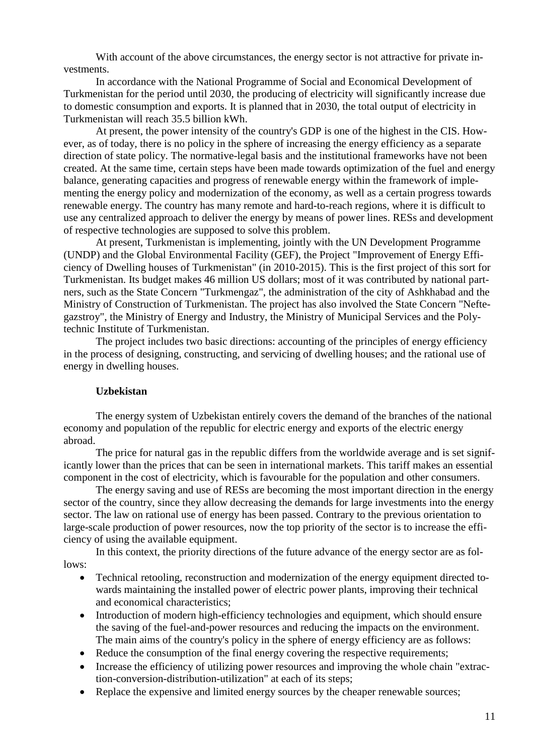With account of the above circumstances, the energy sector is not attractive for private investments.

In accordance with the National Programme of Social and Economical Development of Turkmenistan for the period until 2030, the producing of electricity will significantly increase due to domestic consumption and exports. It is planned that in 2030, the total output of electricity in Turkmenistan will reach 35.5 billion kWh.

At present, the power intensity of the country's GDP is one of the highest in the CIS. However, as of today, there is no policy in the sphere of increasing the energy efficiency as a separate direction of state policy. The normative-legal basis and the institutional frameworks have not been created. At the same time, certain steps have been made towards optimization of the fuel and energy balance, generating capacities and progress of renewable energy within the framework of implementing the energy policy and modernization of the economy, as well as a certain progress towards renewable energy. The country has many remote and hard-to-reach regions, where it is difficult to use any centralized approach to deliver the energy by means of power lines. RESs and development of respective technologies are supposed to solve this problem.

At present, Turkmenistan is implementing, jointly with the UN Development Programme (UNDP) and the Global Environmental Facility (GEF), the Project "Improvement of Energy Efficiency of Dwelling houses of Turkmenistan" (in 2010-2015). This is the first project of this sort for Turkmenistan. Its budget makes 46 million US dollars; most of it was contributed by national partners, such as the State Concern "Turkmengaz", the administration of the city of Ashkhabad and the Ministry of Construction of Turkmenistan. The project has also involved the State Concern "Neftegazstroy", the Ministry of Energy and Industry, the Ministry of Municipal Services and the Polytechnic Institute of Turkmenistan.

The project includes two basic directions: accounting of the principles of energy efficiency in the process of designing, constructing, and servicing of dwelling houses; and the rational use of energy in dwelling houses.

**Uzbekistan**

The energy system of Uzbekistan entirely covers the demand of the branches of the national economy and population of the republic for electric energy and exports of the electric energy abroad.

The price for natural gas in the republic differs from the worldwide average and is set significantly lower than the prices that can be seen in international markets. This tariff makes an essential component in the cost of electricity, which is favourable for the population and other consumers.

The energy saving and use of RESs are becoming the most important direction in the energy sector of the country, since they allow decreasing the demands for large investments into the energy sector. The law on rational use of energy has been passed. Contrary to the previous orientation to large-scale production of power resources, now the top priority of the sector is to increase the efficiency of using the available equipment.

In this context, the priority directions of the future advance of the energy sector are as follows:

- Technical retooling, reconstruction and modernization of the energy equipment directed towards maintaining the installed power of electric power plants, improving their technical and economical characteristics;
- Introduction of modern high-efficiency technologies and equipment, which should ensure the saving of the fuel-and-power resources and reducing the impacts on the environment. The main aims of the country's policy in the sphere of energy efficiency are as follows:
- Reduce the consumption of the final energy covering the respective requirements;
- Increase the efficiency of utilizing power resources and improving the whole chain "extraction-conversion-distribution-utilization" at each of its steps;
- Replace the expensive and limited energy sources by the cheaper renewable sources;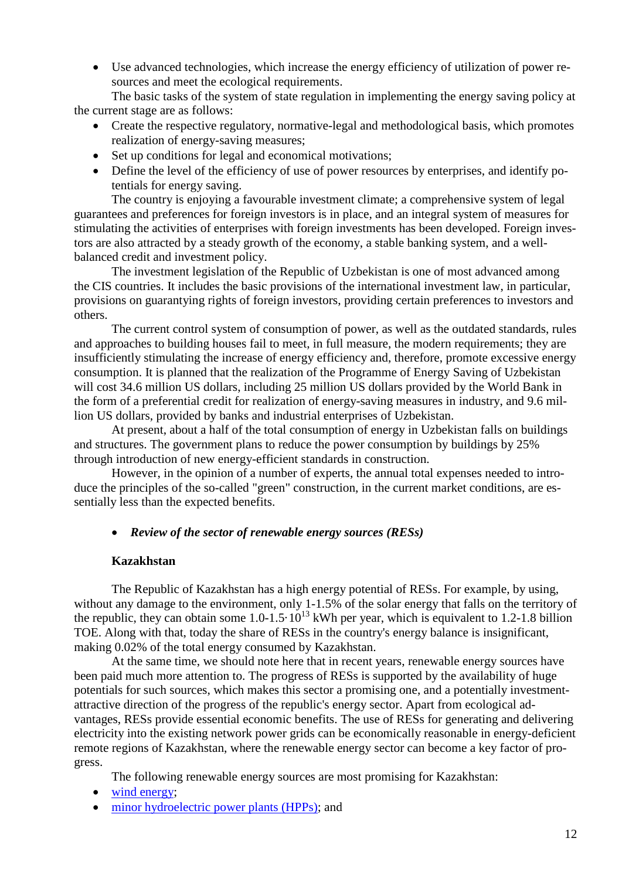- Use advanced technologies, which increase the energy efficiency of utilization of power resources and meet the ecological requirements.

The basic tasks of the system of state regulation in implementing the energy saving policy at the current stage are as follows:

- Create the respective regulatory, normative-legal and methodological basis, which promotes realization of energy-saving measures;
- Set up conditions for legal and economical motivations;
- Define the level of the efficiency of use of power resources by enterprises, and identify potentials for energy saving.

The country is enjoying a favourable investment climate; a comprehensive system of legal guarantees and preferences for foreign investors is in place, and an integral system of measures for stimulating the activities of enterprises with foreign investments has been developed. Foreign investors are also attracted by a steady growth of the economy, a stable banking system, and a well-balanced credit and investment policy.

The investment legislation of the Republic of Uzbekistan is one of most advanced among the CIS countries. It includes the basic provisions of the international investment law, in particular, provisions on guarantying rights of foreign investors, providing certain preferences to investors and others.

The current control system of consumption of power, as well as the outdated standards, rules and approaches to building houses fail to meet, in full measure, the modern requirements; they are insufficiently stimulating the increase of energy efficiency and, therefore, promote excessive energy consumption. It is planned that the realization of the Programme of Energy Saving of Uzbekistan will cost 34.6 million US dollars, including 25 million US dollars provided by the World Bank in the form of a preferential credit for realization of energy-saving measures in industry, and 9.6 million US dollars, provided by banks and industrial enterprises of Uzbekistan.

At present, about a half of the total consumption of energy in Uzbekistan falls on buildings and structures. The government plans to reduce the power consumption by buildings by 25% through introduction of new energy-efficient standards in construction.

However, in the opinion of a number of experts, the annual total expenses needed to introduce the principles of the so-called "green" construction, in the current market conditions, are essentially less than the expected benefits.

- ***Review of the sector of renewable energy sources (RESs)***

**Kazakhstan**

The Republic of Kazakhstan has a high energy potential of RESs. For example, by using, without any damage to the environment, only 1-1.5% of the solar energy that falls on the territory of the republic, they can obtain some $1.0\text{-}1.5 \cdot 10^{13}$ kWh per year, which is equivalent to 1.2-1.8 billion TOE. Along with that, today the share of RESs in the country's energy balance is insignificant, making 0.02% of the total energy consumed by Kazakhstan.

At the same time, we should note here that in recent years, renewable energy sources have been paid much more attention to. The progress of RESs is supported by the availability of huge potentials for such sources, which makes this sector a promising one, and a potentially investment-attractive direction of the progress of the republic's energy sector. Apart from ecological advantages, RESs provide essential economic benefits. The use of RESs for generating and delivering electricity into the existing network power grids can be economically reasonable in energy-deficient remote regions of Kazakhstan, where the renewable energy sector can become a key factor of progress.

The following renewable energy sources are most promising for Kazakhstan:

- wind energy;
- minor hydroelectric power plants (HPPs); and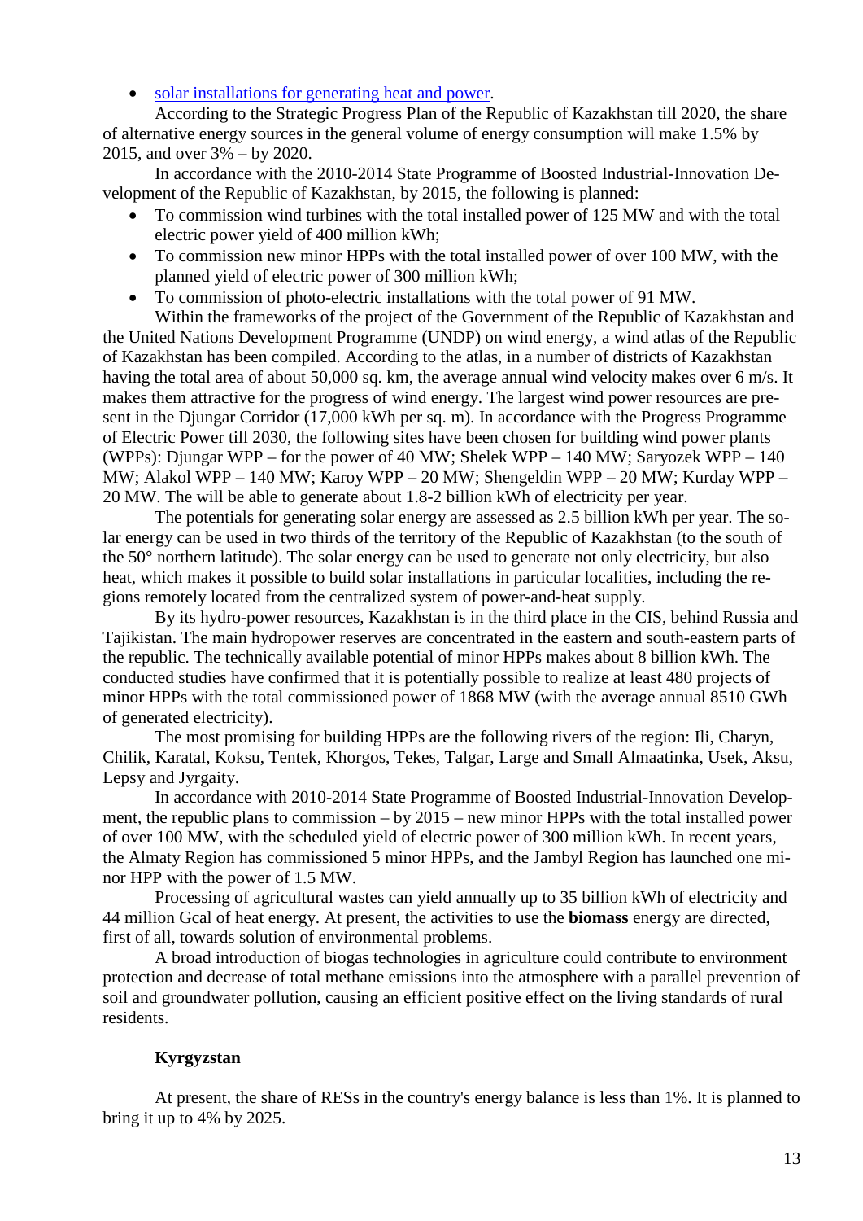- solar installations for generating heat and power.

According to the Strategic Progress Plan of the Republic of Kazakhstan till 2020, the share of alternative energy sources in the general volume of energy consumption will make 1.5% by 2015, and over 3% – by 2020.

In accordance with the 2010-2014 State Programme of Boosted Industrial-Innovation Development of the Republic of Kazakhstan, by 2015, the following is planned:

- To commission wind turbines with the total installed power of 125 MW and with the total electric power yield of 400 million kWh;
- To commission new minor HPPs with the total installed power of over 100 MW, with the planned yield of electric power of 300 million kWh;
- To commission of photo-electric installations with the total power of 91 MW.

Within the frameworks of the project of the Government of the Republic of Kazakhstan and the United Nations Development Programme (UNDP) on wind energy, a wind atlas of the Republic of Kazakhstan has been compiled. According to the atlas, in a number of districts of Kazakhstan having the total area of about 50,000 sq. km, the average annual wind velocity makes over 6 m/s. It makes them attractive for the progress of wind energy. The largest wind power resources are present in the Djungar Corridor (17,000 kWh per sq. m). In accordance with the Progress Programme of Electric Power till 2030, the following sites have been chosen for building wind power plants (WPPs): Djungar WPP – for the power of 40 MW; Shelek WPP – 140 MW; Saryozek WPP – 140 MW; Alakol WPP – 140 MW; Karoy WPP – 20 MW; Shengeldin WPP – 20 MW; Kurday WPP – 20 MW. The will be able to generate about 1.8-2 billion kWh of electricity per year.

The potentials for generating solar energy are assessed as 2.5 billion kWh per year. The solar energy can be used in two thirds of the territory of the Republic of Kazakhstan (to the south of the 50° northern latitude). The solar energy can be used to generate not only electricity, but also heat, which makes it possible to build solar installations in particular localities, including the regions remotely located from the centralized system of power-and-heat supply.

By its hydro-power resources, Kazakhstan is in the third place in the CIS, behind Russia and Tajikistan. The main hydropower reserves are concentrated in the eastern and south-eastern parts of the republic. The technically available potential of minor HPPs makes about 8 billion kWh. The conducted studies have confirmed that it is potentially possible to realize at least 480 projects of minor HPPs with the total commissioned power of 1868 MW (with the average annual 8510 GWh of generated electricity).

The most promising for building HPPs are the following rivers of the region: Ili, Charyn, Chilik, Karatal, Koksu, Tentek, Khorgos, Tekes, Talgar, Large and Small Almaatinka, Usek, Aksu, Lepsy and Jyrgaity.

In accordance with 2010-2014 State Programme of Boosted Industrial-Innovation Development, the republic plans to commission – by 2015 – new minor HPPs with the total installed power of over 100 MW, with the scheduled yield of electric power of 300 million kWh. In recent years, the Almaty Region has commissioned 5 minor HPPs, and the Jambyl Region has launched one minor HPP with the power of 1.5 MW.

Processing of agricultural wastes can yield annually up to 35 billion kWh of electricity and 44 million Gcal of heat energy. At present, the activities to use the **biomass** energy are directed, first of all, towards solution of environmental problems.

A broad introduction of biogas technologies in agriculture could contribute to environment protection and decrease of total methane emissions into the atmosphere with a parallel prevention of soil and groundwater pollution, causing an efficient positive effect on the living standards of rural residents.

### Kyrgyzstan

At present, the share of RESs in the country's energy balance is less than 1%. It is planned to bring it up to 4% by 2025.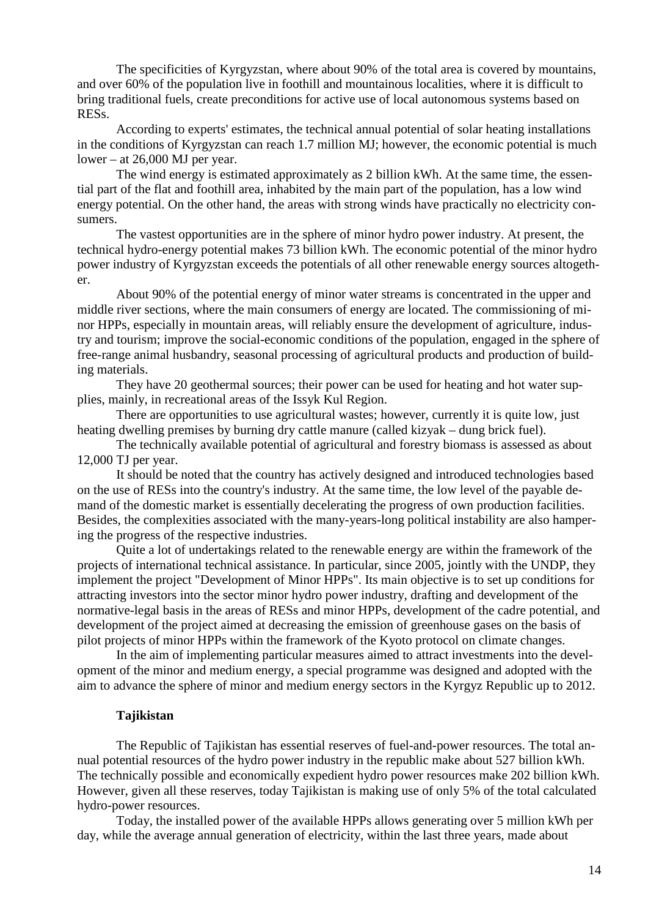The specificities of Kyrgyzstan, where about 90% of the total area is covered by mountains, and over 60% of the population live in foothill and mountainous localities, where it is difficult to bring traditional fuels, create preconditions for active use of local autonomous systems based on RESs.

According to experts' estimates, the technical annual potential of solar heating installations in the conditions of Kyrgyzstan can reach 1.7 million MJ; however, the economic potential is much lower – at 26,000 MJ per year.

The wind energy is estimated approximately as 2 billion kWh. At the same time, the essential part of the flat and foothill area, inhabited by the main part of the population, has a low wind energy potential. On the other hand, the areas with strong winds have practically no electricity consumers.

The vastest opportunities are in the sphere of minor hydro power industry. At present, the technical hydro-energy potential makes 73 billion kWh. The economic potential of the minor hydro power industry of Kyrgyzstan exceeds the potentials of all other renewable energy sources altogether.

About 90% of the potential energy of minor water streams is concentrated in the upper and middle river sections, where the main consumers of energy are located. The commissioning of minor HPPs, especially in mountain areas, will reliably ensure the development of agriculture, industry and tourism; improve the social-economic conditions of the population, engaged in the sphere of free-range animal husbandry, seasonal processing of agricultural products and production of building materials.

They have 20 geothermal sources; their power can be used for heating and hot water supplies, mainly, in recreational areas of the Issyk Kul Region.

There are opportunities to use agricultural wastes; however, currently it is quite low, just heating dwelling premises by burning dry cattle manure (called kizyak – dung brick fuel).

The technically available potential of agricultural and forestry biomass is assessed as about 12,000 TJ per year.

It should be noted that the country has actively designed and introduced technologies based on the use of RESs into the country's industry. At the same time, the low level of the payable demand of the domestic market is essentially decelerating the progress of own production facilities. Besides, the complexities associated with the many-years-long political instability are also hampering the progress of the respective industries.

Quite a lot of undertakings related to the renewable energy are within the framework of the projects of international technical assistance. In particular, since 2005, jointly with the UNDP, they implement the project "Development of Minor HPPs". Its main objective is to set up conditions for attracting investors into the sector minor hydro power industry, drafting and development of the normative-legal basis in the areas of RESs and minor HPPs, development of the cadre potential, and development of the project aimed at decreasing the emission of greenhouse gases on the basis of pilot projects of minor HPPs within the framework of the Kyoto protocol on climate changes.

In the aim of implementing particular measures aimed to attract investments into the development of the minor and medium energy, a special programme was designed and adopted with the aim to advance the sphere of minor and medium energy sectors in the Kyrgyz Republic up to 2012.

### Tajikistan

The Republic of Tajikistan has essential reserves of fuel-and-power resources. The total annual potential resources of the hydro power industry in the republic make about 527 billion kWh. The technically possible and economically expedient hydro power resources make 202 billion kWh. However, given all these reserves, today Tajikistan is making use of only 5% of the total calculated hydro-power resources.

Today, the installed power of the available HPPs allows generating over 5 million kWh per day, while the average annual generation of electricity, within the last three years, made about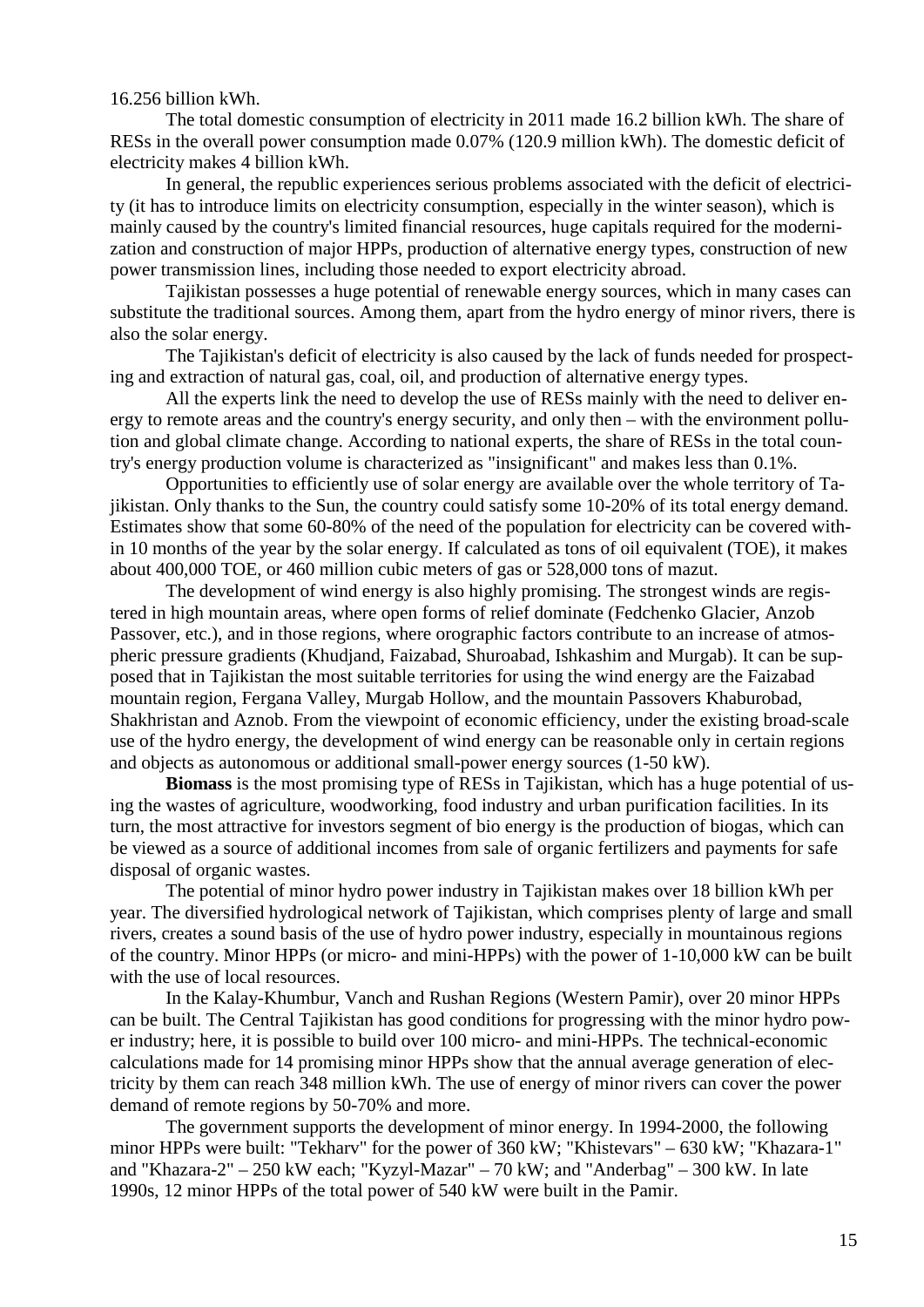16.256 billion kWh.

The total domestic consumption of electricity in 2011 made 16.2 billion kWh. The share of RESs in the overall power consumption made 0.07% (120.9 million kWh). The domestic deficit of electricity makes 4 billion kWh.

In general, the republic experiences serious problems associated with the deficit of electricity (it has to introduce limits on electricity consumption, especially in the winter season), which is mainly caused by the country's limited financial resources, huge capitals required for the modernization and construction of major HPPs, production of alternative energy types, construction of new power transmission lines, including those needed to export electricity abroad.

Tajikistan possesses a huge potential of renewable energy sources, which in many cases can substitute the traditional sources. Among them, apart from the hydro energy of minor rivers, there is also the solar energy.

The Tajikistan's deficit of electricity is also caused by the lack of funds needed for prospecting and extraction of natural gas, coal, oil, and production of alternative energy types.

All the experts link the need to develop the use of RESs mainly with the need to deliver energy to remote areas and the country's energy security, and only then – with the environment pollution and global climate change. According to national experts, the share of RESs in the total country's energy production volume is characterized as "insignificant" and makes less than 0.1%.

Opportunities to efficiently use of solar energy are available over the whole territory of Tajikistan. Only thanks to the Sun, the country could satisfy some 10-20% of its total energy demand. Estimates show that some 60-80% of the need of the population for electricity can be covered within 10 months of the year by the solar energy. If calculated as tons of oil equivalent (TOE), it makes about 400,000 TOE, or 460 million cubic meters of gas or 528,000 tons of mazut.

The development of wind energy is also highly promising. The strongest winds are registered in high mountain areas, where open forms of relief dominate (Fedchenko Glacier, Anzob Passover, etc.), and in those regions, where orographic factors contribute to an increase of atmospheric pressure gradients (Khudjand, Faizabad, Shuroabad, Ishkashim and Murgab). It can be supposed that in Tajikistan the most suitable territories for using the wind energy are the Faizabad mountain region, Fergana Valley, Murgab Hollow, and the mountain Passovers Khaburobad, Shakhristan and Aznob. From the viewpoint of economic efficiency, under the existing broad-scale use of the hydro energy, the development of wind energy can be reasonable only in certain regions and objects as autonomous or additional small-power energy sources (1-50 kW).

**Biomass** is the most promising type of RESs in Tajikistan, which has a huge potential of using the wastes of agriculture, woodworking, food industry and urban purification facilities. In its turn, the most attractive for investors segment of bio energy is the production of biogas, which can be viewed as a source of additional incomes from sale of organic fertilizers and payments for safe disposal of organic wastes.

The potential of minor hydro power industry in Tajikistan makes over 18 billion kWh per year. The diversified hydrological network of Tajikistan, which comprises plenty of large and small rivers, creates a sound basis of the use of hydro power industry, especially in mountainous regions of the country. Minor HPPs (or micro- and mini-HPPs) with the power of 1-10,000 kW can be built with the use of local resources.

In the Kalay-Khumbur, Vanch and Rushan Regions (Western Pamir), over 20 minor HPPs can be built. The Central Tajikistan has good conditions for progressing with the minor hydro power industry; here, it is possible to build over 100 micro- and mini-HPPs. The technical-economic calculations made for 14 promising minor HPPs show that the annual average generation of electricity by them can reach 348 million kWh. The use of energy of minor rivers can cover the power demand of remote regions by 50-70% and more.

The government supports the development of minor energy. In 1994-2000, the following minor HPPs were built: "Tekharv" for the power of 360 kW; "Khistevars" – 630 kW; "Khazara-1" and "Khazara-2" – 250 kW each; "Kyzyl-Mazar" – 70 kW; and "Anderbag" – 300 kW. In late 1990s, 12 minor HPPs of the total power of 540 kW were built in the Pamir.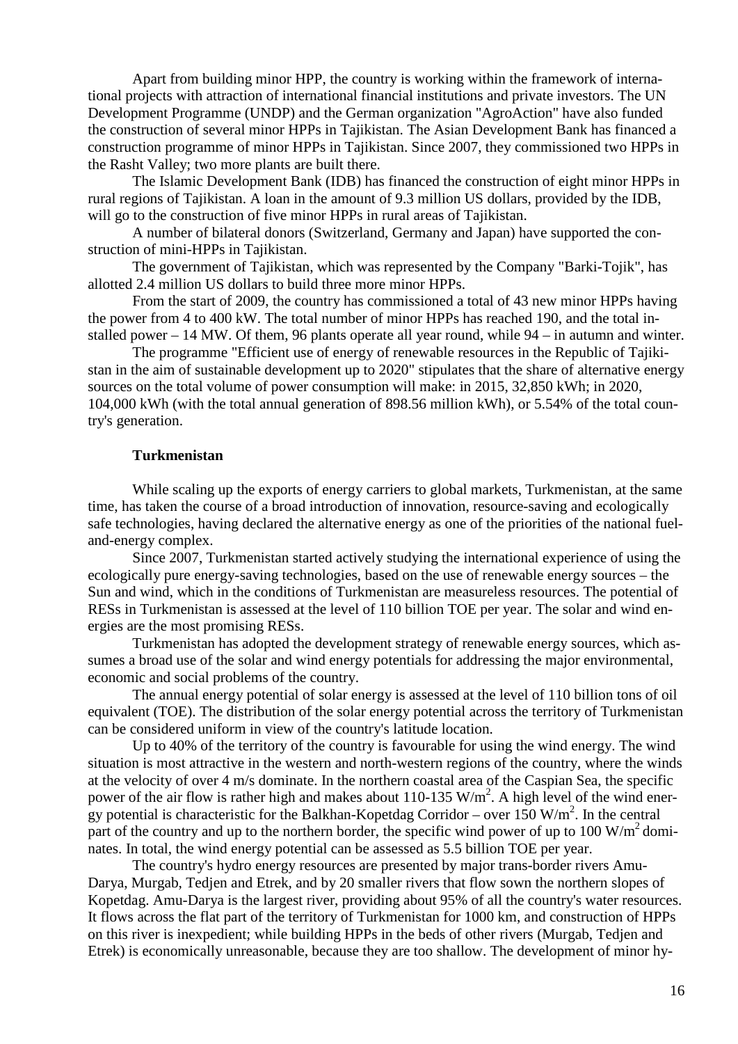Apart from building minor HPP, the country is working within the framework of international projects with attraction of international financial institutions and private investors. The UN Development Programme (UNDP) and the German organization "AgroAction" have also funded the construction of several minor HPPs in Tajikistan. The Asian Development Bank has financed a construction programme of minor HPPs in Tajikistan. Since 2007, they commissioned two HPPs in the Rasht Valley; two more plants are built there.

The Islamic Development Bank (IDB) has financed the construction of eight minor HPPs in rural regions of Tajikistan. A loan in the amount of 9.3 million US dollars, provided by the IDB, will go to the construction of five minor HPPs in rural areas of Tajikistan.

A number of bilateral donors (Switzerland, Germany and Japan) have supported the construction of mini-HPPs in Tajikistan.

The government of Tajikistan, which was represented by the Company "Barki-Tojik", has allotted 2.4 million US dollars to build three more minor HPPs.

From the start of 2009, the country has commissioned a total of 43 new minor HPPs having the power from 4 to 400 kW. The total number of minor HPPs has reached 190, and the total installed power – 14 MW. Of them, 96 plants operate all year round, while 94 – in autumn and winter.

The programme "Efficient use of energy of renewable resources in the Republic of Tajikistan in the aim of sustainable development up to 2020" stipulates that the share of alternative energy sources on the total volume of power consumption will make: in 2015, 32,850 kWh; in 2020, 104,000 kWh (with the total annual generation of 898.56 million kWh), or 5.54% of the total country's generation.

### Turkmenistan

While scaling up the exports of energy carriers to global markets, Turkmenistan, at the same time, has taken the course of a broad introduction of innovation, resource-saving and ecologically safe technologies, having declared the alternative energy as one of the priorities of the national fuel-and-energy complex.

Since 2007, Turkmenistan started actively studying the international experience of using the ecologically pure energy-saving technologies, based on the use of renewable energy sources – the Sun and wind, which in the conditions of Turkmenistan are measureless resources. The potential of RESs in Turkmenistan is assessed at the level of 110 billion TOE per year. The solar and wind energies are the most promising RESs.

Turkmenistan has adopted the development strategy of renewable energy sources, which assumes a broad use of the solar and wind energy potentials for addressing the major environmental, economic and social problems of the country.

The annual energy potential of solar energy is assessed at the level of 110 billion tons of oil equivalent (TOE). The distribution of the solar energy potential across the territory of Turkmenistan can be considered uniform in view of the country's latitude location.

Up to 40% of the territory of the country is favourable for using the wind energy. The wind situation is most attractive in the western and north-western regions of the country, where the winds at the velocity of over 4 m/s dominate. In the northern coastal area of the Caspian Sea, the specific power of the air flow is rather high and makes about 110-135 W/m$^2$. A high level of the wind energy potential is characteristic for the Balkhan-Kopetdag Corridor – over 150 W/m$^2$. In the central part of the country and up to the northern border, the specific wind power of up to 100 W/m$^2$ dominates. In total, the wind energy potential can be assessed as 5.5 billion TOE per year.

The country's hydro energy resources are presented by major trans-border rivers Amu-Darya, Murgab, Tedjen and Etrek, and by 20 smaller rivers that flow sown the northern slopes of Kopetdag. Amu-Darya is the largest river, providing about 95% of all the country's water resources. It flows across the flat part of the territory of Turkmenistan for 1000 km, and construction of HPPs on this river is inexpedient; while building HPPs in the beds of other rivers (Murgab, Tedjen and Etrek) is economically unreasonable, because they are too shallow. The development of minor hy-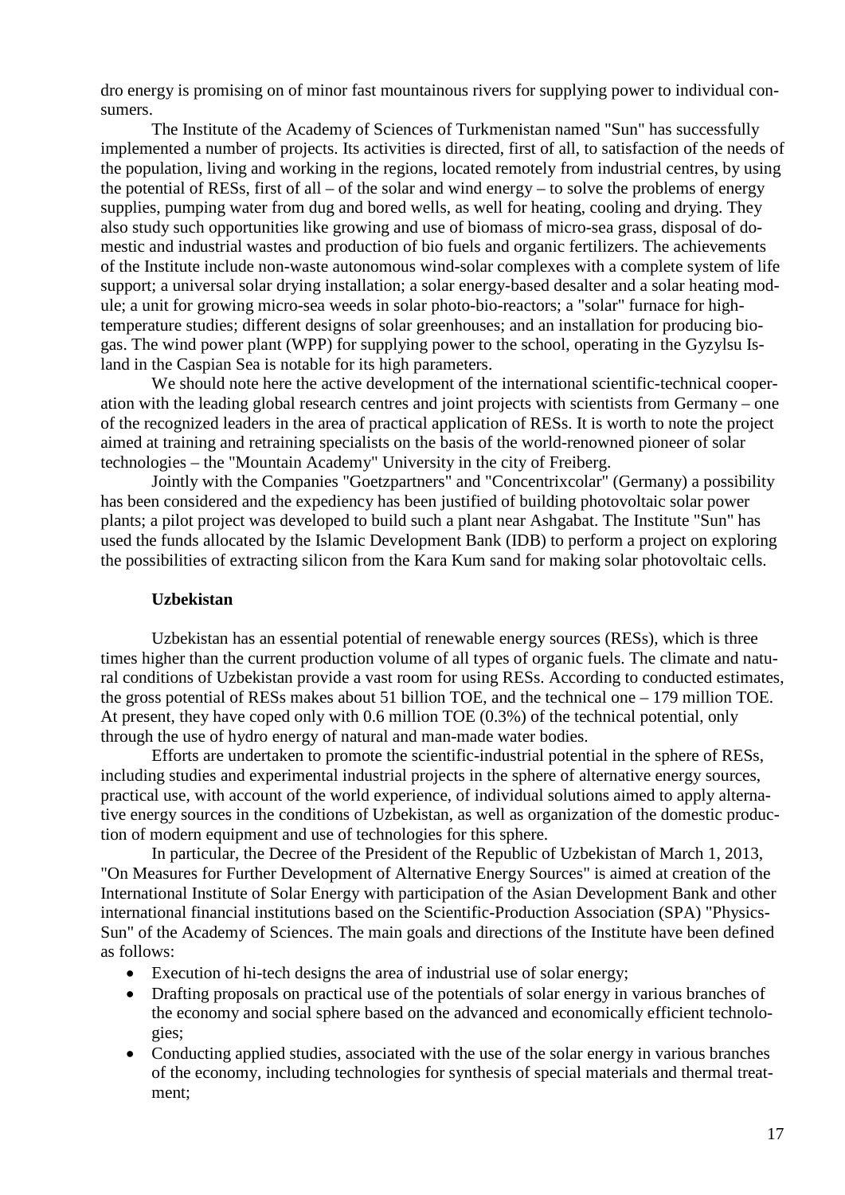dro energy is promising on of minor fast mountainous rivers for supplying power to individual consumers.

The Institute of the Academy of Sciences of Turkmenistan named "Sun" has successfully implemented a number of projects. Its activities is directed, first of all, to satisfaction of the needs of the population, living and working in the regions, located remotely from industrial centres, by using the potential of RESs, first of all – of the solar and wind energy – to solve the problems of energy supplies, pumping water from dug and bored wells, as well for heating, cooling and drying. They also study such opportunities like growing and use of biomass of micro-sea grass, disposal of domestic and industrial wastes and production of bio fuels and organic fertilizers. The achievements of the Institute include non-waste autonomous wind-solar complexes with a complete system of life support; a universal solar drying installation; a solar energy-based desalter and a solar heating module; a unit for growing micro-sea weeds in solar photo-bio-reactors; a "solar" furnace for high-temperature studies; different designs of solar greenhouses; and an installation for producing biogas. The wind power plant (WPP) for supplying power to the school, operating in the Gyzylsu Island in the Caspian Sea is notable for its high parameters.

We should note here the active development of the international scientific-technical cooperation with the leading global research centres and joint projects with scientists from Germany – one of the recognized leaders in the area of practical application of RESs. It is worth to note the project aimed at training and retraining specialists on the basis of the world-renowned pioneer of solar technologies – the "Mountain Academy" University in the city of Freiberg.

Jointly with the Companies "Goetzpartners" and "Concentrixcolar" (Germany) a possibility has been considered and the expediency has been justified of building photovoltaic solar power plants; a pilot project was developed to build such a plant near Ashgabat. The Institute "Sun" has used the funds allocated by the Islamic Development Bank (IDB) to perform a project on exploring the possibilities of extracting silicon from the Kara Kum sand for making solar photovoltaic cells.

**Uzbekistan**

Uzbekistan has an essential potential of renewable energy sources (RESs), which is three times higher than the current production volume of all types of organic fuels. The climate and natural conditions of Uzbekistan provide a vast room for using RESs. According to conducted estimates, the gross potential of RESs makes about 51 billion TOE, and the technical one – 179 million TOE. At present, they have coped only with 0.6 million TOE (0.3%) of the technical potential, only through the use of hydro energy of natural and man-made water bodies.

Efforts are undertaken to promote the scientific-industrial potential in the sphere of RESs, including studies and experimental industrial projects in the sphere of alternative energy sources, practical use, with account of the world experience, of individual solutions aimed to apply alternative energy sources in the conditions of Uzbekistan, as well as organization of the domestic production of modern equipment and use of technologies for this sphere.

In particular, the Decree of the President of the Republic of Uzbekistan of March 1, 2013, "On Measures for Further Development of Alternative Energy Sources" is aimed at creation of the International Institute of Solar Energy with participation of the Asian Development Bank and other international financial institutions based on the Scientific-Production Association (SPA) "Physics-Sun" of the Academy of Sciences. The main goals and directions of the Institute have been defined as follows:

- Execution of hi-tech designs the area of industrial use of solar energy;
- Drafting proposals on practical use of the potentials of solar energy in various branches of the economy and social sphere based on the advanced and economically efficient technologies;
- Conducting applied studies, associated with the use of the solar energy in various branches of the economy, including technologies for synthesis of special materials and thermal treatment;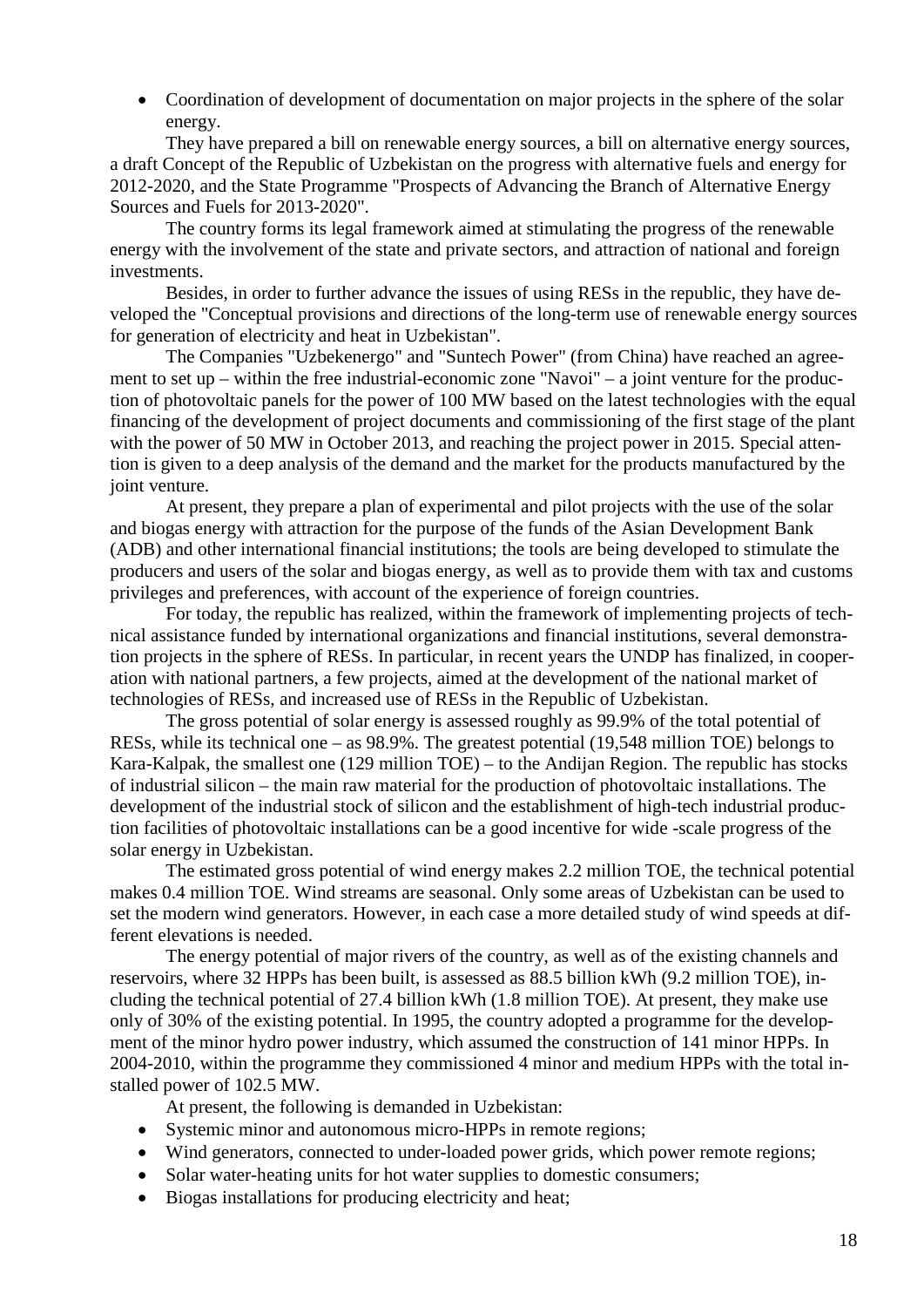- Coordination of development of documentation on major projects in the sphere of the solar energy.

They have prepared a bill on renewable energy sources, a bill on alternative energy sources, a draft Concept of the Republic of Uzbekistan on the progress with alternative fuels and energy for 2012-2020, and the State Programme "Prospects of Advancing the Branch of Alternative Energy Sources and Fuels for 2013-2020".

The country forms its legal framework aimed at stimulating the progress of the renewable energy with the involvement of the state and private sectors, and attraction of national and foreign investments.

Besides, in order to further advance the issues of using RESs in the republic, they have developed the "Conceptual provisions and directions of the long-term use of renewable energy sources for generation of electricity and heat in Uzbekistan".

The Companies "Uzbekenergo" and "Suntech Power" (from China) have reached an agreement to set up – within the free industrial-economic zone "Navoi" – a joint venture for the production of photovoltaic panels for the power of 100 MW based on the latest technologies with the equal financing of the development of project documents and commissioning of the first stage of the plant with the power of 50 MW in October 2013, and reaching the project power in 2015. Special attention is given to a deep analysis of the demand and the market for the products manufactured by the joint venture.

At present, they prepare a plan of experimental and pilot projects with the use of the solar and biogas energy with attraction for the purpose of the funds of the Asian Development Bank (ADB) and other international financial institutions; the tools are being developed to stimulate the producers and users of the solar and biogas energy, as well as to provide them with tax and customs privileges and preferences, with account of the experience of foreign countries.

For today, the republic has realized, within the framework of implementing projects of technical assistance funded by international organizations and financial institutions, several demonstration projects in the sphere of RESs. In particular, in recent years the UNDP has finalized, in cooperation with national partners, a few projects, aimed at the development of the national market of technologies of RESs, and increased use of RESs in the Republic of Uzbekistan.

The gross potential of solar energy is assessed roughly as 99.9% of the total potential of RESs, while its technical one – as 98.9%. The greatest potential (19,548 million TOE) belongs to Kara-Kalpak, the smallest one (129 million TOE) – to the Andijan Region. The republic has stocks of industrial silicon – the main raw material for the production of photovoltaic installations. The development of the industrial stock of silicon and the establishment of high-tech industrial production facilities of photovoltaic installations can be a good incentive for wide -scale progress of the solar energy in Uzbekistan.

The estimated gross potential of wind energy makes 2.2 million TOE, the technical potential makes 0.4 million TOE. Wind streams are seasonal. Only some areas of Uzbekistan can be used to set the modern wind generators. However, in each case a more detailed study of wind speeds at different elevations is needed.

The energy potential of major rivers of the country, as well as of the existing channels and reservoirs, where 32 HPPs has been built, is assessed as 88.5 billion kWh (9.2 million TOE), including the technical potential of 27.4 billion kWh (1.8 million TOE). At present, they make use only of 30% of the existing potential. In 1995, the country adopted a programme for the development of the minor hydro power industry, which assumed the construction of 141 minor HPPs. In 2004-2010, within the programme they commissioned 4 minor and medium HPPs with the total installed power of 102.5 MW.

At present, the following is demanded in Uzbekistan:

- Systemic minor and autonomous micro-HPPs in remote regions;
- Wind generators, connected to under-loaded power grids, which power remote regions;
- Solar water-heating units for hot water supplies to domestic consumers;
- Biogas installations for producing electricity and heat;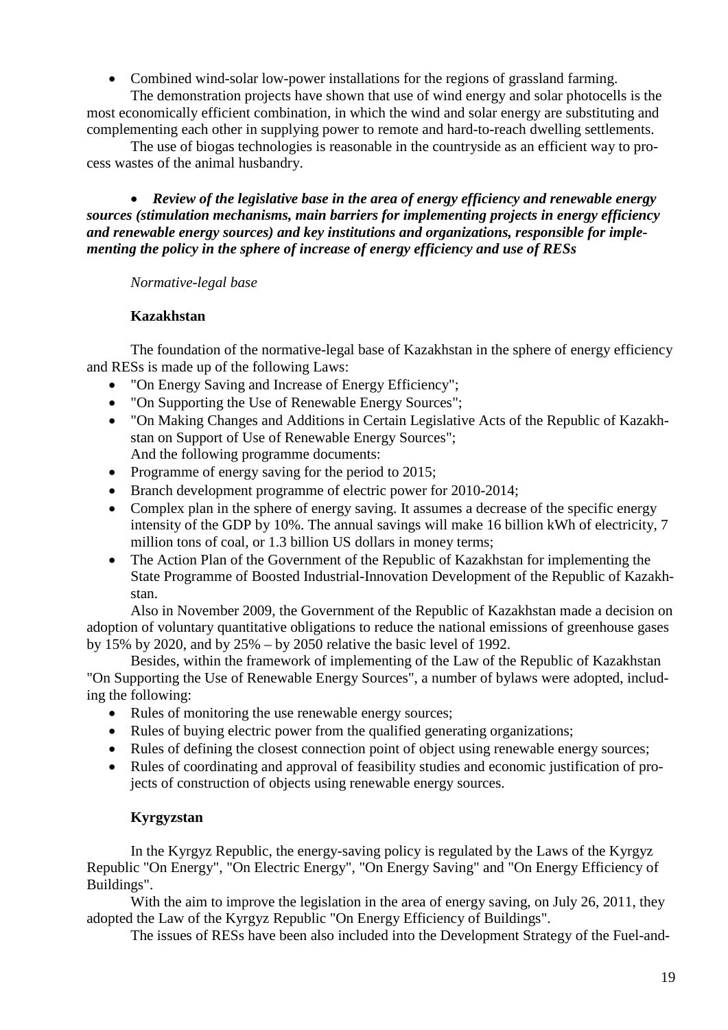- Combined wind-solar low-power installations for the regions of grassland farming.

The demonstration projects have shown that use of wind energy and solar photocells is the most economically efficient combination, in which the wind and solar energy are substituting and complementing each other in supplying power to remote and hard-to-reach dwelling settlements.

The use of biogas technologies is reasonable in the countryside as an efficient way to process wastes of the animal husbandry.

- ***Review of the legislative base in the area of energy efficiency and renewable energy sources (stimulation mechanisms, main barriers for implementing projects in energy efficiency and renewable energy sources) and key institutions and organizations, responsible for implementing the policy in the sphere of increase of energy efficiency and use of RESs***

*Normative-legal base*

**Kazakhstan**

The foundation of the normative-legal base of Kazakhstan in the sphere of energy efficiency and RESs is made up of the following Laws:

- "On Energy Saving and Increase of Energy Efficiency";
- "On Supporting the Use of Renewable Energy Sources";
- "On Making Changes and Additions in Certain Legislative Acts of the Republic of Kazakhstan on Support of Use of Renewable Energy Sources";

And the following programme documents:

- Programme of energy saving for the period to 2015;
- Branch development programme of electric power for 2010-2014;
- Complex plan in the sphere of energy saving. It assumes a decrease of the specific energy intensity of the GDP by 10%. The annual savings will make 16 billion kWh of electricity, 7 million tons of coal, or 1.3 billion US dollars in money terms;
- The Action Plan of the Government of the Republic of Kazakhstan for implementing the State Programme of Boosted Industrial-Innovation Development of the Republic of Kazakhstan.

Also in November 2009, the Government of the Republic of Kazakhstan made a decision on adoption of voluntary quantitative obligations to reduce the national emissions of greenhouse gases by 15% by 2020, and by 25% – by 2050 relative the basic level of 1992.

Besides, within the framework of implementing of the Law of the Republic of Kazakhstan "On Supporting the Use of Renewable Energy Sources", a number of bylaws were adopted, including the following:

- Rules of monitoring the use renewable energy sources;
- Rules of buying electric power from the qualified generating organizations;
- Rules of defining the closest connection point of object using renewable energy sources;
- Rules of coordinating and approval of feasibility studies and economic justification of projects of construction of objects using renewable energy sources.

**Kyrgyzstan**

In the Kyrgyz Republic, the energy-saving policy is regulated by the Laws of the Kyrgyz Republic "On Energy", "On Electric Energy", "On Energy Saving" and "On Energy Efficiency of Buildings".

With the aim to improve the legislation in the area of energy saving, on July 26, 2011, they adopted the Law of the Kyrgyz Republic "On Energy Efficiency of Buildings".

The issues of RESs have been also included into the Development Strategy of the Fuel-and-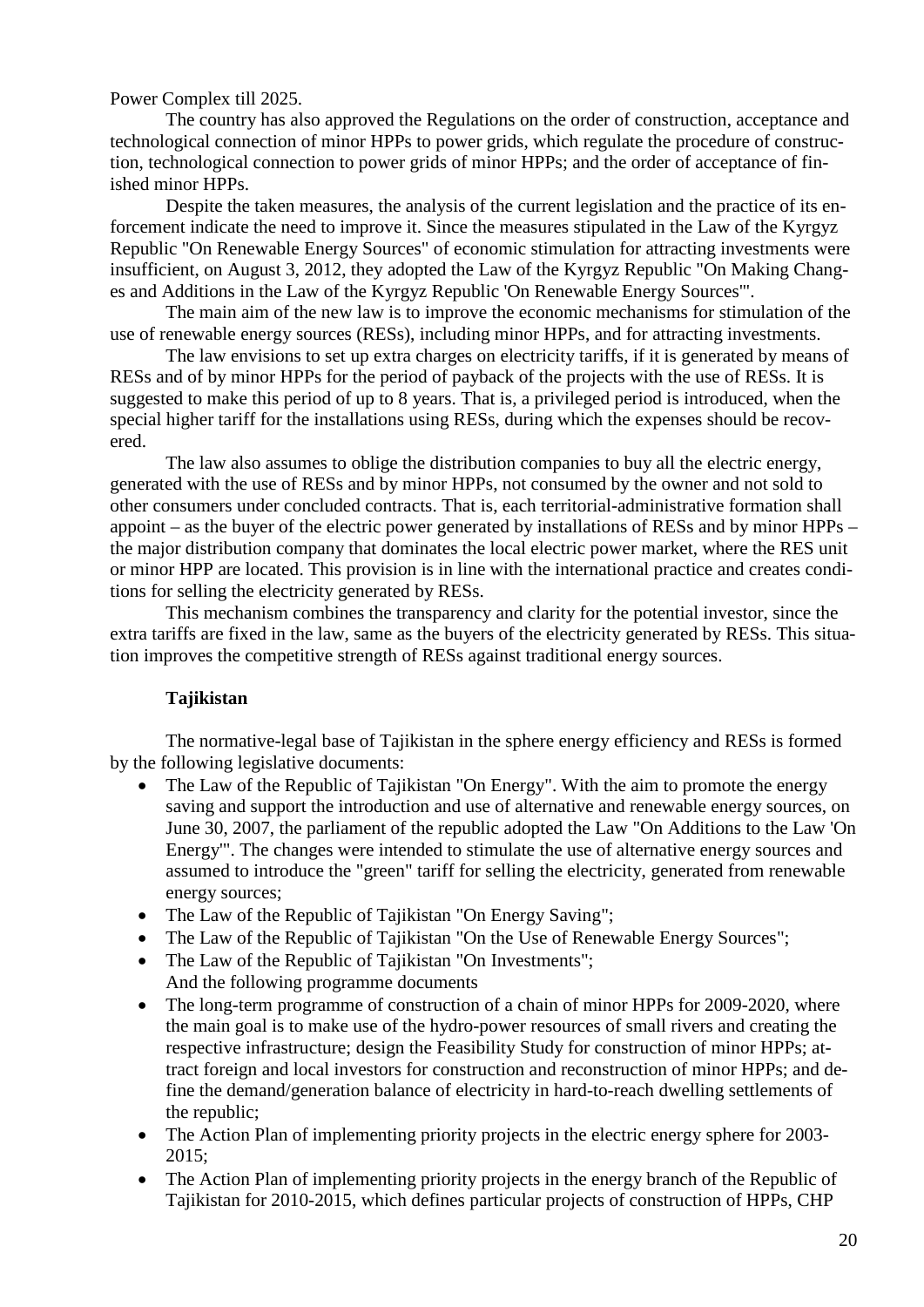Power Complex till 2025.

The country has also approved the Regulations on the order of construction, acceptance and technological connection of minor HPPs to power grids, which regulate the procedure of construction, technological connection to power grids of minor HPPs; and the order of acceptance of finished minor HPPs.

Despite the taken measures, the analysis of the current legislation and the practice of its enforcement indicate the need to improve it. Since the measures stipulated in the Law of the Kyrgyz Republic "On Renewable Energy Sources" of economic stimulation for attracting investments were insufficient, on August 3, 2012, they adopted the Law of the Kyrgyz Republic "On Making Changes and Additions in the Law of the Kyrgyz Republic 'On Renewable Energy Sources'".

The main aim of the new law is to improve the economic mechanisms for stimulation of the use of renewable energy sources (RESs), including minor HPPs, and for attracting investments.

The law envisions to set up extra charges on electricity tariffs, if it is generated by means of RESs and of by minor HPPs for the period of payback of the projects with the use of RESs. It is suggested to make this period of up to 8 years. That is, a privileged period is introduced, when the special higher tariff for the installations using RESs, during which the expenses should be recovered.

The law also assumes to oblige the distribution companies to buy all the electric energy, generated with the use of RESs and by minor HPPs, not consumed by the owner and not sold to other consumers under concluded contracts. That is, each territorial-administrative formation shall appoint – as the buyer of the electric power generated by installations of RESs and by minor HPPs – the major distribution company that dominates the local electric power market, where the RES unit or minor HPP are located. This provision is in line with the international practice and creates conditions for selling the electricity generated by RESs.

This mechanism combines the transparency and clarity for the potential investor, since the extra tariffs are fixed in the law, same as the buyers of the electricity generated by RESs. This situation improves the competitive strength of RESs against traditional energy sources.

**Tajikistan**

The normative-legal base of Tajikistan in the sphere energy efficiency and RESs is formed by the following legislative documents:

- The Law of the Republic of Tajikistan "On Energy". With the aim to promote the energy saving and support the introduction and use of alternative and renewable energy sources, on June 30, 2007, the parliament of the republic adopted the Law "On Additions to the Law 'On Energy'". The changes were intended to stimulate the use of alternative energy sources and assumed to introduce the "green" tariff for selling the electricity, generated from renewable energy sources;
- The Law of the Republic of Tajikistan "On Energy Saving";
- The Law of the Republic of Tajikistan "On the Use of Renewable Energy Sources";
- The Law of the Republic of Tajikistan "On Investments";

And the following programme documents

- The long-term programme of construction of a chain of minor HPPs for 2009-2020, where the main goal is to make use of the hydro-power resources of small rivers and creating the respective infrastructure; design the Feasibility Study for construction of minor HPPs; attract foreign and local investors for construction and reconstruction of minor HPPs; and define the demand/generation balance of electricity in hard-to-reach dwelling settlements of the republic;
- The Action Plan of implementing priority projects in the electric energy sphere for 2003-2015;
- The Action Plan of implementing priority projects in the energy branch of the Republic of Tajikistan for 2010-2015, which defines particular projects of construction of HPPs, CHP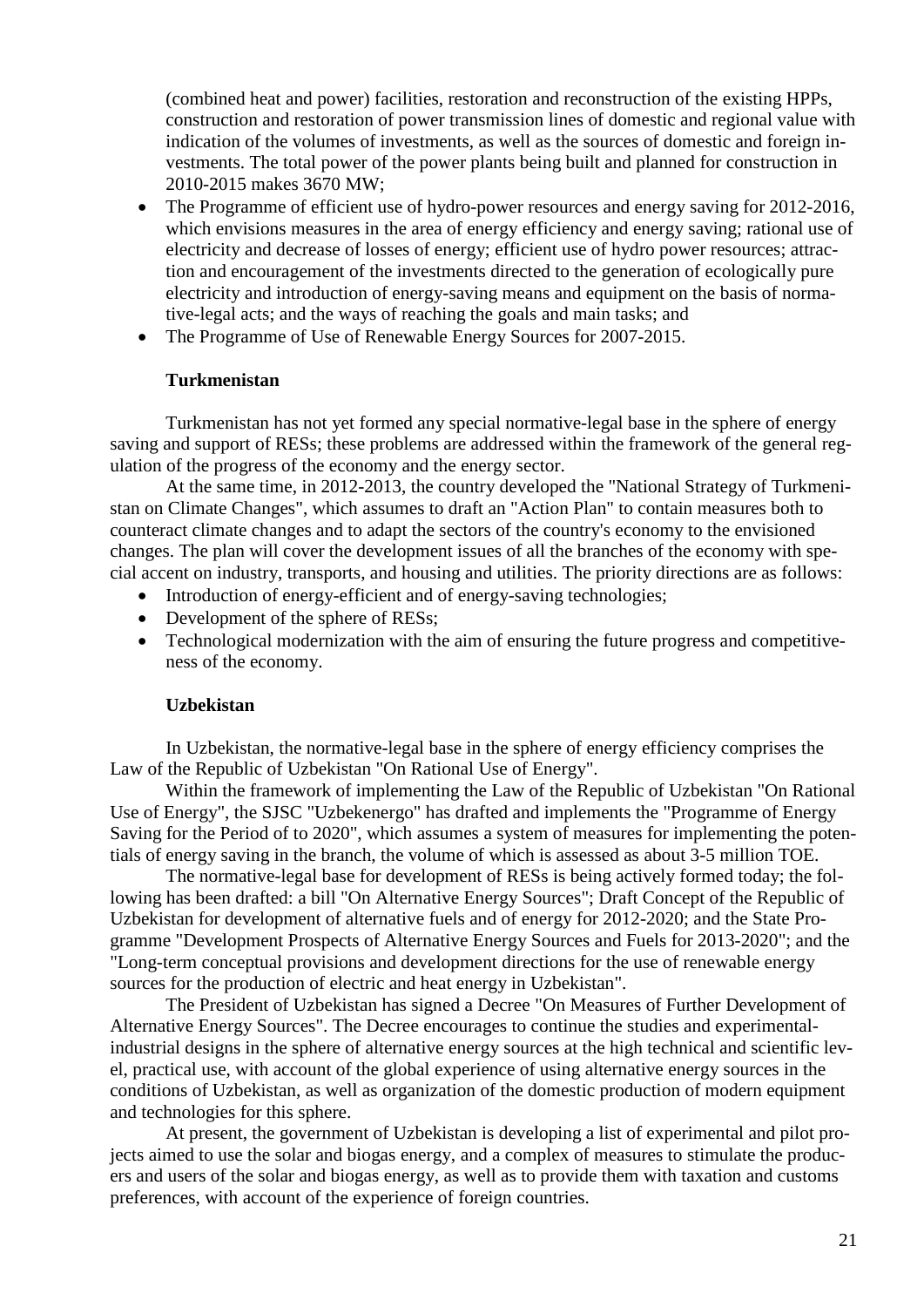(combined heat and power) facilities, restoration and reconstruction of the existing HPPs, construction and restoration of power transmission lines of domestic and regional value with indication of the volumes of investments, as well as the sources of domestic and foreign investments. The total power of the power plants being built and planned for construction in 2010-2015 makes 3670 MW;

- The Programme of efficient use of hydro-power resources and energy saving for 2012-2016, which envisions measures in the area of energy efficiency and energy saving; rational use of electricity and decrease of losses of energy; efficient use of hydro power resources; attraction and encouragement of the investments directed to the generation of ecologically pure electricity and introduction of energy-saving means and equipment on the basis of normative-legal acts; and the ways of reaching the goals and main tasks; and
- The Programme of Use of Renewable Energy Sources for 2007-2015.

**Turkmenistan**

Turkmenistan has not yet formed any special normative-legal base in the sphere of energy saving and support of RESs; these problems are addressed within the framework of the general regulation of the progress of the economy and the energy sector.

At the same time, in 2012-2013, the country developed the "National Strategy of Turkmenistan on Climate Changes", which assumes to draft an "Action Plan" to contain measures both to counteract climate changes and to adapt the sectors of the country's economy to the envisioned changes. The plan will cover the development issues of all the branches of the economy with special accent on industry, transports, and housing and utilities. The priority directions are as follows:

- Introduction of energy-efficient and of energy-saving technologies;
- Development of the sphere of RESs;
- Technological modernization with the aim of ensuring the future progress and competitiveness of the economy.

**Uzbekistan**

In Uzbekistan, the normative-legal base in the sphere of energy efficiency comprises the Law of the Republic of Uzbekistan "On Rational Use of Energy".

Within the framework of implementing the Law of the Republic of Uzbekistan "On Rational Use of Energy", the SJSC "Uzbekenergo" has drafted and implements the "Programme of Energy Saving for the Period of to 2020", which assumes a system of measures for implementing the potentials of energy saving in the branch, the volume of which is assessed as about 3-5 million TOE.

The normative-legal base for development of RESs is being actively formed today; the following has been drafted: a bill "On Alternative Energy Sources"; Draft Concept of the Republic of Uzbekistan for development of alternative fuels and of energy for 2012-2020; and the State Programme "Development Prospects of Alternative Energy Sources and Fuels for 2013-2020"; and the "Long-term conceptual provisions and development directions for the use of renewable energy sources for the production of electric and heat energy in Uzbekistan".

The President of Uzbekistan has signed a Decree "On Measures of Further Development of Alternative Energy Sources". The Decree encourages to continue the studies and experimental-industrial designs in the sphere of alternative energy sources at the high technical and scientific level, practical use, with account of the global experience of using alternative energy sources in the conditions of Uzbekistan, as well as organization of the domestic production of modern equipment and technologies for this sphere.

At present, the government of Uzbekistan is developing a list of experimental and pilot projects aimed to use the solar and biogas energy, and a complex of measures to stimulate the producers and users of the solar and biogas energy, as well as to provide them with taxation and customs preferences, with account of the experience of foreign countries.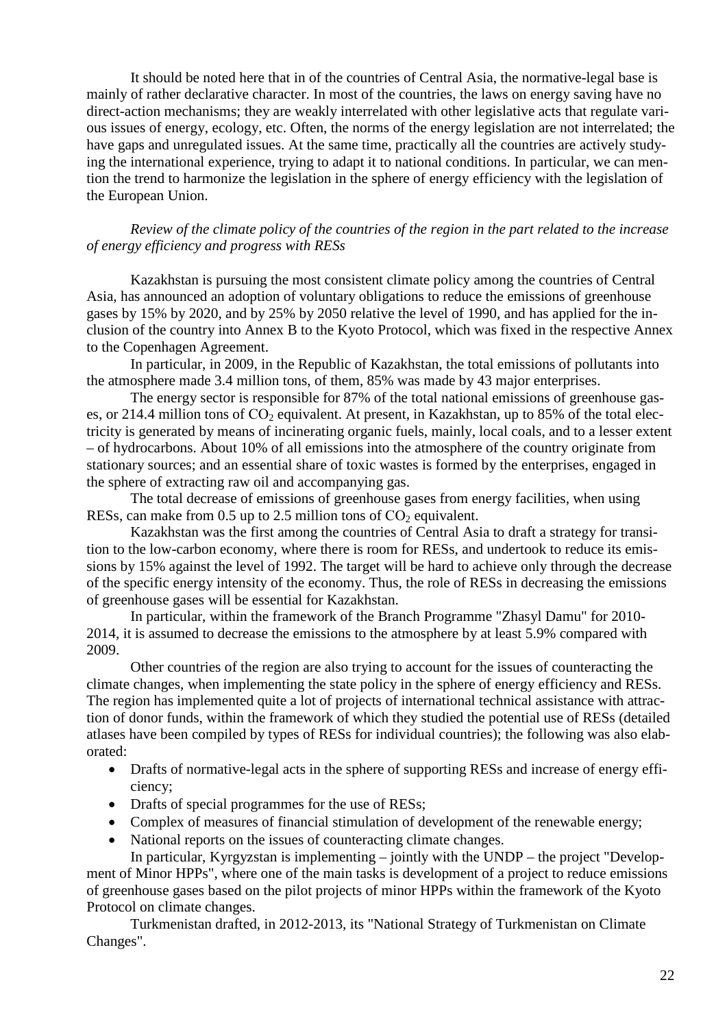It should be noted here that in of the countries of Central Asia, the normative-legal base is mainly of rather declarative character. In most of the countries, the laws on energy saving have no direct-action mechanisms; they are weakly interrelated with other legislative acts that regulate various issues of energy, ecology, etc. Often, the norms of the energy legislation are not interrelated; the have gaps and unregulated issues. At the same time, practically all the countries are actively studying the international experience, trying to adapt it to national conditions. In particular, we can mention the trend to harmonize the legislation in the sphere of energy efficiency with the legislation of the European Union.

*Review of the climate policy of the countries of the region in the part related to the increase of energy efficiency and progress with RESs*

Kazakhstan is pursuing the most consistent climate policy among the countries of Central Asia, has announced an adoption of voluntary obligations to reduce the emissions of greenhouse gases by 15% by 2020, and by 25% by 2050 relative the level of 1990, and has applied for the inclusion of the country into Annex B to the Kyoto Protocol, which was fixed in the respective Annex to the Copenhagen Agreement.

In particular, in 2009, in the Republic of Kazakhstan, the total emissions of pollutants into the atmosphere made 3.4 million tons, of them, 85% was made by 43 major enterprises.

The energy sector is responsible for 87% of the total national emissions of greenhouse gases, or 214.4 million tons of $CO_2$ equivalent. At present, in Kazakhstan, up to 85% of the total electricity is generated by means of incinerating organic fuels, mainly, local coals, and to a lesser extent – of hydrocarbons. About 10% of all emissions into the atmosphere of the country originate from stationary sources; and an essential share of toxic wastes is formed by the enterprises, engaged in the sphere of extracting raw oil and accompanying gas.

The total decrease of emissions of greenhouse gases from energy facilities, when using RESs, can make from 0.5 up to 2.5 million tons of $CO_2$ equivalent.

Kazakhstan was the first among the countries of Central Asia to draft a strategy for transition to the low-carbon economy, where there is room for RESs, and undertook to reduce its emissions by 15% against the level of 1992. The target will be hard to achieve only through the decrease of the specific energy intensity of the economy. Thus, the role of RESs in decreasing the emissions of greenhouse gases will be essential for Kazakhstan.

In particular, within the framework of the Branch Programme "Zhasyl Damu" for 2010-2014, it is assumed to decrease the emissions to the atmosphere by at least 5.9% compared with 2009.

Other countries of the region are also trying to account for the issues of counteracting the climate changes, when implementing the state policy in the sphere of energy efficiency and RESs. The region has implemented quite a lot of projects of international technical assistance with attraction of donor funds, within the framework of which they studied the potential use of RESs (detailed atlases have been compiled by types of RESs for individual countries); the following was also elaborated:

- Drafts of normative-legal acts in the sphere of supporting RESs and increase of energy efficiency;
- Drafts of special programmes for the use of RESs;
- Complex of measures of financial stimulation of development of the renewable energy;
- National reports on the issues of counteracting climate changes.

In particular, Kyrgyzstan is implementing – jointly with the UNDP – the project "Development of Minor HPPs", where one of the main tasks is development of a project to reduce emissions of greenhouse gases based on the pilot projects of minor HPPs within the framework of the Kyoto Protocol on climate changes.

Turkmenistan drafted, in 2012-2013, its "National Strategy of Turkmenistan on Climate Changes".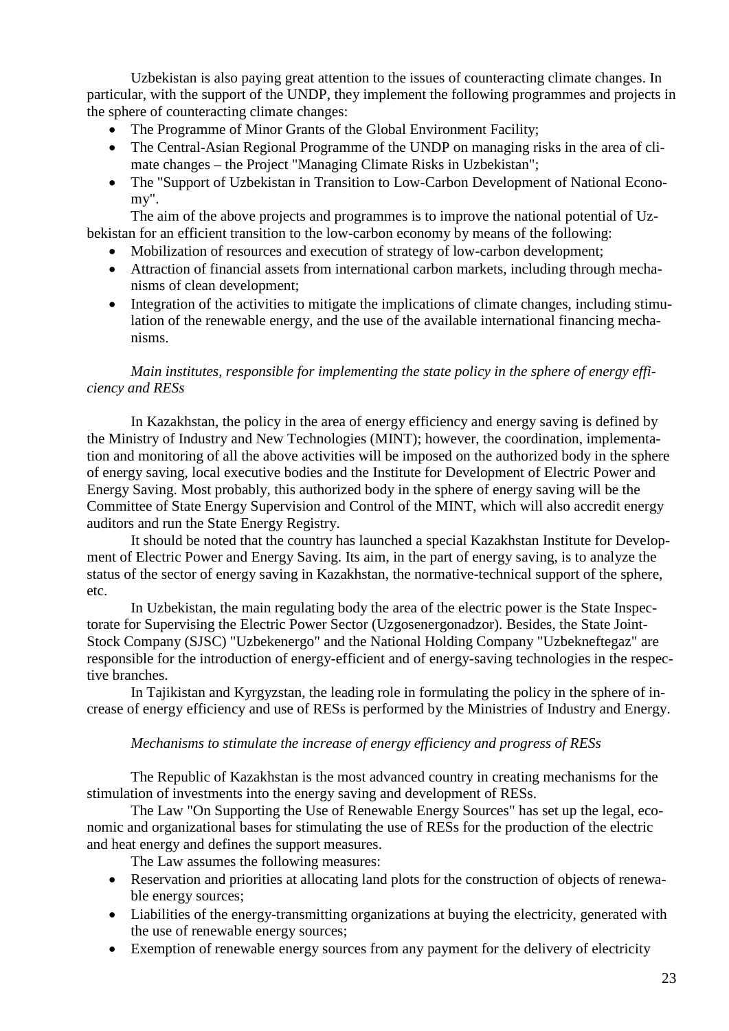Uzbekistan is also paying great attention to the issues of counteracting climate changes. In particular, with the support of the UNDP, they implement the following programmes and projects in the sphere of counteracting climate changes:

- The Programme of Minor Grants of the Global Environment Facility;
- The Central-Asian Regional Programme of the UNDP on managing risks in the area of climate changes – the Project "Managing Climate Risks in Uzbekistan";
- The "Support of Uzbekistan in Transition to Low-Carbon Development of National Economy".

The aim of the above projects and programmes is to improve the national potential of Uzbekistan for an efficient transition to the low-carbon economy by means of the following:

- Mobilization of resources and execution of strategy of low-carbon development;
- Attraction of financial assets from international carbon markets, including through mechanisms of clean development;
- Integration of the activities to mitigate the implications of climate changes, including stimulation of the renewable energy, and the use of the available international financing mechanisms.

*Main institutes, responsible for implementing the state policy in the sphere of energy efficiency and RESs*

In Kazakhstan, the policy in the area of energy efficiency and energy saving is defined by the Ministry of Industry and New Technologies (MINT); however, the coordination, implementation and monitoring of all the above activities will be imposed on the authorized body in the sphere of energy saving, local executive bodies and the Institute for Development of Electric Power and Energy Saving. Most probably, this authorized body in the sphere of energy saving will be the Committee of State Energy Supervision and Control of the MINT, which will also accredit energy auditors and run the State Energy Registry.

It should be noted that the country has launched a special Kazakhstan Institute for Development of Electric Power and Energy Saving. Its aim, in the part of energy saving, is to analyze the status of the sector of energy saving in Kazakhstan, the normative-technical support of the sphere, etc.

In Uzbekistan, the main regulating body the area of the electric power is the State Inspectorate for Supervising the Electric Power Sector (Uzgosenergonadzor). Besides, the State Joint-Stock Company (SJSC) "Uzbekenergo" and the National Holding Company "Uzbekneftegaz" are responsible for the introduction of energy-efficient and of energy-saving technologies in the respective branches.

In Tajikistan and Kyrgyzstan, the leading role in formulating the policy in the sphere of increase of energy efficiency and use of RESs is performed by the Ministries of Industry and Energy.

*Mechanisms to stimulate the increase of energy efficiency and progress of RESs*

The Republic of Kazakhstan is the most advanced country in creating mechanisms for the stimulation of investments into the energy saving and development of RESs.

The Law "On Supporting the Use of Renewable Energy Sources" has set up the legal, economic and organizational bases for stimulating the use of RESs for the production of the electric and heat energy and defines the support measures.

The Law assumes the following measures:

- Reservation and priorities at allocating land plots for the construction of objects of renewable energy sources;
- Liabilities of the energy-transmitting organizations at buying the electricity, generated with the use of renewable energy sources;
- Exemption of renewable energy sources from any payment for the delivery of electricity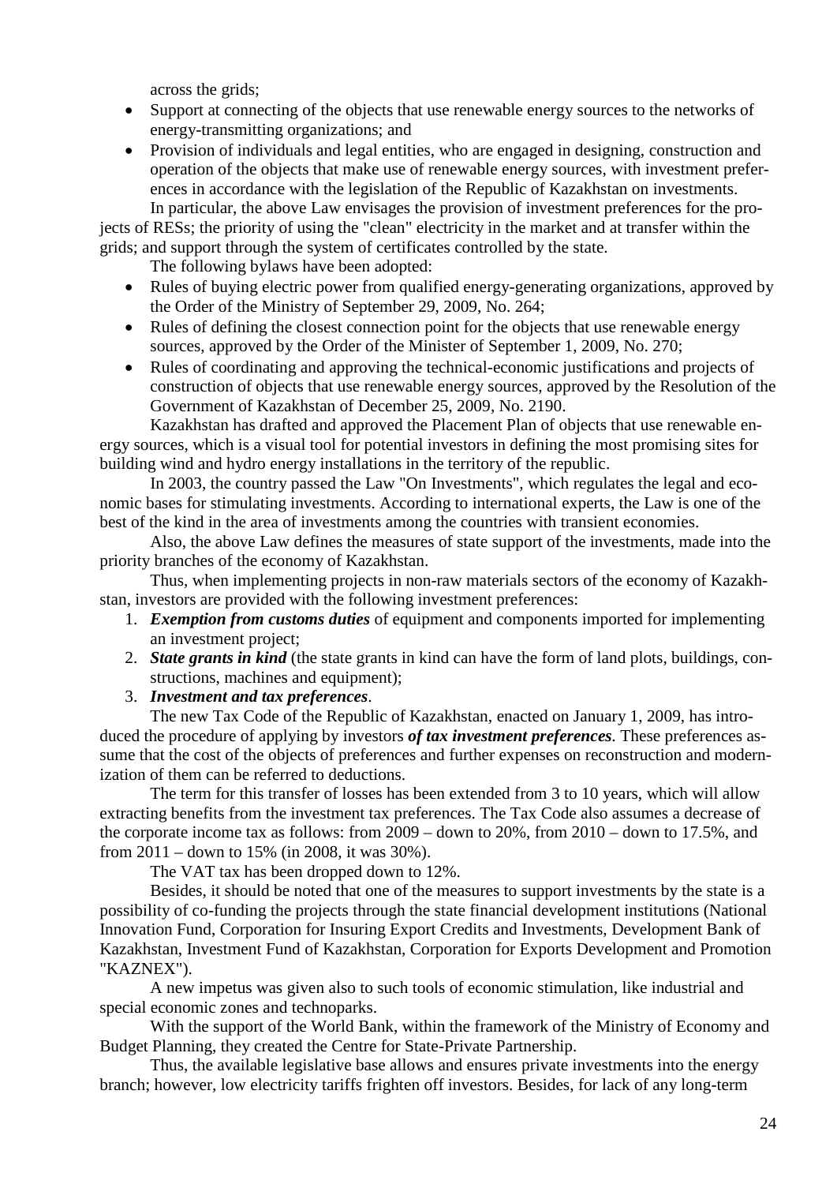across the grids;

- Support at connecting of the objects that use renewable energy sources to the networks of energy-transmitting organizations; and
- Provision of individuals and legal entities, who are engaged in designing, construction and operation of the objects that make use of renewable energy sources, with investment preferences in accordance with the legislation of the Republic of Kazakhstan on investments.

In particular, the above Law envisages the provision of investment preferences for the projects of RESs; the priority of using the "clean" electricity in the market and at transfer within the grids; and support through the system of certificates controlled by the state.

The following bylaws have been adopted:

- Rules of buying electric power from qualified energy-generating organizations, approved by the Order of the Ministry of September 29, 2009, No. 264;
- Rules of defining the closest connection point for the objects that use renewable energy sources, approved by the Order of the Minister of September 1, 2009, No. 270;
- Rules of coordinating and approving the technical-economic justifications and projects of construction of objects that use renewable energy sources, approved by the Resolution of the Government of Kazakhstan of December 25, 2009, No. 2190.

Kazakhstan has drafted and approved the Placement Plan of objects that use renewable energy sources, which is a visual tool for potential investors in defining the most promising sites for building wind and hydro energy installations in the territory of the republic.

In 2003, the country passed the Law "On Investments", which regulates the legal and economic bases for stimulating investments. According to international experts, the Law is one of the best of the kind in the area of investments among the countries with transient economies.

Also, the above Law defines the measures of state support of the investments, made into the priority branches of the economy of Kazakhstan.

Thus, when implementing projects in non-raw materials sectors of the economy of Kazakhstan, investors are provided with the following investment preferences:

1. ***Exemption from customs duties*** of equipment and components imported for implementing an investment project;
2. ***State grants in kind*** (the state grants in kind can have the form of land plots, buildings, constructions, machines and equipment);
3. ***Investment and tax preferences***.

The new Tax Code of the Republic of Kazakhstan, enacted on January 1, 2009, has introduced the procedure of applying by investors ***of tax investment preferences***. These preferences assume that the cost of the objects of preferences and further expenses on reconstruction and modernization of them can be referred to deductions.

The term for this transfer of losses has been extended from 3 to 10 years, which will allow extracting benefits from the investment tax preferences. The Tax Code also assumes a decrease of the corporate income tax as follows: from 2009 – down to 20%, from 2010 – down to 17.5%, and from 2011 – down to 15% (in 2008, it was 30%).

The VAT tax has been dropped down to 12%.

Besides, it should be noted that one of the measures to support investments by the state is a possibility of co-funding the projects through the state financial development institutions (National Innovation Fund, Corporation for Insuring Export Credits and Investments, Development Bank of Kazakhstan, Investment Fund of Kazakhstan, Corporation for Exports Development and Promotion "KAZNEX").

A new impetus was given also to such tools of economic stimulation, like industrial and special economic zones and technoparks.

With the support of the World Bank, within the framework of the Ministry of Economy and Budget Planning, they created the Centre for State-Private Partnership.

Thus, the available legislative base allows and ensures private investments into the energy branch; however, low electricity tariffs frighten off investors. Besides, for lack of any long-term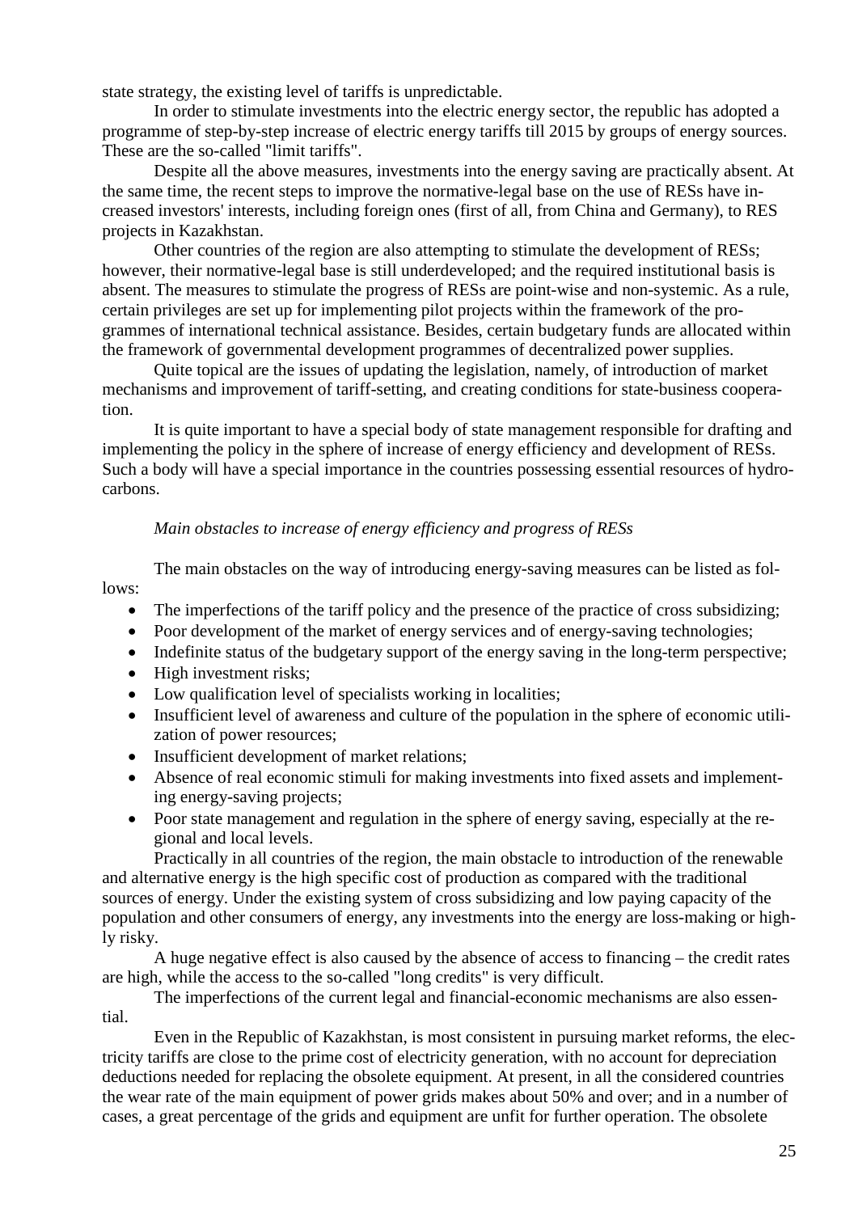state strategy, the existing level of tariffs is unpredictable.

In order to stimulate investments into the electric energy sector, the republic has adopted a programme of step-by-step increase of electric energy tariffs till 2015 by groups of energy sources. These are the so-called "limit tariffs".

Despite all the above measures, investments into the energy saving are practically absent. At the same time, the recent steps to improve the normative-legal base on the use of RESs have increased investors' interests, including foreign ones (first of all, from China and Germany), to RES projects in Kazakhstan.

Other countries of the region are also attempting to stimulate the development of RESs; however, their normative-legal base is still underdeveloped; and the required institutional basis is absent. The measures to stimulate the progress of RESs are point-wise and non-systemic. As a rule, certain privileges are set up for implementing pilot projects within the framework of the programmes of international technical assistance. Besides, certain budgetary funds are allocated within the framework of governmental development programmes of decentralized power supplies.

Quite topical are the issues of updating the legislation, namely, of introduction of market mechanisms and improvement of tariff-setting, and creating conditions for state-business cooperation.

It is quite important to have a special body of state management responsible for drafting and implementing the policy in the sphere of increase of energy efficiency and development of RESs. Such a body will have a special importance in the countries possessing essential resources of hydrocarbons.

*Main obstacles to increase of energy efficiency and progress of RESs*

The main obstacles on the way of introducing energy-saving measures can be listed as follows:

- The imperfections of the tariff policy and the presence of the practice of cross subsidizing;
- Poor development of the market of energy services and of energy-saving technologies;
- Indefinite status of the budgetary support of the energy saving in the long-term perspective;
- High investment risks;
- Low qualification level of specialists working in localities;
- Insufficient level of awareness and culture of the population in the sphere of economic utilization of power resources;
- Insufficient development of market relations;
- Absence of real economic stimuli for making investments into fixed assets and implementing energy-saving projects;
- Poor state management and regulation in the sphere of energy saving, especially at the regional and local levels.

Practically in all countries of the region, the main obstacle to introduction of the renewable and alternative energy is the high specific cost of production as compared with the traditional sources of energy. Under the existing system of cross subsidizing and low paying capacity of the population and other consumers of energy, any investments into the energy are loss-making or highly risky.

A huge negative effect is also caused by the absence of access to financing – the credit rates are high, while the access to the so-called "long credits" is very difficult.

The imperfections of the current legal and financial-economic mechanisms are also essential.

Even in the Republic of Kazakhstan, is most consistent in pursuing market reforms, the electricity tariffs are close to the prime cost of electricity generation, with no account for depreciation deductions needed for replacing the obsolete equipment. At present, in all the considered countries the wear rate of the main equipment of power grids makes about 50% and over; and in a number of cases, a great percentage of the grids and equipment are unfit for further operation. The obsolete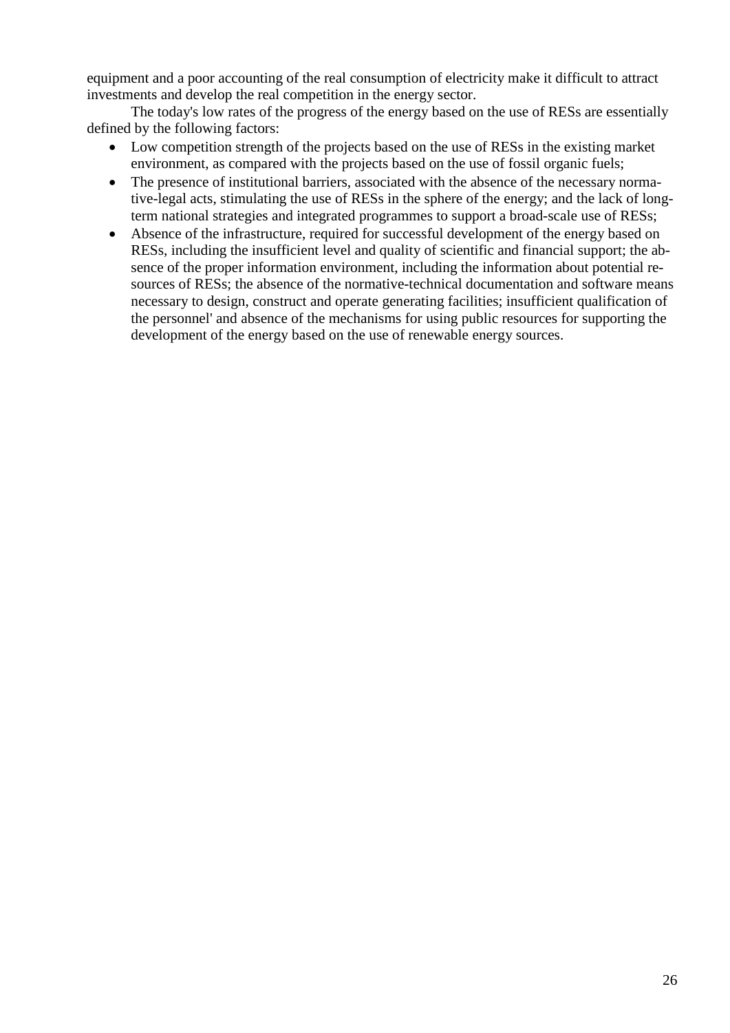equipment and a poor accounting of the real consumption of electricity make it difficult to attract investments and develop the real competition in the energy sector.

The today's low rates of the progress of the energy based on the use of RESs are essentially defined by the following factors:

- Low competition strength of the projects based on the use of RESs in the existing market environment, as compared with the projects based on the use of fossil organic fuels;
- The presence of institutional barriers, associated with the absence of the necessary normative-legal acts, stimulating the use of RESs in the sphere of the energy; and the lack of long-term national strategies and integrated programmes to support a broad-scale use of RESs;
- Absence of the infrastructure, required for successful development of the energy based on RESs, including the insufficient level and quality of scientific and financial support; the absence of the proper information environment, including the information about potential resources of RESs; the absence of the normative-technical documentation and software means necessary to design, construct and operate generating facilities; insufficient qualification of the personnel' and absence of the mechanisms for using public resources for supporting the development of the energy based on the use of renewable energy sources.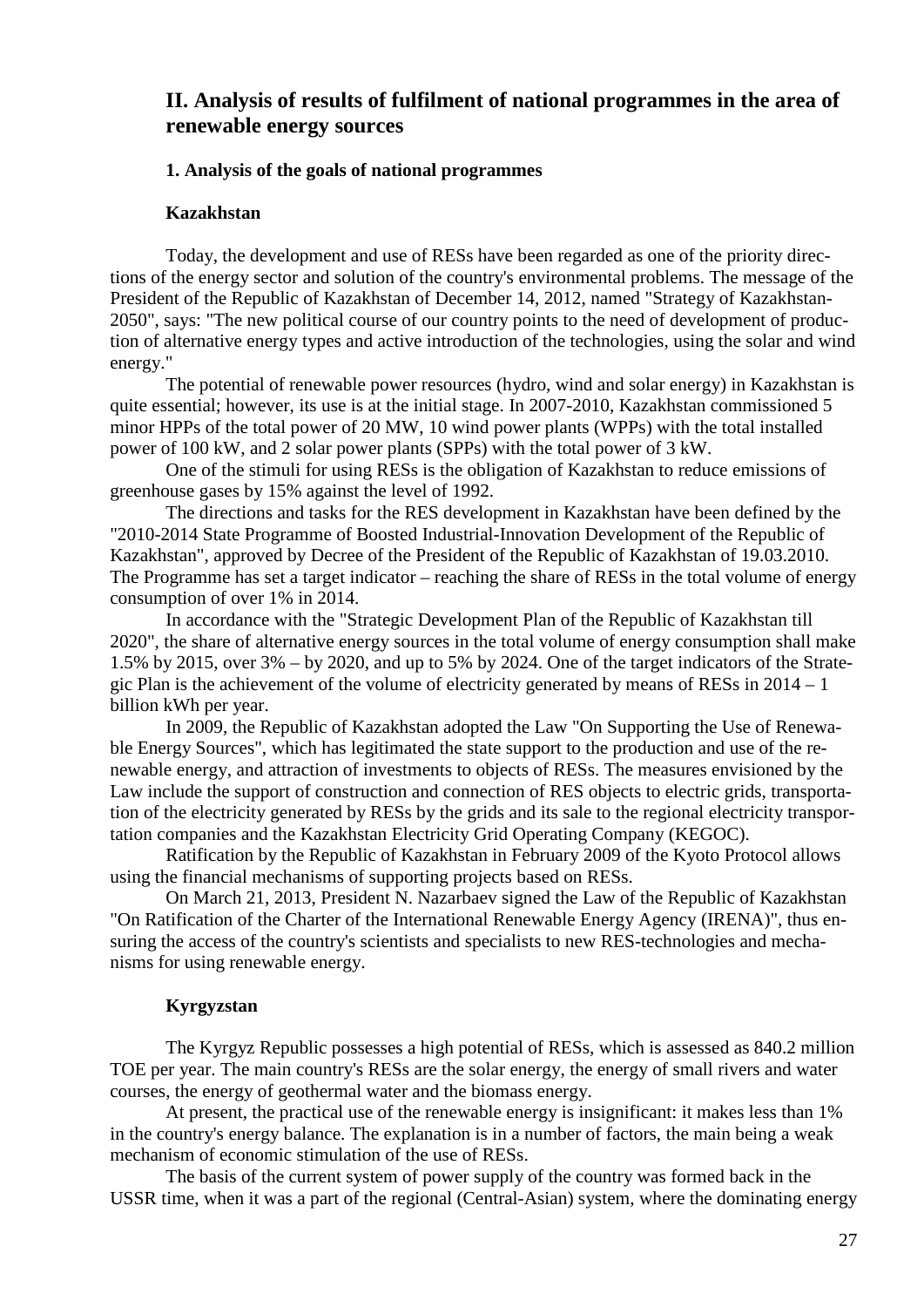## II. Analysis of results of fulfilment of national programmes in the area of renewable energy sources

### 1. Analysis of the goals of national programmes

#### Kazakhstan

Today, the development and use of RESs have been regarded as one of the priority directions of the energy sector and solution of the country's environmental problems. The message of the President of the Republic of Kazakhstan of December 14, 2012, named "Strategy of Kazakhstan-2050", says: "The new political course of our country points to the need of development of production of alternative energy types and active introduction of the technologies, using the solar and wind energy."

The potential of renewable power resources (hydro, wind and solar energy) in Kazakhstan is quite essential; however, its use is at the initial stage. In 2007-2010, Kazakhstan commissioned 5 minor HPPs of the total power of 20 MW, 10 wind power plants (WPPs) with the total installed power of 100 kW, and 2 solar power plants (SPPs) with the total power of 3 kW.

One of the stimuli for using RESs is the obligation of Kazakhstan to reduce emissions of greenhouse gases by 15% against the level of 1992.

The directions and tasks for the RES development in Kazakhstan have been defined by the "2010-2014 State Programme of Boosted Industrial-Innovation Development of the Republic of Kazakhstan", approved by Decree of the President of the Republic of Kazakhstan of 19.03.2010. The Programme has set a target indicator – reaching the share of RESs in the total volume of energy consumption of over 1% in 2014.

In accordance with the "Strategic Development Plan of the Republic of Kazakhstan till 2020", the share of alternative energy sources in the total volume of energy consumption shall make 1.5% by 2015, over 3% – by 2020, and up to 5% by 2024. One of the target indicators of the Strategic Plan is the achievement of the volume of electricity generated by means of RESs in 2014 – 1 billion kWh per year.

In 2009, the Republic of Kazakhstan adopted the Law "On Supporting the Use of Renewable Energy Sources", which has legitimated the state support to the production and use of the renewable energy, and attraction of investments to objects of RESs. The measures envisioned by the Law include the support of construction and connection of RES objects to electric grids, transportation of the electricity generated by RESs by the grids and its sale to the regional electricity transportation companies and the Kazakhstan Electricity Grid Operating Company (KEGOC).

Ratification by the Republic of Kazakhstan in February 2009 of the Kyoto Protocol allows using the financial mechanisms of supporting projects based on RESs.

On March 21, 2013, President N. Nazarbaev signed the Law of the Republic of Kazakhstan "On Ratification of the Charter of the International Renewable Energy Agency (IRENA)", thus ensuring the access of the country's scientists and specialists to new RES-technologies and mechanisms for using renewable energy.

#### Kyrgyzstan

The Kyrgyz Republic possesses a high potential of RESs, which is assessed as 840.2 million TOE per year. The main country's RESs are the solar energy, the energy of small rivers and water courses, the energy of geothermal water and the biomass energy.

At present, the practical use of the renewable energy is insignificant: it makes less than 1% in the country's energy balance. The explanation is in a number of factors, the main being a weak mechanism of economic stimulation of the use of RESs.

The basis of the current system of power supply of the country was formed back in the USSR time, when it was a part of the regional (Central-Asian) system, where the dominating energy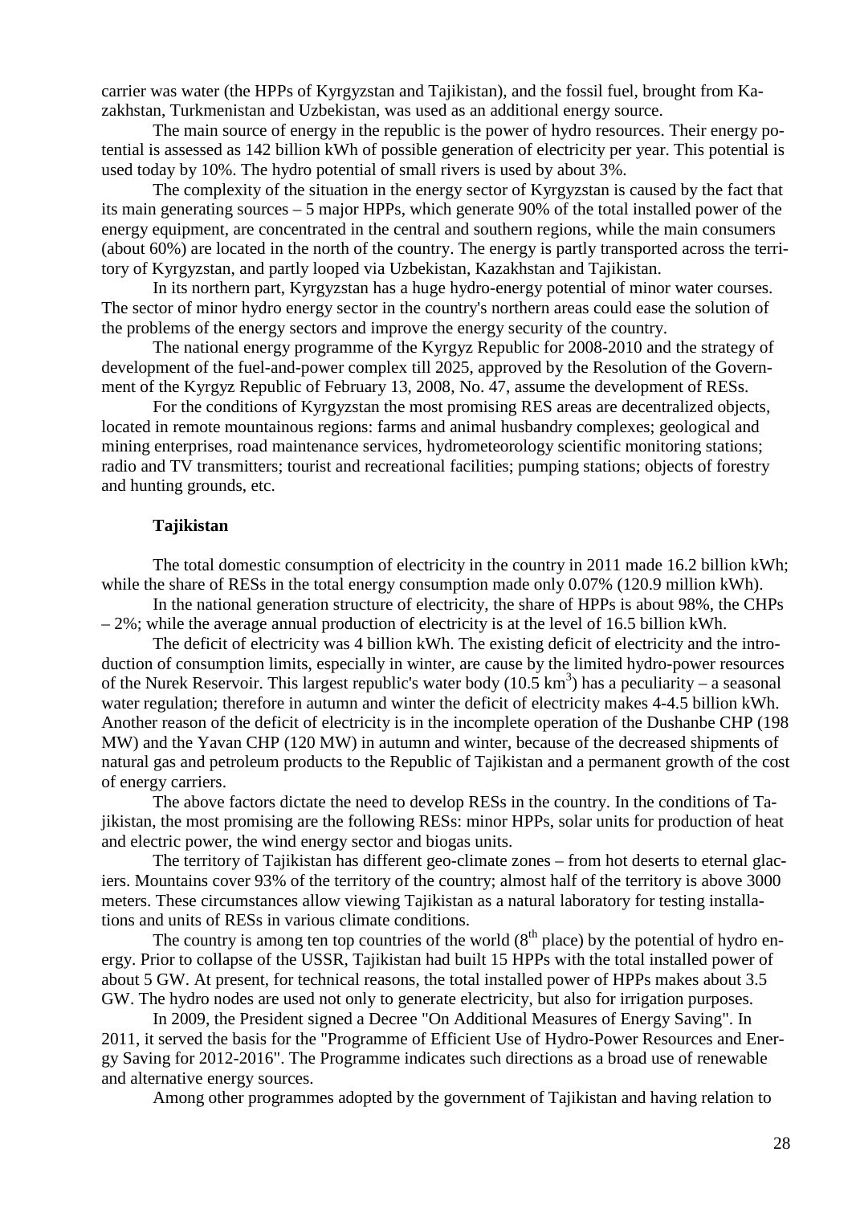carrier was water (the HPPs of Kyrgyzstan and Tajikistan), and the fossil fuel, brought from Kazakhstan, Turkmenistan and Uzbekistan, was used as an additional energy source.

The main source of energy in the republic is the power of hydro resources. Their energy potential is assessed as 142 billion kWh of possible generation of electricity per year. This potential is used today by 10%. The hydro potential of small rivers is used by about 3%.

The complexity of the situation in the energy sector of Kyrgyzstan is caused by the fact that its main generating sources – 5 major HPPs, which generate 90% of the total installed power of the energy equipment, are concentrated in the central and southern regions, while the main consumers (about 60%) are located in the north of the country. The energy is partly transported across the territory of Kyrgyzstan, and partly looped via Uzbekistan, Kazakhstan and Tajikistan.

In its northern part, Kyrgyzstan has a huge hydro-energy potential of minor water courses. The sector of minor hydro energy sector in the country's northern areas could ease the solution of the problems of the energy sectors and improve the energy security of the country.

The national energy programme of the Kyrgyz Republic for 2008-2010 and the strategy of development of the fuel-and-power complex till 2025, approved by the Resolution of the Government of the Kyrgyz Republic of February 13, 2008, No. 47, assume the development of RESs.

For the conditions of Kyrgyzstan the most promising RES areas are decentralized objects, located in remote mountainous regions: farms and animal husbandry complexes; geological and mining enterprises, road maintenance services, hydrometeorology scientific monitoring stations; radio and TV transmitters; tourist and recreational facilities; pumping stations; objects of forestry and hunting grounds, etc.

**Tajikistan**

The total domestic consumption of electricity in the country in 2011 made 16.2 billion kWh; while the share of RESs in the total energy consumption made only 0.07% (120.9 million kWh).

In the national generation structure of electricity, the share of HPPs is about 98%, the CHPs – 2%; while the average annual production of electricity is at the level of 16.5 billion kWh.

The deficit of electricity was 4 billion kWh. The existing deficit of electricity and the introduction of consumption limits, especially in winter, are cause by the limited hydro-power resources of the Nurek Reservoir. This largest republic's water body (10.5 $km^3$) has a peculiarity – a seasonal water regulation; therefore in autumn and winter the deficit of electricity makes 4-4.5 billion kWh. Another reason of the deficit of electricity is in the incomplete operation of the Dushanbe CHP (198 MW) and the Yavan CHP (120 MW) in autumn and winter, because of the decreased shipments of natural gas and petroleum products to the Republic of Tajikistan and a permanent growth of the cost of energy carriers.

The above factors dictate the need to develop RESs in the country. In the conditions of Tajikistan, the most promising are the following RESs: minor HPPs, solar units for production of heat and electric power, the wind energy sector and biogas units.

The territory of Tajikistan has different geo-climate zones – from hot deserts to eternal glaciers. Mountains cover 93% of the territory of the country; almost half of the territory is above 3000 meters. These circumstances allow viewing Tajikistan as a natural laboratory for testing installations and units of RESs in various climate conditions.

The country is among ten top countries of the world (8$^{th}$ place) by the potential of hydro energy. Prior to collapse of the USSR, Tajikistan had built 15 HPPs with the total installed power of about 5 GW. At present, for technical reasons, the total installed power of HPPs makes about 3.5 GW. The hydro nodes are used not only to generate electricity, but also for irrigation purposes.

In 2009, the President signed a Decree "On Additional Measures of Energy Saving". In 2011, it served the basis for the "Programme of Efficient Use of Hydro-Power Resources and Energy Saving for 2012-2016". The Programme indicates such directions as a broad use of renewable and alternative energy sources.

Among other programmes adopted by the government of Tajikistan and having relation to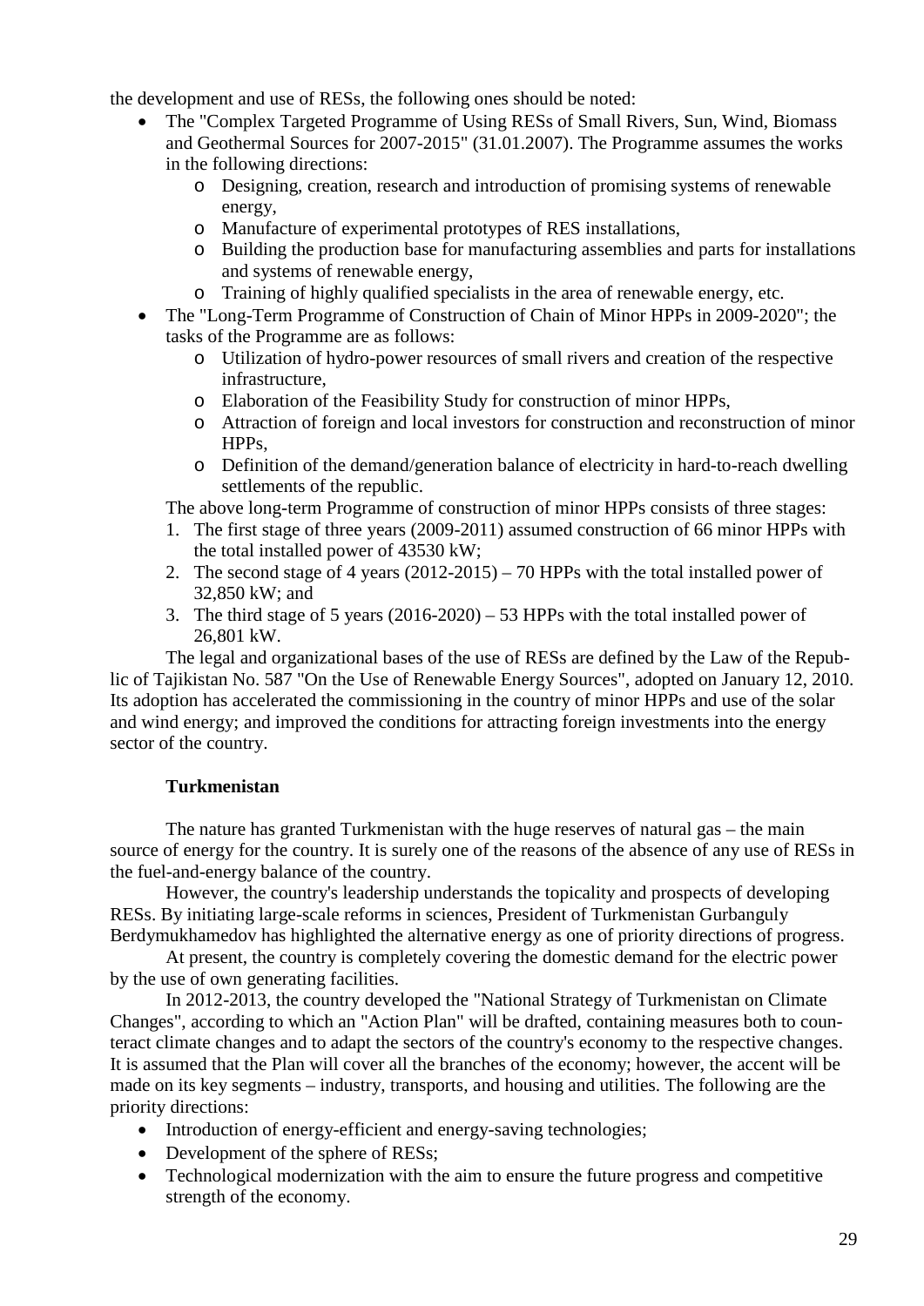the development and use of RESs, the following ones should be noted:

- The "Complex Targeted Programme of Using RESs of Small Rivers, Sun, Wind, Biomass and Geothermal Sources for 2007-2015" (31.01.2007). The Programme assumes the works in the following directions:
  - Designing, creation, research and introduction of promising systems of renewable energy,
  - Manufacture of experimental prototypes of RES installations,
  - Building the production base for manufacturing assemblies and parts for installations and systems of renewable energy,
  - Training of highly qualified specialists in the area of renewable energy, etc.
- The "Long-Term Programme of Construction of Chain of Minor HPPs in 2009-2020"; the tasks of the Programme are as follows:
  - Utilization of hydro-power resources of small rivers and creation of the respective infrastructure,
  - Elaboration of the Feasibility Study for construction of minor HPPs,
  - Attraction of foreign and local investors for construction and reconstruction of minor HPPs,
  - Definition of the demand/generation balance of electricity in hard-to-reach dwelling settlements of the republic.

The above long-term Programme of construction of minor HPPs consists of three stages:

1. The first stage of three years (2009-2011) assumed construction of 66 minor HPPs with the total installed power of 43530 kW;
2. The second stage of 4 years (2012-2015) – 70 HPPs with the total installed power of 32,850 kW; and
3. The third stage of 5 years (2016-2020) – 53 HPPs with the total installed power of 26,801 kW.

The legal and organizational bases of the use of RESs are defined by the Law of the Republic of Tajikistan No. 587 "On the Use of Renewable Energy Sources", adopted on January 12, 2010. Its adoption has accelerated the commissioning in the country of minor HPPs and use of the solar and wind energy; and improved the conditions for attracting foreign investments into the energy sector of the country.

**Turkmenistan**

The nature has granted Turkmenistan with the huge reserves of natural gas – the main source of energy for the country. It is surely one of the reasons of the absence of any use of RESs in the fuel-and-energy balance of the country.

However, the country's leadership understands the topicality and prospects of developing RESs. By initiating large-scale reforms in sciences, President of Turkmenistan Gurbanguly Berdymukhamedov has highlighted the alternative energy as one of priority directions of progress.

At present, the country is completely covering the domestic demand for the electric power by the use of own generating facilities.

In 2012-2013, the country developed the "National Strategy of Turkmenistan on Climate Changes", according to which an "Action Plan" will be drafted, containing measures both to counteract climate changes and to adapt the sectors of the country's economy to the respective changes. It is assumed that the Plan will cover all the branches of the economy; however, the accent will be made on its key segments – industry, transports, and housing and utilities. The following are the priority directions:

- Introduction of energy-efficient and energy-saving technologies;
- Development of the sphere of RESs;
- Technological modernization with the aim to ensure the future progress and competitive strength of the economy.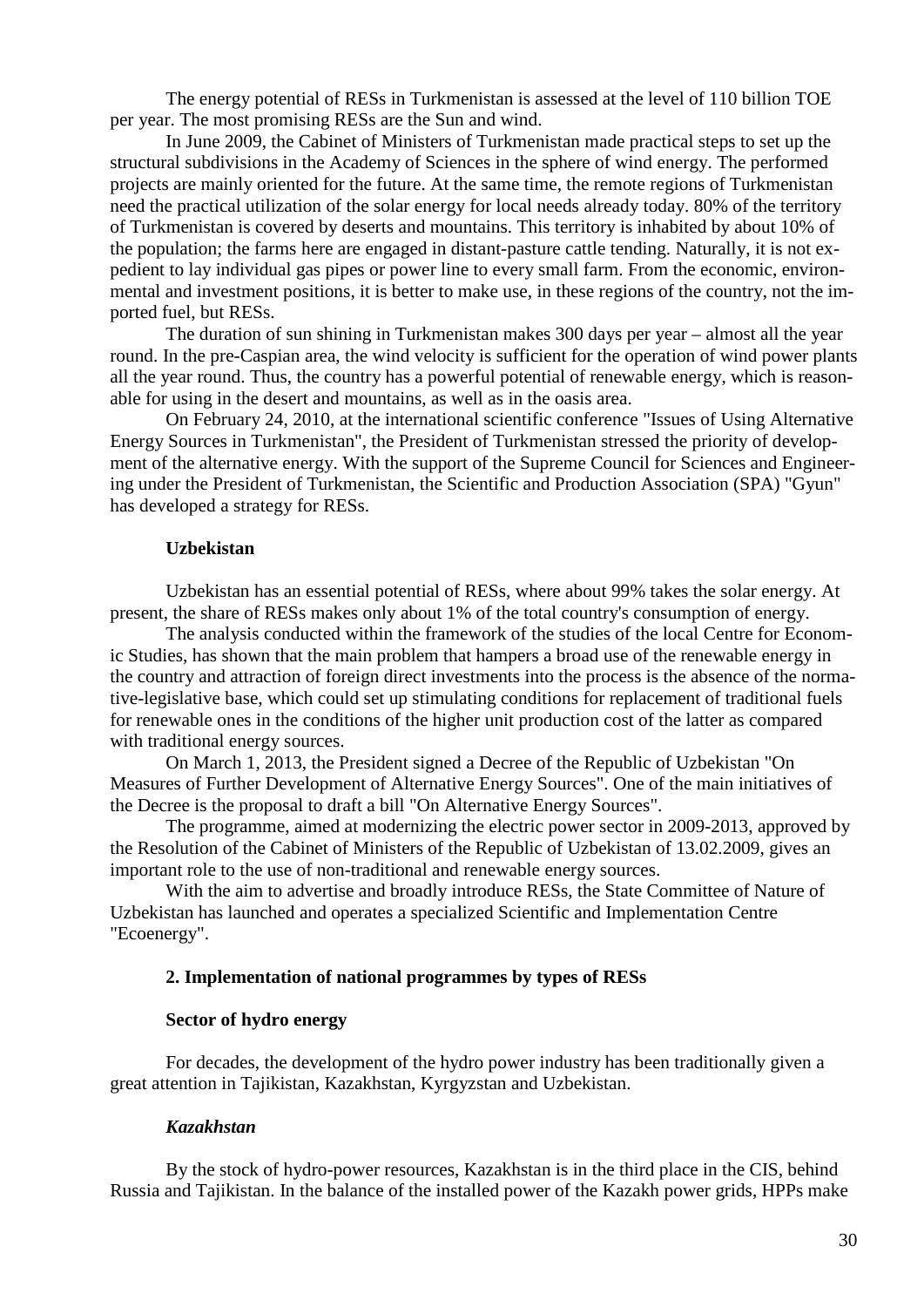The energy potential of RESs in Turkmenistan is assessed at the level of 110 billion TOE per year. The most promising RESs are the Sun and wind.

In June 2009, the Cabinet of Ministers of Turkmenistan made practical steps to set up the structural subdivisions in the Academy of Sciences in the sphere of wind energy. The performed projects are mainly oriented for the future. At the same time, the remote regions of Turkmenistan need the practical utilization of the solar energy for local needs already today. 80% of the territory of Turkmenistan is covered by deserts and mountains. This territory is inhabited by about 10% of the population; the farms here are engaged in distant-pasture cattle tending. Naturally, it is not expedient to lay individual gas pipes or power line to every small farm. From the economic, environmental and investment positions, it is better to make use, in these regions of the country, not the imported fuel, but RESs.

The duration of sun shining in Turkmenistan makes 300 days per year – almost all the year round. In the pre-Caspian area, the wind velocity is sufficient for the operation of wind power plants all the year round. Thus, the country has a powerful potential of renewable energy, which is reasonable for using in the desert and mountains, as well as in the oasis area.

On February 24, 2010, at the international scientific conference "Issues of Using Alternative Energy Sources in Turkmenistan", the President of Turkmenistan stressed the priority of development of the alternative energy. With the support of the Supreme Council for Sciences and Engineering under the President of Turkmenistan, the Scientific and Production Association (SPA) "Gyun" has developed a strategy for RESs.

**Uzbekistan**

Uzbekistan has an essential potential of RESs, where about 99% takes the solar energy. At present, the share of RESs makes only about 1% of the total country's consumption of energy.

The analysis conducted within the framework of the studies of the local Centre for Economic Studies, has shown that the main problem that hampers a broad use of the renewable energy in the country and attraction of foreign direct investments into the process is the absence of the normative-legislative base, which could set up stimulating conditions for replacement of traditional fuels for renewable ones in the conditions of the higher unit production cost of the latter as compared with traditional energy sources.

On March 1, 2013, the President signed a Decree of the Republic of Uzbekistan "On Measures of Further Development of Alternative Energy Sources". One of the main initiatives of the Decree is the proposal to draft a bill "On Alternative Energy Sources".

The programme, aimed at modernizing the electric power sector in 2009-2013, approved by the Resolution of the Cabinet of Ministers of the Republic of Uzbekistan of 13.02.2009, gives an important role to the use of non-traditional and renewable energy sources.

With the aim to advertise and broadly introduce RESs, the State Committee of Nature of Uzbekistan has launched and operates a specialized Scientific and Implementation Centre "Ecoenergy".

## 2. Implementation of national programmes by types of RESs

### Sector of hydro energy

For decades, the development of the hydro power industry has been traditionally given a great attention in Tajikistan, Kazakhstan, Kyrgyzstan and Uzbekistan.

#### *Kazakhstan*

By the stock of hydro-power resources, Kazakhstan is in the third place in the CIS, behind Russia and Tajikistan. In the balance of the installed power of the Kazakh power grids, HPPs make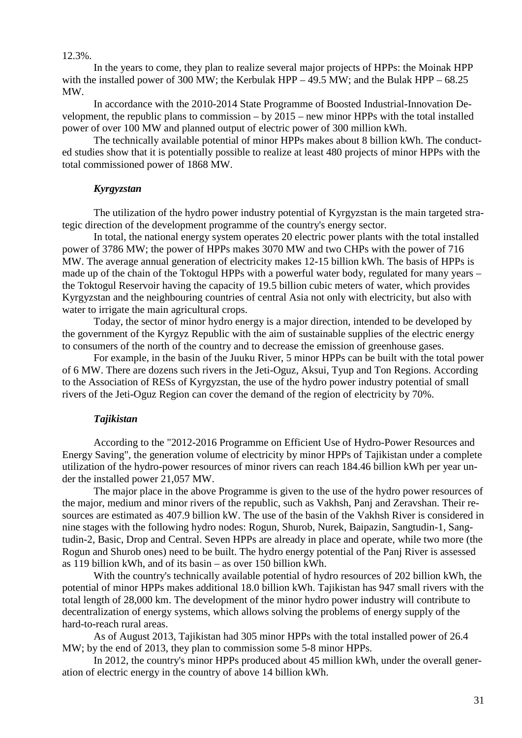12.3%.

In the years to come, they plan to realize several major projects of HPPs: the Moinak HPP with the installed power of 300 MW; the Kerbulak HPP – 49.5 MW; and the Bulak HPP – 68.25 MW.

In accordance with the 2010-2014 State Programme of Boosted Industrial-Innovation Development, the republic plans to commission – by 2015 – new minor HPPs with the total installed power of over 100 MW and planned output of electric power of 300 million kWh.

The technically available potential of minor HPPs makes about 8 billion kWh. The conducted studies show that it is potentially possible to realize at least 480 projects of minor HPPs with the total commissioned power of 1868 MW.

### *Kyrgyzstan*

The utilization of the hydro power industry potential of Kyrgyzstan is the main targeted strategic direction of the development programme of the country's energy sector.

In total, the national energy system operates 20 electric power plants with the total installed power of 3786 MW; the power of HPPs makes 3070 MW and two CHPs with the power of 716 MW. The average annual generation of electricity makes 12-15 billion kWh. The basis of HPPs is made up of the chain of the Toktogul HPPs with a powerful water body, regulated for many years – the Toktogul Reservoir having the capacity of 19.5 billion cubic meters of water, which provides Kyrgyzstan and the neighbouring countries of central Asia not only with electricity, but also with water to irrigate the main agricultural crops.

Today, the sector of minor hydro energy is a major direction, intended to be developed by the government of the Kyrgyz Republic with the aim of sustainable supplies of the electric energy to consumers of the north of the country and to decrease the emission of greenhouse gases.

For example, in the basin of the Juuku River, 5 minor HPPs can be built with the total power of 6 MW. There are dozens such rivers in the Jeti-Oguz, Aksui, Tyup and Ton Regions. According to the Association of RESs of Kyrgyzstan, the use of the hydro power industry potential of small rivers of the Jeti-Oguz Region can cover the demand of the region of electricity by 70%.

### *Tajikistan*

According to the "2012-2016 Programme on Efficient Use of Hydro-Power Resources and Energy Saving", the generation volume of electricity by minor HPPs of Tajikistan under a complete utilization of the hydro-power resources of minor rivers can reach 184.46 billion kWh per year under the installed power 21,057 MW.

The major place in the above Programme is given to the use of the hydro power resources of the major, medium and minor rivers of the republic, such as Vakhsh, Panj and Zeravshan. Their resources are estimated as 407.9 billion kW. The use of the basin of the Vakhsh River is considered in nine stages with the following hydro nodes: Rogun, Shurob, Nurek, Baipazin, Sangtudin-1, Sangtudin-2, Basic, Drop and Central. Seven HPPs are already in place and operate, while two more (the Rogun and Shurob ones) need to be built. The hydro energy potential of the Panj River is assessed as 119 billion kWh, and of its basin – as over 150 billion kWh.

With the country's technically available potential of hydro resources of 202 billion kWh, the potential of minor HPPs makes additional 18.0 billion kWh. Tajikistan has 947 small rivers with the total length of 28,000 km. The development of the minor hydro power industry will contribute to decentralization of energy systems, which allows solving the problems of energy supply of the hard-to-reach rural areas.

As of August 2013, Tajikistan had 305 minor HPPs with the total installed power of 26.4 MW; by the end of 2013, they plan to commission some 5-8 minor HPPs.

In 2012, the country's minor HPPs produced about 45 million kWh, under the overall generation of electric energy in the country of above 14 billion kWh.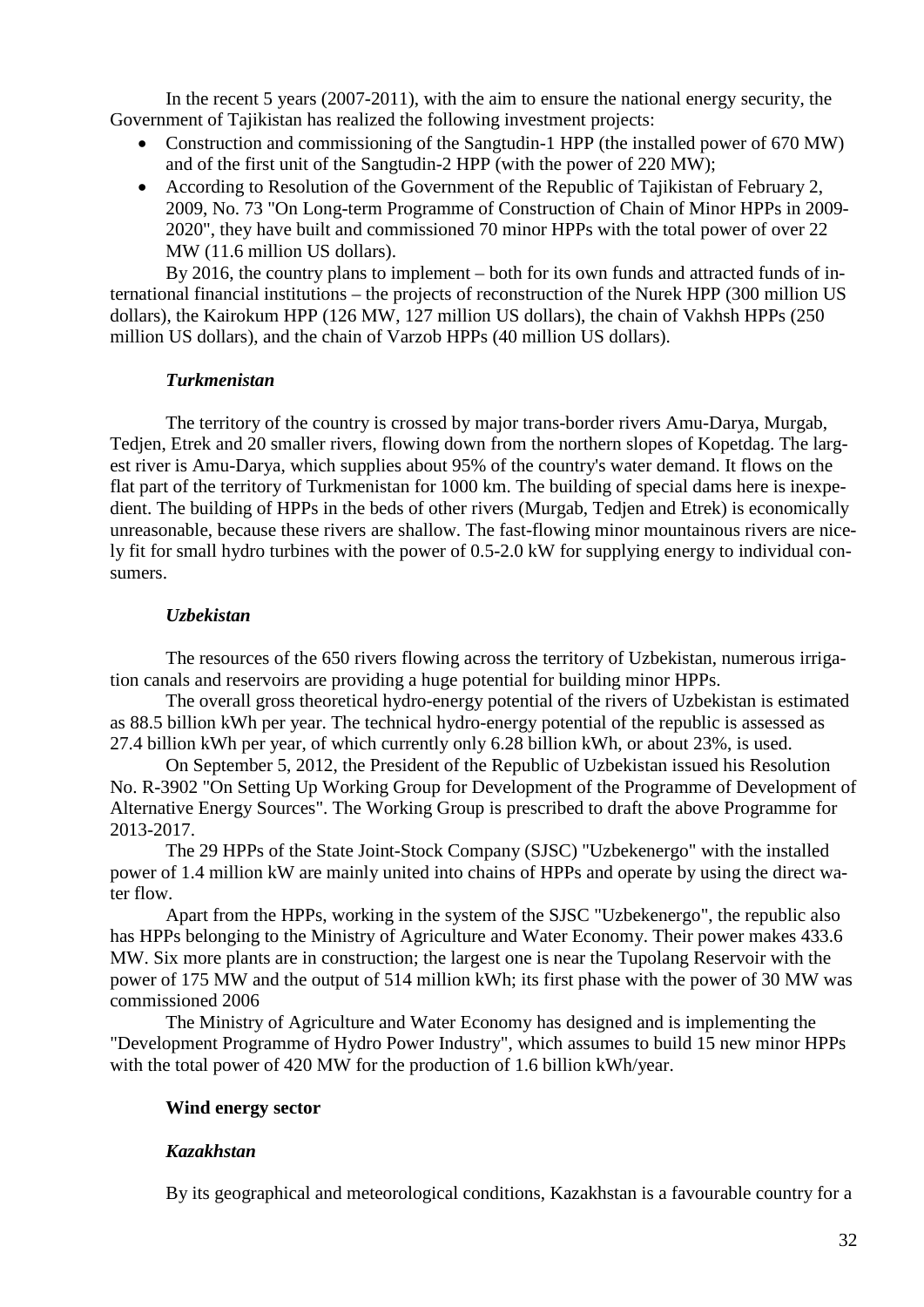In the recent 5 years (2007-2011), with the aim to ensure the national energy security, the Government of Tajikistan has realized the following investment projects:

- Construction and commissioning of the Sangtudin-1 HPP (the installed power of 670 MW) and of the first unit of the Sangtudin-2 HPP (with the power of 220 MW);
- According to Resolution of the Government of the Republic of Tajikistan of February 2, 2009, No. 73 "On Long-term Programme of Construction of Chain of Minor HPPs in 2009-2020", they have built and commissioned 70 minor HPPs with the total power of over 22 MW (11.6 million US dollars).

By 2016, the country plans to implement – both for its own funds and attracted funds of international financial institutions – the projects of reconstruction of the Nurek HPP (300 million US dollars), the Kairokum HPP (126 MW, 127 million US dollars), the chain of Vakhsh HPPs (250 million US dollars), and the chain of Varzob HPPs (40 million US dollars).

***Turkmenistan***

The territory of the country is crossed by major trans-border rivers Amu-Darya, Murgab, Tedjen, Etrek and 20 smaller rivers, flowing down from the northern slopes of Kopetdag. The largest river is Amu-Darya, which supplies about 95% of the country's water demand. It flows on the flat part of the territory of Turkmenistan for 1000 km. The building of special dams here is inexpedient. The building of HPPs in the beds of other rivers (Murgab, Tedjen and Etrek) is economically unreasonable, because these rivers are shallow. The fast-flowing minor mountainous rivers are nicely fit for small hydro turbines with the power of 0.5-2.0 kW for supplying energy to individual consumers.

***Uzbekistan***

The resources of the 650 rivers flowing across the territory of Uzbekistan, numerous irrigation canals and reservoirs are providing a huge potential for building minor HPPs.

The overall gross theoretical hydro-energy potential of the rivers of Uzbekistan is estimated as 88.5 billion kWh per year. The technical hydro-energy potential of the republic is assessed as 27.4 billion kWh per year, of which currently only 6.28 billion kWh, or about 23%, is used.

On September 5, 2012, the President of the Republic of Uzbekistan issued his Resolution No. R-3902 "On Setting Up Working Group for Development of the Programme of Development of Alternative Energy Sources". The Working Group is prescribed to draft the above Programme for 2013-2017.

The 29 HPPs of the State Joint-Stock Company (SJSC) "Uzbekenergo" with the installed power of 1.4 million kW are mainly united into chains of HPPs and operate by using the direct water flow.

Apart from the HPPs, working in the system of the SJSC "Uzbekenergo", the republic also has HPPs belonging to the Ministry of Agriculture and Water Economy. Their power makes 433.6 MW. Six more plants are in construction; the largest one is near the Tupolang Reservoir with the power of 175 MW and the output of 514 million kWh; its first phase with the power of 30 MW was commissioned 2006

The Ministry of Agriculture and Water Economy has designed and is implementing the "Development Programme of Hydro Power Industry", which assumes to build 15 new minor HPPs with the total power of 420 MW for the production of 1.6 billion kWh/year.

**Wind energy sector**

***Kazakhstan***

By its geographical and meteorological conditions, Kazakhstan is a favourable country for a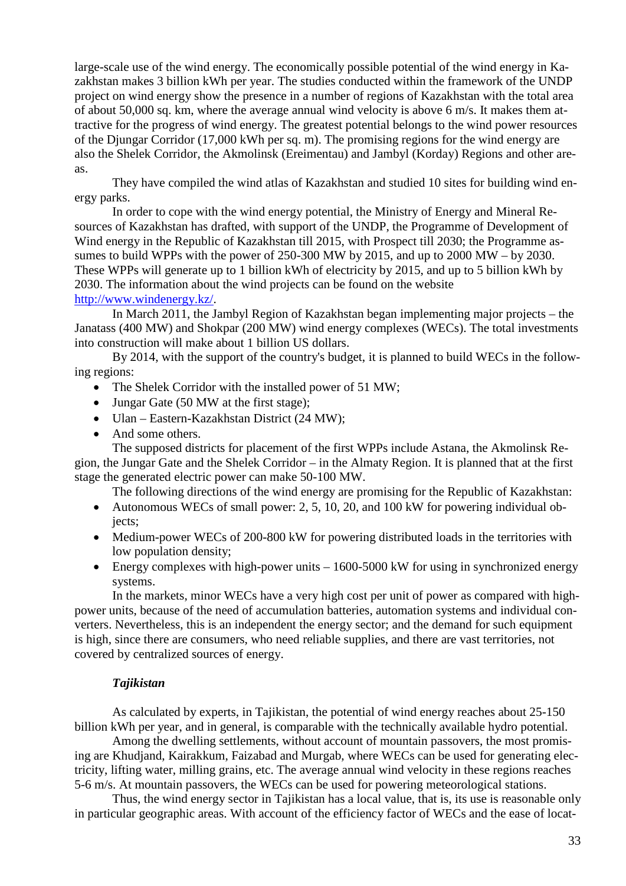large-scale use of the wind energy. The economically possible potential of the wind energy in Kazakhstan makes 3 billion kWh per year. The studies conducted within the framework of the UNDP project on wind energy show the presence in a number of regions of Kazakhstan with the total area of about 50,000 sq. km, where the average annual wind velocity is above 6 m/s. It makes them attractive for the progress of wind energy. The greatest potential belongs to the wind power resources of the Djungar Corridor (17,000 kWh per sq. m). The promising regions for the wind energy are also the Shelek Corridor, the Akmolinsk (Ereimentau) and Jambyl (Korday) Regions and other areas.

They have compiled the wind atlas of Kazakhstan and studied 10 sites for building wind energy parks.

In order to cope with the wind energy potential, the Ministry of Energy and Mineral Resources of Kazakhstan has drafted, with support of the UNDP, the Programme of Development of Wind energy in the Republic of Kazakhstan till 2015, with Prospect till 2030; the Programme assumes to build WPPs with the power of 250-300 MW by 2015, and up to 2000 MW – by 2030. These WPPs will generate up to 1 billion kWh of electricity by 2015, and up to 5 billion kWh by 2030. The information about the wind projects can be found on the website [http://www.windenergy.kz/](http://www.windenergy.kz/).

In March 2011, the Jambyl Region of Kazakhstan began implementing major projects – the Janatass (400 MW) and Shokpar (200 MW) wind energy complexes (WECs). The total investments into construction will make about 1 billion US dollars.

By 2014, with the support of the country's budget, it is planned to build WECs in the following regions:

- The Shelek Corridor with the installed power of 51 MW;
- Jungar Gate (50 MW at the first stage);
- Ulan – Eastern-Kazakhstan District (24 MW);
- And some others.

The supposed districts for placement of the first WPPs include Astana, the Akmolinsk Region, the Jungar Gate and the Shelek Corridor – in the Almaty Region. It is planned that at the first stage the generated electric power can make 50-100 MW.

The following directions of the wind energy are promising for the Republic of Kazakhstan:

- Autonomous WECs of small power: 2, 5, 10, 20, and 100 kW for powering individual objects;
- Medium-power WECs of 200-800 kW for powering distributed loads in the territories with low population density;
- Energy complexes with high-power units – 1600-5000 kW for using in synchronized energy systems.

In the markets, minor WECs have a very high cost per unit of power as compared with high-power units, because of the need of accumulation batteries, automation systems and individual converters. Nevertheless, this is an independent the energy sector; and the demand for such equipment is high, since there are consumers, who need reliable supplies, and there are vast territories, not covered by centralized sources of energy.

### *Tajikistan*

As calculated by experts, in Tajikistan, the potential of wind energy reaches about 25-150 billion kWh per year, and in general, is comparable with the technically available hydro potential.

Among the dwelling settlements, without account of mountain passovers, the most promising are Khudjand, Kairakkum, Faizabad and Murgab, where WECs can be used for generating electricity, lifting water, milling grains, etc. The average annual wind velocity in these regions reaches 5-6 m/s. At mountain passovers, the WECs can be used for powering meteorological stations.

Thus, the wind energy sector in Tajikistan has a local value, that is, its use is reasonable only in particular geographic areas. With account of the efficiency factor of WECs and the ease of locat-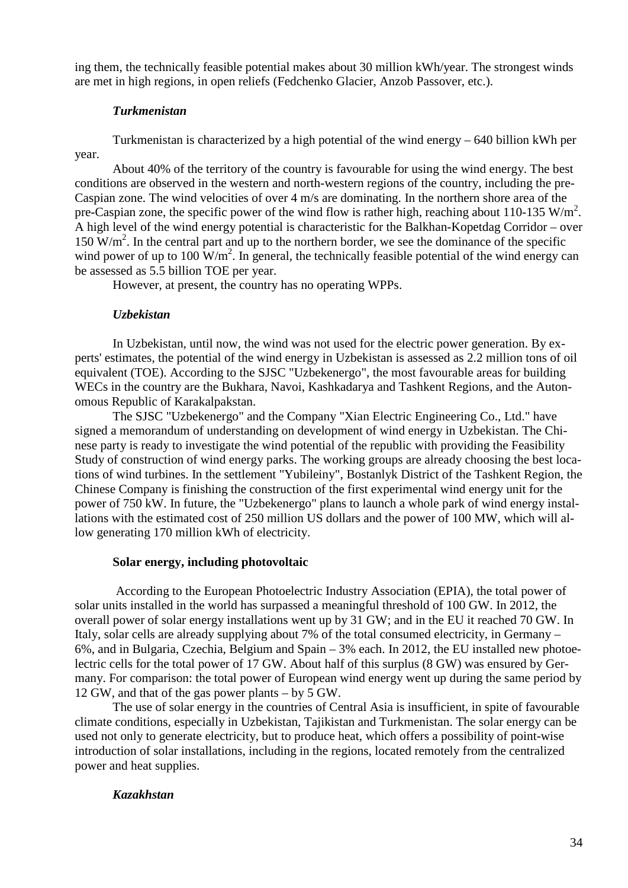ing them, the technically feasible potential makes about 30 million kWh/year. The strongest winds are met in high regions, in open reliefs (Fedchenko Glacier, Anzob Passover, etc.).

### *Turkmenistan*

Turkmenistan is characterized by a high potential of the wind energy – 640 billion kWh per year.

About 40% of the territory of the country is favourable for using the wind energy. The best conditions are observed in the western and north-western regions of the country, including the pre-Caspian zone. The wind velocities of over 4 m/s are dominating. In the northern shore area of the pre-Caspian zone, the specific power of the wind flow is rather high, reaching about 110-135 W/m$^2$. A high level of the wind energy potential is characteristic for the Balkhan-Kopetdag Corridor – over 150 W/m$^2$. In the central part and up to the northern border, we see the dominance of the specific wind power of up to 100 W/m$^2$. In general, the technically feasible potential of the wind energy can be assessed as 5.5 billion TOE per year.

However, at present, the country has no operating WPPs.

### *Uzbekistan*

In Uzbekistan, until now, the wind was not used for the electric power generation. By experts' estimates, the potential of the wind energy in Uzbekistan is assessed as 2.2 million tons of oil equivalent (TOE). According to the SJSC "Uzbekenergo", the most favourable areas for building WECs in the country are the Bukhara, Navoi, Kashkadarya and Tashkent Regions, and the Autonomous Republic of Karakalpakstan.

The SJSC "Uzbekenergo" and the Company "Xian Electric Engineering Co., Ltd." have signed a memorandum of understanding on development of wind energy in Uzbekistan. The Chinese party is ready to investigate the wind potential of the republic with providing the Feasibility Study of construction of wind energy parks. The working groups are already choosing the best locations of wind turbines. In the settlement "Yubileiny", Bostanlyk District of the Tashkent Region, the Chinese Company is finishing the construction of the first experimental wind energy unit for the power of 750 kW. In future, the "Uzbekenergo" plans to launch a whole park of wind energy installations with the estimated cost of 250 million US dollars and the power of 100 MW, which will allow generating 170 million kWh of electricity.

## **Solar energy, including photovoltaic**

According to the European Photoelectric Industry Association (EPIA), the total power of solar units installed in the world has surpassed a meaningful threshold of 100 GW. In 2012, the overall power of solar energy installations went up by 31 GW; and in the EU it reached 70 GW. In Italy, solar cells are already supplying about 7% of the total consumed electricity, in Germany – 6%, and in Bulgaria, Czechia, Belgium and Spain – 3% each. In 2012, the EU installed new photoelectric cells for the total power of 17 GW. About half of this surplus (8 GW) was ensured by Germany. For comparison: the total power of European wind energy went up during the same period by 12 GW, and that of the gas power plants – by 5 GW.

The use of solar energy in the countries of Central Asia is insufficient, in spite of favourable climate conditions, especially in Uzbekistan, Tajikistan and Turkmenistan. The solar energy can be used not only to generate electricity, but to produce heat, which offers a possibility of point-wise introduction of solar installations, including in the regions, located remotely from the centralized power and heat supplies.

### *Kazakhstan*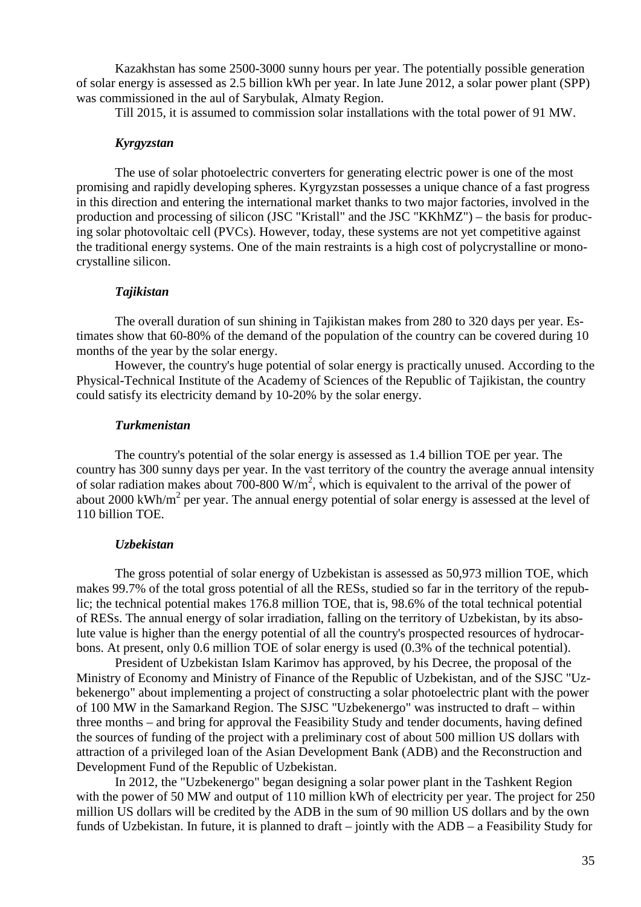Kazakhstan has some 2500-3000 sunny hours per year. The potentially possible generation of solar energy is assessed as 2.5 billion kWh per year. In late June 2012, a solar power plant (SPP) was commissioned in the aul of Sarybulak, Almaty Region.

Till 2015, it is assumed to commission solar installations with the total power of 91 MW.

### *Kyrgyzstan*

The use of solar photoelectric converters for generating electric power is one of the most promising and rapidly developing spheres. Kyrgyzstan possesses a unique chance of a fast progress in this direction and entering the international market thanks to two major factories, involved in the production and processing of silicon (JSC "Kristall" and the JSC "KKhMZ") – the basis for producing solar photovoltaic cell (PVCs). However, today, these systems are not yet competitive against the traditional energy systems. One of the main restraints is a high cost of polycrystalline or monocrystalline silicon.

### *Tajikistan*

The overall duration of sun shining in Tajikistan makes from 280 to 320 days per year. Estimates show that 60-80% of the demand of the population of the country can be covered during 10 months of the year by the solar energy.

However, the country's huge potential of solar energy is practically unused. According to the Physical-Technical Institute of the Academy of Sciences of the Republic of Tajikistan, the country could satisfy its electricity demand by 10-20% by the solar energy.

### *Turkmenistan*

The country's potential of the solar energy is assessed as 1.4 billion TOE per year. The country has 300 sunny days per year. In the vast territory of the country the average annual intensity of solar radiation makes about 700-800 $W/m^2$, which is equivalent to the arrival of the power of about 2000 $kWh/m^2$ per year. The annual energy potential of solar energy is assessed at the level of 110 billion TOE.

### *Uzbekistan*

The gross potential of solar energy of Uzbekistan is assessed as 50,973 million TOE, which makes 99.7% of the total gross potential of all the RESs, studied so far in the territory of the republic; the technical potential makes 176.8 million TOE, that is, 98.6% of the total technical potential of RESs. The annual energy of solar irradiation, falling on the territory of Uzbekistan, by its absolute value is higher than the energy potential of all the country's prospected resources of hydrocarbons. At present, only 0.6 million TOE of solar energy is used (0.3% of the technical potential).

President of Uzbekistan Islam Karimov has approved, by his Decree, the proposal of the Ministry of Economy and Ministry of Finance of the Republic of Uzbekistan, and of the SJSC "Uzbekenergo" about implementing a project of constructing a solar photoelectric plant with the power of 100 MW in the Samarkand Region. The SJSC "Uzbekenergo" was instructed to draft – within three months – and bring for approval the Feasibility Study and tender documents, having defined the sources of funding of the project with a preliminary cost of about 500 million US dollars with attraction of a privileged loan of the Asian Development Bank (ADB) and the Reconstruction and Development Fund of the Republic of Uzbekistan.

In 2012, the "Uzbekenergo" began designing a solar power plant in the Tashkent Region with the power of 50 MW and output of 110 million kWh of electricity per year. The project for 250 million US dollars will be credited by the ADB in the sum of 90 million US dollars and by the own funds of Uzbekistan. In future, it is planned to draft – jointly with the ADB – a Feasibility Study for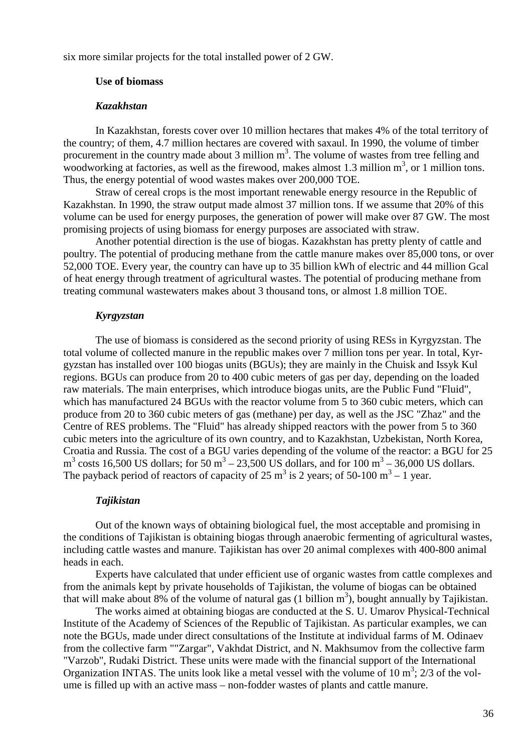six more similar projects for the total installed power of 2 GW.

### Use of biomass

#### *Kazakhstan*

In Kazakhstan, forests cover over 10 million hectares that makes 4% of the total territory of the country; of them, 4.7 million hectares are covered with saxaul. In 1990, the volume of timber procurement in the country made about 3 million m$^3$. The volume of wastes from tree felling and woodworking at factories, as well as the firewood, makes almost 1.3 million m$^3$, or 1 million tons. Thus, the energy potential of wood wastes makes over 200,000 TOE.

Straw of cereal crops is the most important renewable energy resource in the Republic of Kazakhstan. In 1990, the straw output made almost 37 million tons. If we assume that 20% of this volume can be used for energy purposes, the generation of power will make over 87 GW. The most promising projects of using biomass for energy purposes are associated with straw.

Another potential direction is the use of biogas. Kazakhstan has pretty plenty of cattle and poultry. The potential of producing methane from the cattle manure makes over 85,000 tons, or over 52,000 TOE. Every year, the country can have up to 35 billion kWh of electric and 44 million Gcal of heat energy through treatment of agricultural wastes. The potential of producing methane from treating communal wastewaters makes about 3 thousand tons, or almost 1.8 million TOE.

#### *Kyrgyzstan*

The use of biomass is considered as the second priority of using RESs in Kyrgyzstan. The total volume of collected manure in the republic makes over 7 million tons per year. In total, Kyrgyzstan has installed over 100 biogas units (BGUs); they are mainly in the Chuisk and Issyk Kul regions. BGUs can produce from 20 to 400 cubic meters of gas per day, depending on the loaded raw materials. The main enterprises, which introduce biogas units, are the Public Fund "Fluid", which has manufactured 24 BGUs with the reactor volume from 5 to 360 cubic meters, which can produce from 20 to 360 cubic meters of gas (methane) per day, as well as the JSC "Zhaz" and the Centre of RES problems. The "Fluid" has already shipped reactors with the power from 5 to 360 cubic meters into the agriculture of its own country, and to Kazakhstan, Uzbekistan, North Korea, Croatia and Russia. The cost of a BGU varies depending of the volume of the reactor: a BGU for 25 m$^3$ costs 16,500 US dollars; for 50 m$^3$ – 23,500 US dollars, and for 100 m$^3$ – 36,000 US dollars. The payback period of reactors of capacity of 25 m$^3$ is 2 years; of 50-100 m$^3$ – 1 year.

#### *Tajikistan*

Out of the known ways of obtaining biological fuel, the most acceptable and promising in the conditions of Tajikistan is obtaining biogas through anaerobic fermenting of agricultural wastes, including cattle wastes and manure. Tajikistan has over 20 animal complexes with 400-800 animal heads in each.

Experts have calculated that under efficient use of organic wastes from cattle complexes and from the animals kept by private households of Tajikistan, the volume of biogas can be obtained that will make about 8% of the volume of natural gas (1 billion m$^3$), bought annually by Tajikistan.

The works aimed at obtaining biogas are conducted at the S. U. Umarov Physical-Technical Institute of the Academy of Sciences of the Republic of Tajikistan. As particular examples, we can note the BGUs, made under direct consultations of the Institute at individual farms of M. Odinaev from the collective farm ""Zargar", Vakhdat District, and N. Makhsumov from the collective farm "Varzob", Rudaki District. These units were made with the financial support of the International Organization INTAS. The units look like a metal vessel with the volume of 10 m$^3$; 2/3 of the volume is filled up with an active mass – non-fodder wastes of plants and cattle manure.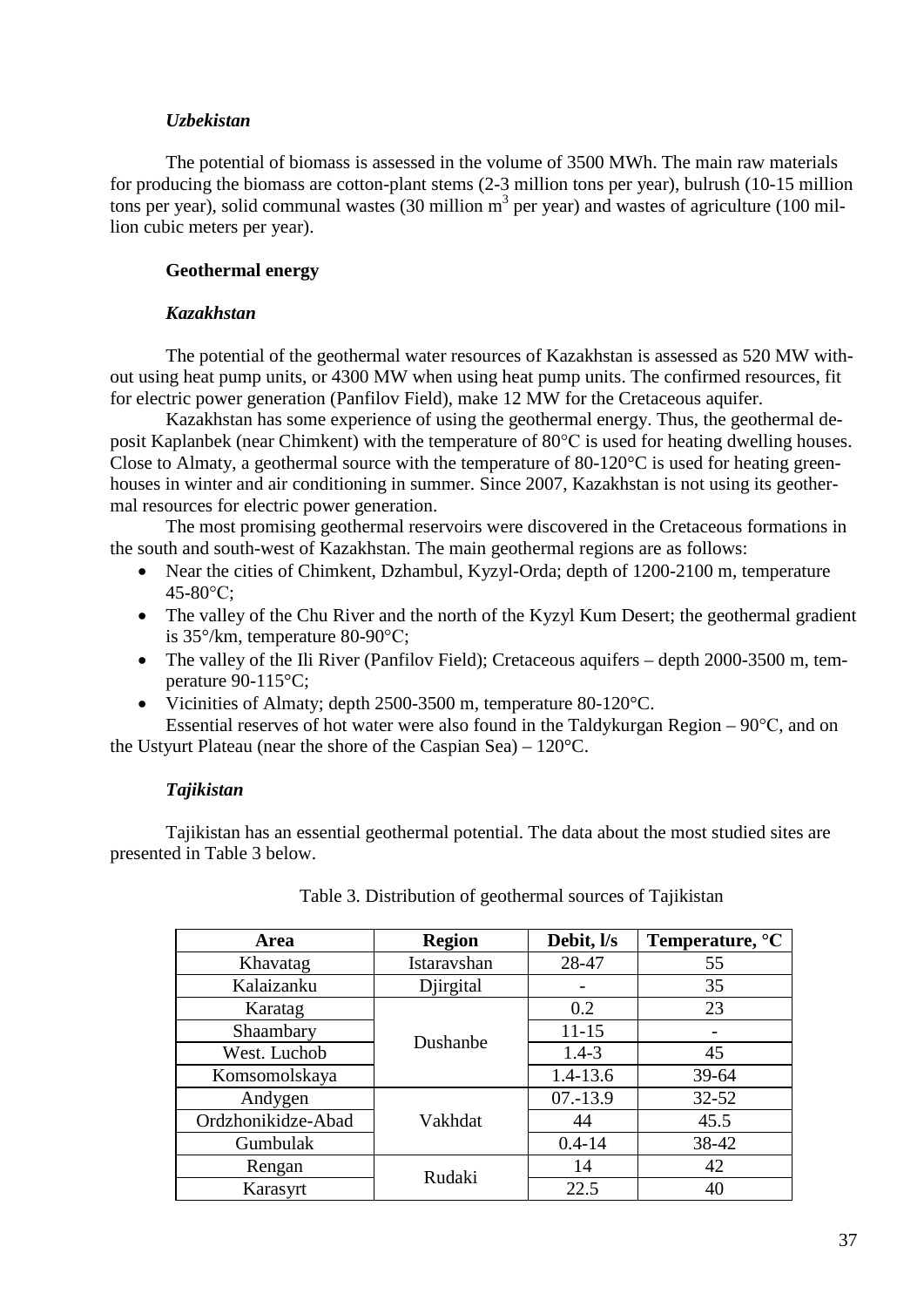### *Uzbekistan*

The potential of biomass is assessed in the volume of 3500 MWh. The main raw materials for producing the biomass are cotton-plant stems (2-3 million tons per year), bulrush (10-15 million tons per year), solid communal wastes (30 million $m^3$ per year) and wastes of agriculture (100 million cubic meters per year).

## Geothermal energy

### *Kazakhstan*

The potential of the geothermal water resources of Kazakhstan is assessed as 520 MW without using heat pump units, or 4300 MW when using heat pump units. The confirmed resources, fit for electric power generation (Panfilov Field), make 12 MW for the Cretaceous aquifer.

Kazakhstan has some experience of using the geothermal energy. Thus, the geothermal deposit Kaplanbek (near Chimkent) with the temperature of 80°C is used for heating dwelling houses. Close to Almaty, a geothermal source with the temperature of 80-120°C is used for heating greenhouses in winter and air conditioning in summer. Since 2007, Kazakhstan is not using its geothermal resources for electric power generation.

The most promising geothermal reservoirs were discovered in the Cretaceous formations in the south and south-west of Kazakhstan. The main geothermal regions are as follows:

- Near the cities of Chimkent, Dzhambul, Kyzyl-Orda; depth of 1200-2100 m, temperature 45-80°C;
- The valley of the Chu River and the north of the Kyzyl Kum Desert; the geothermal gradient is 35°/km, temperature 80-90°C;
- The valley of the Ili River (Panfilov Field); Cretaceous aquifers – depth 2000-3500 m, temperature 90-115°C;
- Vicinities of Almaty; depth 2500-3500 m, temperature 80-120°C.

Essential reserves of hot water were also found in the Taldykurgan Region – 90°C, and on the Ustyurt Plateau (near the shore of the Caspian Sea) – 120°C.

### *Tajikistan*

Tajikistan has an essential geothermal potential. The data about the most studied sites are presented in Table 3 below.

Table 3. Distribution of geothermal sources of Tajikistan

| Area | Region | Debit, l/s | Temperature, °C |
|---|---|---|---|
| Khavatag | Istaravshan | 28-47 | 55 |
| Kalaizanku | Djirgital | - | 35 |
| Karatag | Dushanbe | 0.2 | 23 |
| Shaambary | | 11-15 | - |
| West. Luchob | | 1.4-3 | 45 |
| Komsomolskaya | | 1.4-13.6 | 39-64 |
| Andygen | Vakhdat | 07.-13.9 | 32-52 |
| Ordzhonikidze-Abad | | 44 | 45.5 |
| Gumbulak | | 0.4-14 | 38-42 |
| Rengan | Rudaki | 14 | 42 |
| Karasyrt | | 22.5 | 40 |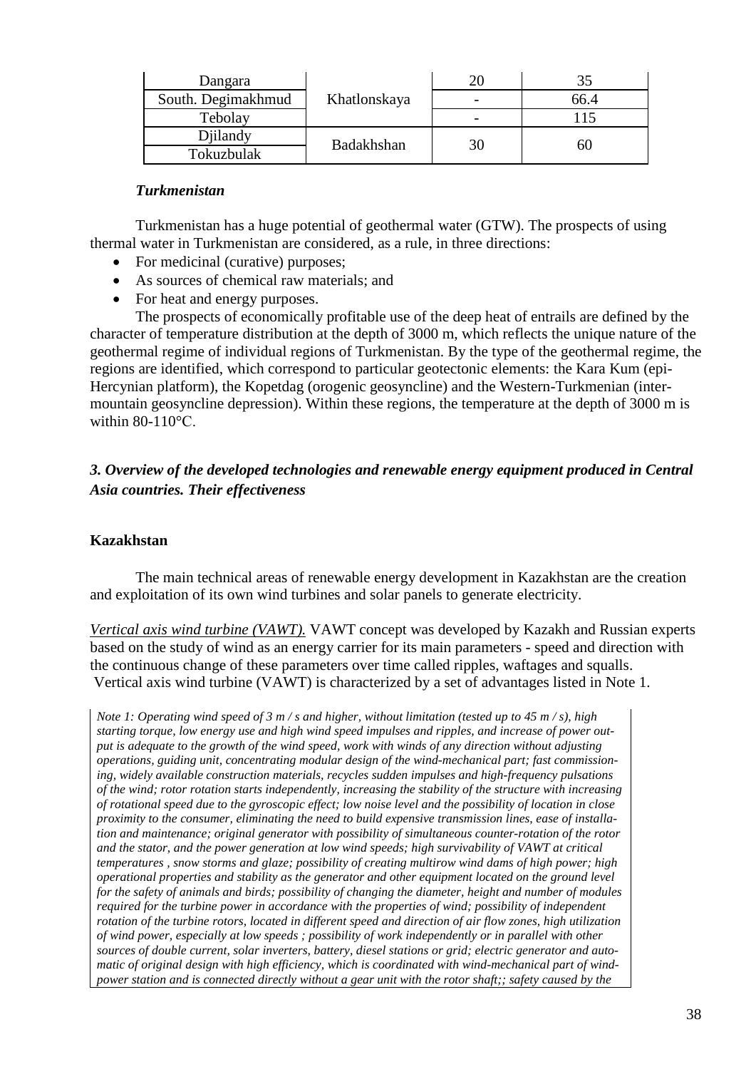| | | | |
|---|---|---|---|
| Dangara | Khatlonskaya | 20 | 35 |
| South. Degimakhmud | | - | 66.4 |
| Tebolay | | - | 115 |
| Djilandy | Badakhshan | 30 | 60 |
| Tokuzbulak | | | |

#### *Turkmenistan*

Turkmenistan has a huge potential of geothermal water (GTW). The prospects of using thermal water in Turkmenistan are considered, as a rule, in three directions:

- For medicinal (curative) purposes;
- As sources of chemical raw materials; and
- For heat and energy purposes.

The prospects of economically profitable use of the deep heat of entrails are defined by the character of temperature distribution at the depth of 3000 m, which reflects the unique nature of the geothermal regime of individual regions of Turkmenistan. By the type of the geothermal regime, the regions are identified, which correspond to particular geotectonic elements: the Kara Kum (epi-Hercynian platform), the Kopetdag (orogenic geosyncline) and the Western-Turkmenian (inter-mountain geosyncline depression). Within these regions, the temperature at the depth of 3000 m is within 80-110°C.

### *3. Overview of the developed technologies and renewable energy equipment produced in Central Asia countries. Their effectiveness*

#### Kazakhstan

The main technical areas of renewable energy development in Kazakhstan are the creation and exploitation of its own wind turbines and solar panels to generate electricity.

*Vertical axis wind turbine (VAWT).* VAWT concept was developed by Kazakh and Russian experts based on the study of wind as an energy carrier for its main parameters - speed and direction with the continuous change of these parameters over time called ripples, waftages and squalls.
Vertical axis wind turbine (VAWT) is characterized by a set of advantages listed in Note 1.

*Note 1: Operating wind speed of 3 m / s and higher, without limitation (tested up to 45 m / s), high starting torque, low energy use and high wind speed impulses and ripples, and increase of power output is adequate to the growth of the wind speed, work with winds of any direction without adjusting operations, guiding unit, concentrating modular design of the wind-mechanical part; fast commissioning, widely available construction materials, recycles sudden impulses and high-frequency pulsations of the wind; rotor rotation starts independently, increasing the stability of the structure with increasing of rotational speed due to the gyroscopic effect; low noise level and the possibility of location in close proximity to the consumer, eliminating the need to build expensive transmission lines, ease of installation and maintenance; original generator with possibility of simultaneous counter-rotation of the rotor and the stator, and the power generation at low wind speeds; high survivability of VAWT at critical temperatures , snow storms and glaze; possibility of creating multirow wind dams of high power; high operational properties and stability as the generator and other equipment located on the ground level for the safety of animals and birds; possibility of changing the diameter, height and number of modules required for the turbine power in accordance with the properties of wind; possibility of independent rotation of the turbine rotors, located in different speed and direction of air flow zones, high utilization of wind power, especially at low speeds ; possibility of work independently or in parallel with other sources of double current, solar inverters, battery, diesel stations or grid; electric generator and automatic of original design with high efficiency, which is coordinated with wind-mechanical part of wind-power station and is connected directly without a gear unit with the rotor shaft;; safety caused by the*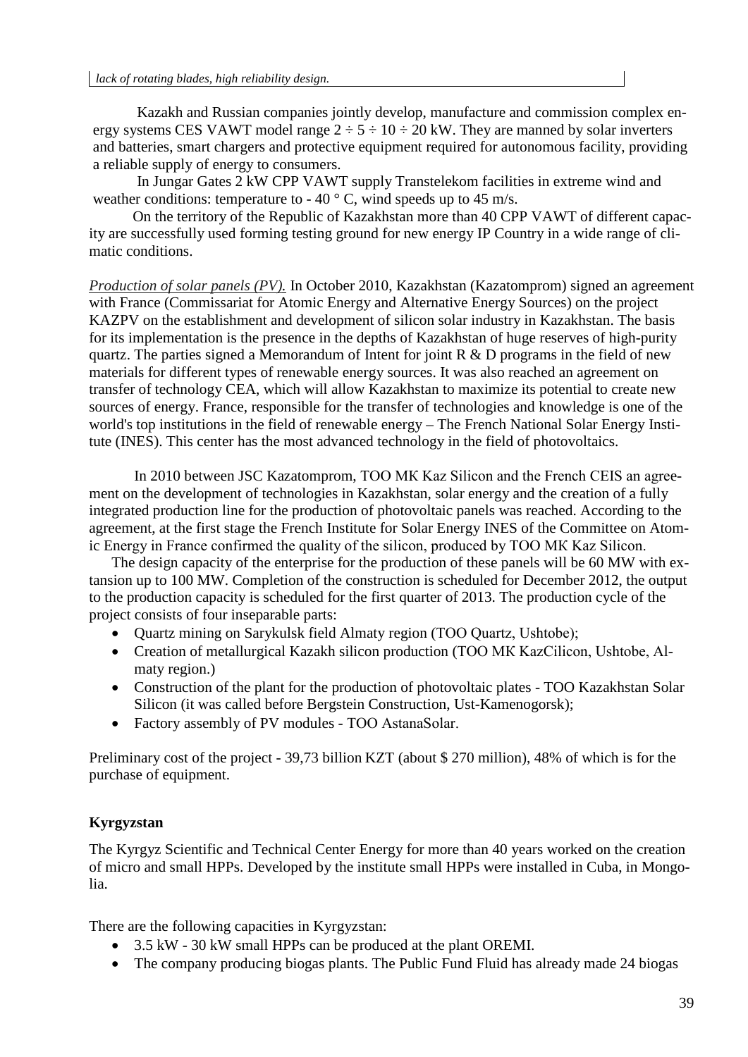*lack of rotating blades, high reliability design.*

Kazakh and Russian companies jointly develop, manufacture and commission complex energy systems CES VAWT model range 2 ÷ 5 ÷ 10 ÷ 20 kW. They are manned by solar inverters and batteries, smart chargers and protective equipment required for autonomous facility, providing a reliable supply of energy to consumers.

In Jungar Gates 2 kW CPP VAWT supply Transtelekom facilities in extreme wind and weather conditions: temperature to - 40 ° C, wind speeds up to 45 m/s.

On the territory of the Republic of Kazakhstan more than 40 CPP VAWT of different capacity are successfully used forming testing ground for new energy IP Country in a wide range of climatic conditions.

*Production of solar panels (PV).* In October 2010, Kazakhstan (Kazatomprom) signed an agreement with France (Commissariat for Atomic Energy and Alternative Energy Sources) on the project KAZPV on the establishment and development of silicon solar industry in Kazakhstan. The basis for its implementation is the presence in the depths of Kazakhstan of huge reserves of high-purity quartz. The parties signed a Memorandum of Intent for joint R & D programs in the field of new materials for different types of renewable energy sources. It was also reached an agreement on transfer of technology CEA, which will allow Kazakhstan to maximize its potential to create new sources of energy. France, responsible for the transfer of technologies and knowledge is one of the world's top institutions in the field of renewable energy – The French National Solar Energy Institute (INES). This center has the most advanced technology in the field of photovoltaics.

In 2010 between JSC Kazatomprom, TOO MK Kaz Silicon and the French CEIS an agreement on the development of technologies in Kazakhstan, solar energy and the creation of a fully integrated production line for the production of photovoltaic panels was reached. According to the agreement, at the first stage the French Institute for Solar Energy INES of the Committee on Atomic Energy in France confirmed the quality of the silicon, produced by TOO MK Kaz Silicon.

The design capacity of the enterprise for the production of these panels will be 60 MW with extansion up to 100 MW. Completion of the construction is scheduled for December 2012, the output to the production capacity is scheduled for the first quarter of 2013. The production cycle of the project consists of four inseparable parts:

- Quartz mining on Sarykulsk field Almaty region (TOO Quartz, Ushtobe);
- Creation of metallurgical Kazakh silicon production (TOO MK KazCilicon, Ushtobe, Almaty region.)
- Construction of the plant for the production of photovoltaic plates - TOO Kazakhstan Solar Silicon (it was called before Bergstein Construction, Ust-Kamenogorsk);
- Factory assembly of PV modules - TOO AstanaSolar.

Preliminary cost of the project - 39,73 billion KZT (about $ 270 million), 48% of which is for the purchase of equipment.

**Kyrgyzstan**

The Kyrgyz Scientific and Technical Center Energy for more than 40 years worked on the creation of micro and small HPPs. Developed by the institute small HPPs were installed in Cuba, in Mongolia.

There are the following capacities in Kyrgyzstan:

- 3.5 kW - 30 kW small HPPs can be produced at the plant OREMI.
- The company producing biogas plants. The Public Fund Fluid has already made 24 biogas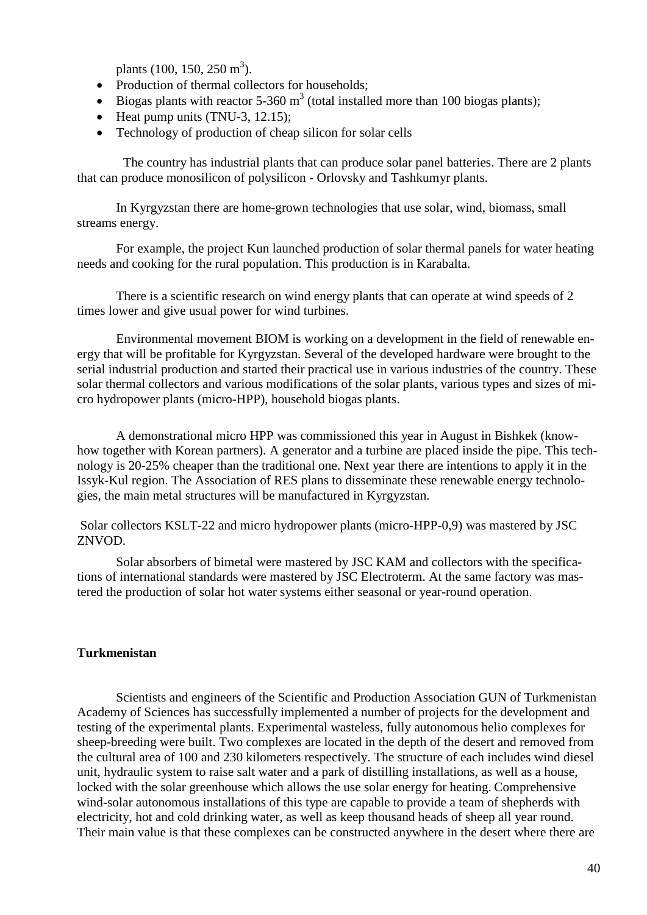plants (100, 150, 250 $m^3$).

- Production of thermal collectors for households;
- Biogas plants with reactor 5-360 $m^3$ (total installed more than 100 biogas plants);
- Heat pump units (TNU-3, 12.15);
- Technology of production of cheap silicon for solar cells

The country has industrial plants that can produce solar panel batteries. There are 2 plants that can produce monosilicon of polysilicon - Orlovsky and Tashkumyr plants.

In Kyrgyzstan there are home-grown technologies that use solar, wind, biomass, small streams energy.

For example, the project Kun launched production of solar thermal panels for water heating needs and cooking for the rural population. This production is in Karabalta.

There is a scientific research on wind energy plants that can operate at wind speeds of 2 times lower and give usual power for wind turbines.

Environmental movement BIOM is working on a development in the field of renewable energy that will be profitable for Kyrgyzstan. Several of the developed hardware were brought to the serial industrial production and started their practical use in various industries of the country. These solar thermal collectors and various modifications of the solar plants, various types and sizes of micro hydropower plants (micro-HPP), household biogas plants.

A demonstrational micro HPP was commissioned this year in August in Bishkek (know-how together with Korean partners). A generator and a turbine are placed inside the pipe. This technology is 20-25% cheaper than the traditional one. Next year there are intentions to apply it in the Issyk-Kul region. The Association of RES plans to disseminate these renewable energy technologies, the main metal structures will be manufactured in Kyrgyzstan.

Solar collectors KSLT-22 and micro hydropower plants (micro-HPP-0,9) was mastered by JSC ZNVOD.

Solar absorbers of bimetal were mastered by JSC KAM and collectors with the specifications of international standards were mastered by JSC Electroterm. At the same factory was mastered the production of solar hot water systems either seasonal or year-round operation.

**Turkmenistan**

Scientists and engineers of the Scientific and Production Association GUN of Turkmenistan Academy of Sciences has successfully implemented a number of projects for the development and testing of the experimental plants. Experimental wasteless, fully autonomous helio complexes for sheep-breeding were built. Two complexes are located in the depth of the desert and removed from the cultural area of 100 and 230 kilometers respectively. The structure of each includes wind diesel unit, hydraulic system to raise salt water and a park of distilling installations, as well as a house, locked with the solar greenhouse which allows the use solar energy for heating. Comprehensive wind-solar autonomous installations of this type are capable to provide a team of shepherds with electricity, hot and cold drinking water, as well as keep thousand heads of sheep all year round. Their main value is that these complexes can be constructed anywhere in the desert where there are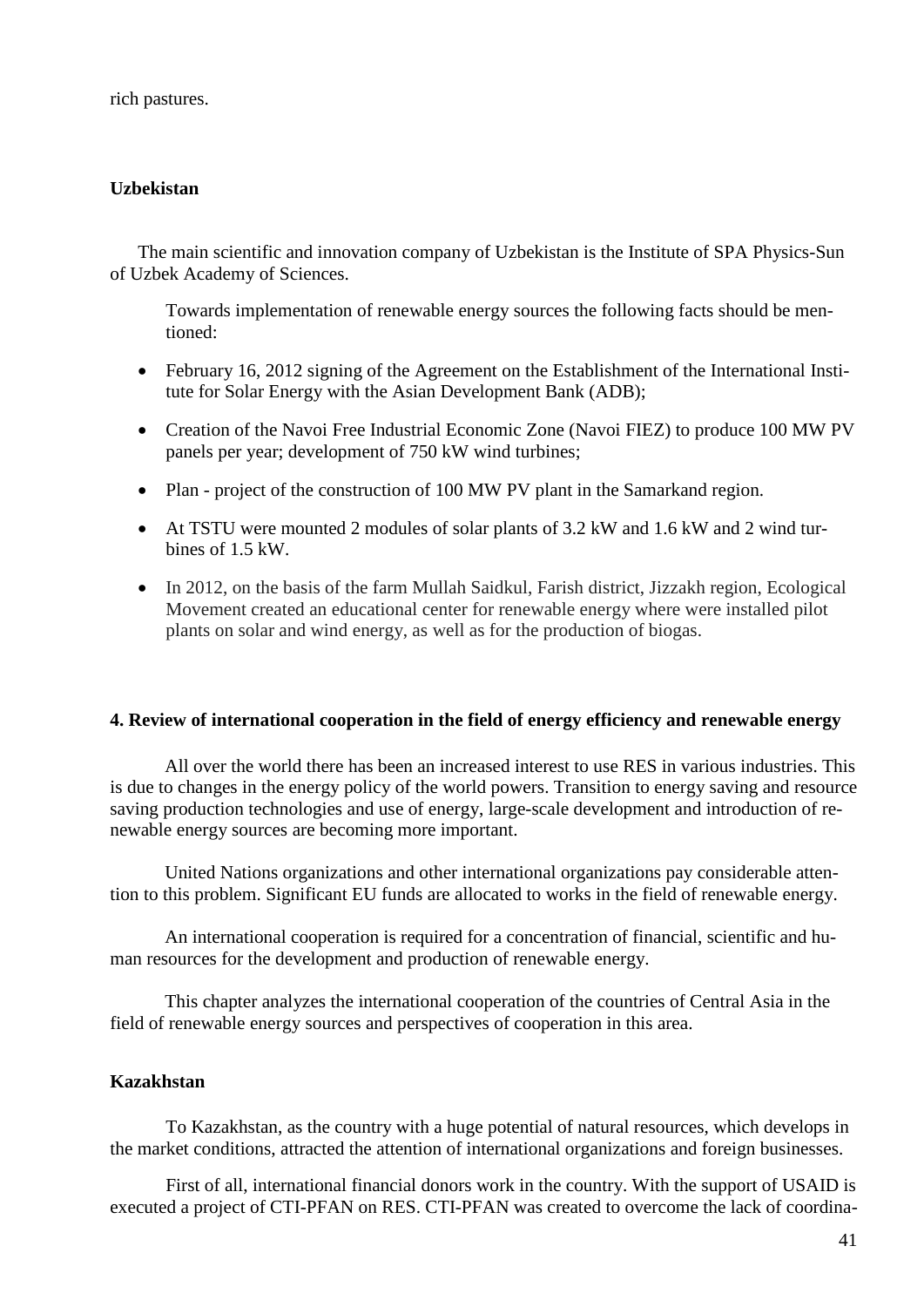rich pastures.

**Uzbekistan**

The main scientific and innovation company of Uzbekistan is the Institute of SPA Physics-Sun of Uzbek Academy of Sciences.

Towards implementation of renewable energy sources the following facts should be mentioned:

- February 16, 2012 signing of the Agreement on the Establishment of the International Institute for Solar Energy with the Asian Development Bank (ADB);
- Creation of the Navoi Free Industrial Economic Zone (Navoi FIEZ) to produce 100 MW PV panels per year; development of 750 kW wind turbines;
- Plan - project of the construction of 100 MW PV plant in the Samarkand region.
- At TSTU were mounted 2 modules of solar plants of 3.2 kW and 1.6 kW and 2 wind turbines of 1.5 kW.
- In 2012, on the basis of the farm Mullah Saidkul, Farish district, Jizzakh region, Ecological Movement created an educational center for renewable energy where were installed pilot plants on solar and wind energy, as well as for the production of biogas.

**4. Review of international cooperation in the field of energy efficiency and renewable energy**

All over the world there has been an increased interest to use RES in various industries. This is due to changes in the energy policy of the world powers. Transition to energy saving and resource saving production technologies and use of energy, large-scale development and introduction of renewable energy sources are becoming more important.

United Nations organizations and other international organizations pay considerable attention to this problem. Significant EU funds are allocated to works in the field of renewable energy.

An international cooperation is required for a concentration of financial, scientific and human resources for the development and production of renewable energy.

This chapter analyzes the international cooperation of the countries of Central Asia in the field of renewable energy sources and perspectives of cooperation in this area.

**Kazakhstan**

To Kazakhstan, as the country with a huge potential of natural resources, which develops in the market conditions, attracted the attention of international organizations and foreign businesses.

First of all, international financial donors work in the country. With the support of USAID is executed a project of CTI-PFAN on RES. CTI-PFAN was created to overcome the lack of coordina-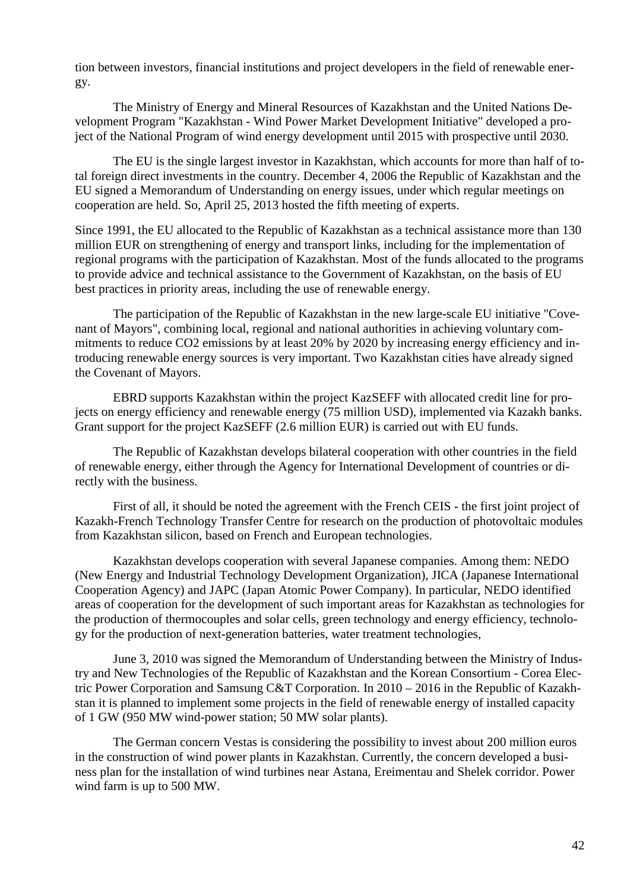tion between investors, financial institutions and project developers in the field of renewable energy.

The Ministry of Energy and Mineral Resources of Kazakhstan and the United Nations Development Program "Kazakhstan - Wind Power Market Development Initiative" developed a project of the National Program of wind energy development until 2015 with prospective until 2030.

The EU is the single largest investor in Kazakhstan, which accounts for more than half of total foreign direct investments in the country. December 4, 2006 the Republic of Kazakhstan and the EU signed a Memorandum of Understanding on energy issues, under which regular meetings on cooperation are held. So, April 25, 2013 hosted the fifth meeting of experts.

Since 1991, the EU allocated to the Republic of Kazakhstan as a technical assistance more than 130 million EUR on strengthening of energy and transport links, including for the implementation of regional programs with the participation of Kazakhstan. Most of the funds allocated to the programs to provide advice and technical assistance to the Government of Kazakhstan, on the basis of EU best practices in priority areas, including the use of renewable energy.

The participation of the Republic of Kazakhstan in the new large-scale EU initiative "Covenant of Mayors", combining local, regional and national authorities in achieving voluntary commitments to reduce $CO_2$ emissions by at least 20% by 2020 by increasing energy efficiency and introducing renewable energy sources is very important. Two Kazakhstan cities have already signed the Covenant of Mayors.

EBRD supports Kazakhstan within the project KazSEFF with allocated credit line for projects on energy efficiency and renewable energy (75 million USD), implemented via Kazakh banks. Grant support for the project KazSEFF (2.6 million EUR) is carried out with EU funds.

The Republic of Kazakhstan develops bilateral cooperation with other countries in the field of renewable energy, either through the Agency for International Development of countries or directly with the business.

First of all, it should be noted the agreement with the French CEIS - the first joint project of Kazakh-French Technology Transfer Centre for research on the production of photovoltaic modules from Kazakhstan silicon, based on French and European technologies.

Kazakhstan develops cooperation with several Japanese companies. Among them: NEDO (New Energy and Industrial Technology Development Organization), JICA (Japanese International Cooperation Agency) and JAPC (Japan Atomic Power Company). In particular, NEDO identified areas of cooperation for the development of such important areas for Kazakhstan as technologies for the production of thermocouples and solar cells, green technology and energy efficiency, technology for the production of next-generation batteries, water treatment technologies,

June 3, 2010 was signed the Memorandum of Understanding between the Ministry of Industry and New Technologies of the Republic of Kazakhstan and the Korean Consortium - Corea Electric Power Corporation and Samsung C&T Corporation. In 2010 – 2016 in the Republic of Kazakhstan it is planned to implement some projects in the field of renewable energy of installed capacity of 1 GW (950 MW wind-power station; 50 MW solar plants).

The German concern Vestas is considering the possibility to invest about 200 million euros in the construction of wind power plants in Kazakhstan. Currently, the concern developed a business plan for the installation of wind turbines near Astana, Ereimentau and Shelek corridor. Power wind farm is up to 500 MW.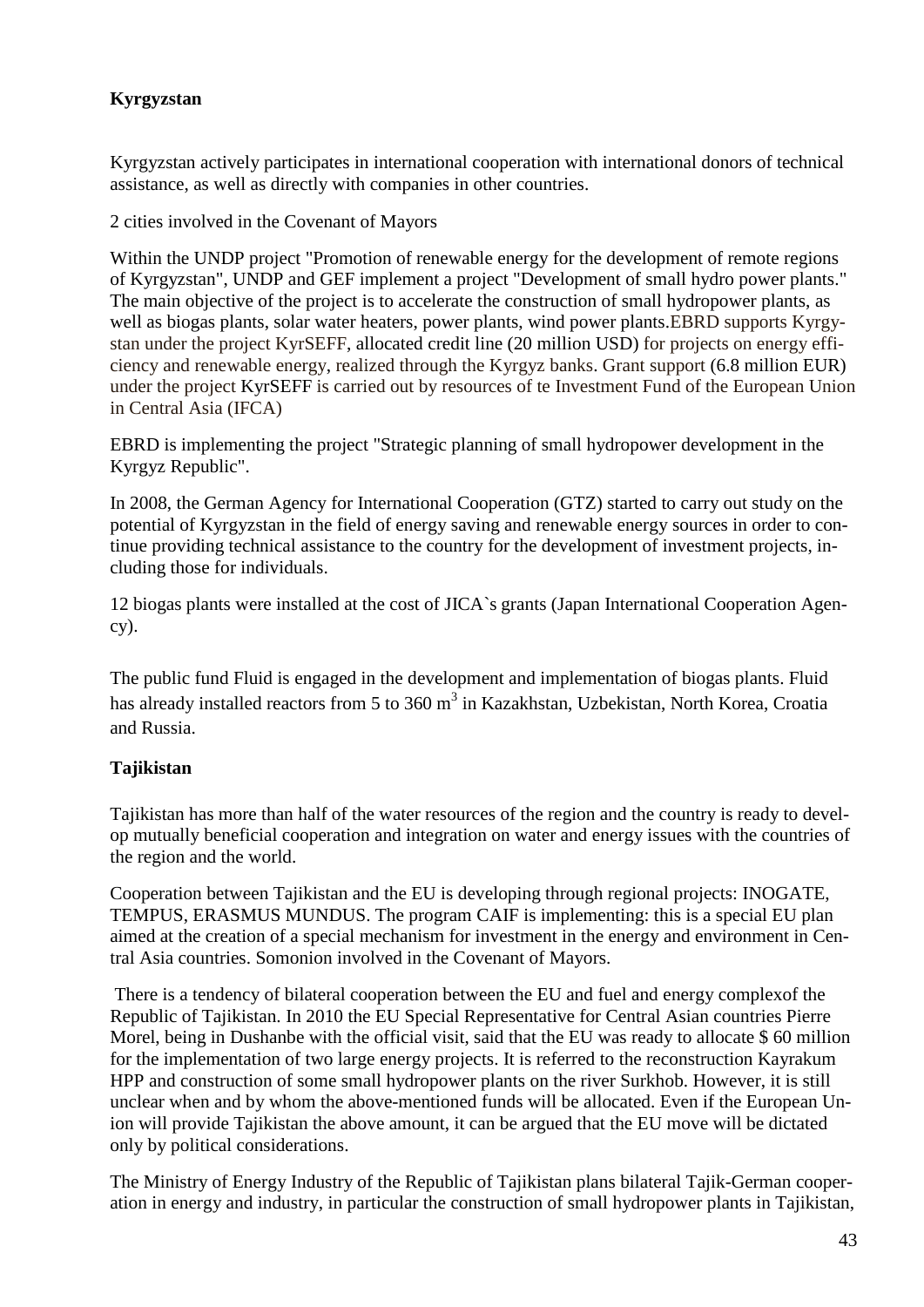**Kyrgyzstan**

Kyrgyzstan actively participates in international cooperation with international donors of technical assistance, as well as directly with companies in other countries.

2 cities involved in the Covenant of Mayors

Within the UNDP project "Promotion of renewable energy for the development of remote regions of Kyrgyzstan", UNDP and GEF implement a project "Development of small hydro power plants." The main objective of the project is to accelerate the construction of small hydropower plants, as well as biogas plants, solar water heaters, power plants, wind power plants.EBRD supports Kyrgyzstan under the project KyrSEFF, allocated credit line (20 million USD) for projects on energy efficiency and renewable energy, realized through the Kyrgyz banks. Grant support (6.8 million EUR) under the project KyrSEFF is carried out by resources of te Investment Fund of the European Union in Central Asia (IFCA)

EBRD is implementing the project "Strategic planning of small hydropower development in the Kyrgyz Republic".

In 2008, the German Agency for International Cooperation (GTZ) started to carry out study on the potential of Kyrgyzstan in the field of energy saving and renewable energy sources in order to continue providing technical assistance to the country for the development of investment projects, including those for individuals.

12 biogas plants were installed at the cost of JICA`s grants (Japan International Cooperation Agency).

The public fund Fluid is engaged in the development and implementation of biogas plants. Fluid has already installed reactors from 5 to 360 $m^3$ in Kazakhstan, Uzbekistan, North Korea, Croatia and Russia.

**Tajikistan**

Tajikistan has more than half of the water resources of the region and the country is ready to develop mutually beneficial cooperation and integration on water and energy issues with the countries of the region and the world.

Cooperation between Tajikistan and the EU is developing through regional projects: INOGATE, TEMPUS, ERASMUS MUNDUS. The program CAIF is implementing: this is a special EU plan aimed at the creation of a special mechanism for investment in the energy and environment in Central Asia countries. Somonion involved in the Covenant of Mayors.

There is a tendency of bilateral cooperation between the EU and fuel and energy complexof the Republic of Tajikistan. In 2010 the EU Special Representative for Central Asian countries Pierre Morel, being in Dushanbe with the official visit, said that the EU was ready to allocate $ 60 million for the implementation of two large energy projects. It is referred to the reconstruction Kayrakum HPP and construction of some small hydropower plants on the river Surkhob. However, it is still unclear when and by whom the above-mentioned funds will be allocated. Even if the European Union will provide Tajikistan the above amount, it can be argued that the EU move will be dictated only by political considerations.

The Ministry of Energy Industry of the Republic of Tajikistan plans bilateral Tajik-German cooperation in energy and industry, in particular the construction of small hydropower plants in Tajikistan,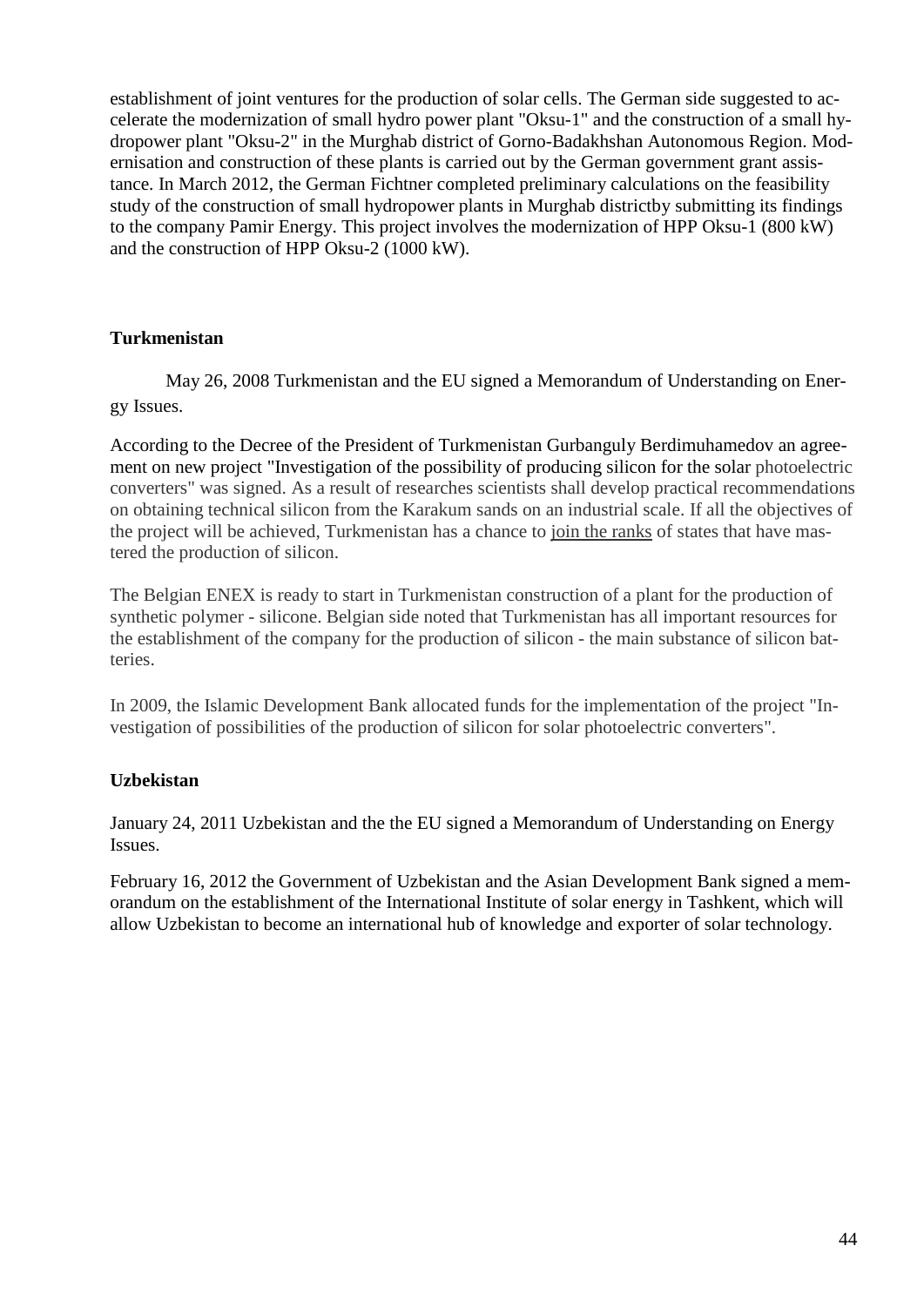establishment of joint ventures for the production of solar cells. The German side suggested to accelerate the modernization of small hydro power plant "Oksu-1" and the construction of a small hydropower plant "Oksu-2" in the Murghab district of Gorno-Badakhshan Autonomous Region. Modernisation and construction of these plants is carried out by the German government grant assistance. In March 2012, the German Fichtner completed preliminary calculations on the feasibility study of the construction of small hydropower plants in Murghab districtby submitting its findings to the company Pamir Energy. This project involves the modernization of HPP Oksu-1 (800 kW) and the construction of HPP Oksu-2 (1000 kW).

**Turkmenistan**

May 26, 2008 Turkmenistan and the EU signed a Memorandum of Understanding on Energy Issues.

According to the Decree of the President of Turkmenistan Gurbanguly Berdimuhamedov an agreement on new project "Investigation of the possibility of producing silicon for the solar photoelectric converters" was signed. As a result of researches scientists shall develop practical recommendations on obtaining technical silicon from the Karakum sands on an industrial scale. If all the objectives of the project will be achieved, Turkmenistan has a chance to join the ranks of states that have mastered the production of silicon.

The Belgian ENEX is ready to start in Turkmenistan construction of a plant for the production of synthetic polymer - silicone. Belgian side noted that Turkmenistan has all important resources for the establishment of the company for the production of silicon - the main substance of silicon batteries.

In 2009, the Islamic Development Bank allocated funds for the implementation of the project "Investigation of possibilities of the production of silicon for solar photoelectric converters".

**Uzbekistan**

January 24, 2011 Uzbekistan and the the EU signed a Memorandum of Understanding on Energy Issues.

February 16, 2012 the Government of Uzbekistan and the Asian Development Bank signed a memorandum on the establishment of the International Institute of solar energy in Tashkent, which will allow Uzbekistan to become an international hub of knowledge and exporter of solar technology.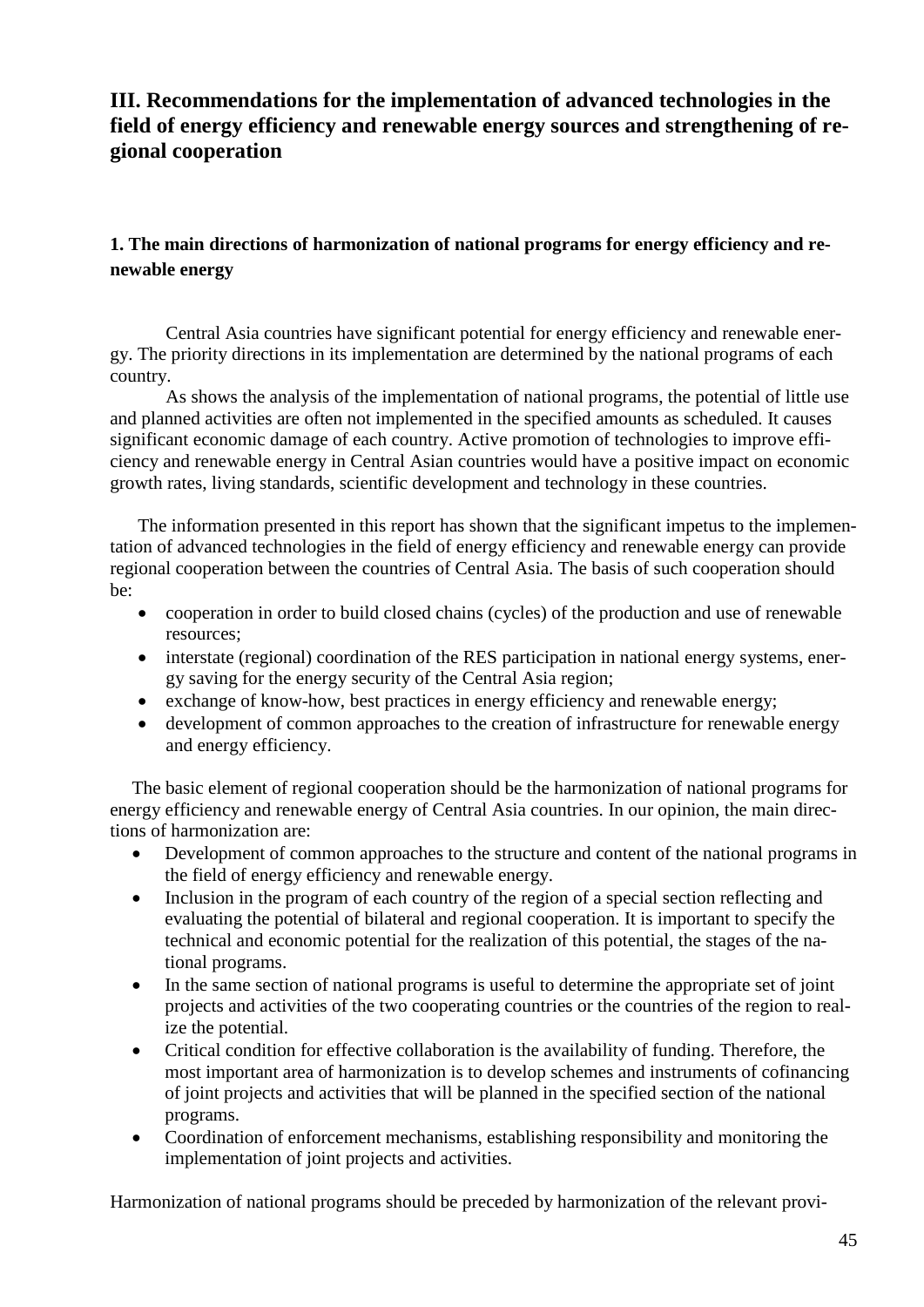## III. Recommendations for the implementation of advanced technologies in the field of energy efficiency and renewable energy sources and strengthening of regional cooperation

### 1. The main directions of harmonization of national programs for energy efficiency and renewable energy

Central Asia countries have significant potential for energy efficiency and renewable energy. The priority directions in its implementation are determined by the national programs of each country.

As shows the analysis of the implementation of national programs, the potential of little use and planned activities are often not implemented in the specified amounts as scheduled. It causes significant economic damage of each country. Active promotion of technologies to improve efficiency and renewable energy in Central Asian countries would have a positive impact on economic growth rates, living standards, scientific development and technology in these countries.

The information presented in this report has shown that the significant impetus to the implementation of advanced technologies in the field of energy efficiency and renewable energy can provide regional cooperation between the countries of Central Asia. The basis of such cooperation should be:

- cooperation in order to build closed chains (cycles) of the production and use of renewable resources;
- interstate (regional) coordination of the RES participation in national energy systems, energy saving for the energy security of the Central Asia region;
- exchange of know-how, best practices in energy efficiency and renewable energy;
- development of common approaches to the creation of infrastructure for renewable energy and energy efficiency.

The basic element of regional cooperation should be the harmonization of national programs for energy efficiency and renewable energy of Central Asia countries. In our opinion, the main directions of harmonization are:

- Development of common approaches to the structure and content of the national programs in the field of energy efficiency and renewable energy.
- Inclusion in the program of each country of the region of a special section reflecting and evaluating the potential of bilateral and regional cooperation. It is important to specify the technical and economic potential for the realization of this potential, the stages of the national programs.
- In the same section of national programs is useful to determine the appropriate set of joint projects and activities of the two cooperating countries or the countries of the region to realize the potential.
- Critical condition for effective collaboration is the availability of funding. Therefore, the most important area of harmonization is to develop schemes and instruments of cofinancing of joint projects and activities that will be planned in the specified section of the national programs.
- Coordination of enforcement mechanisms, establishing responsibility and monitoring the implementation of joint projects and activities.

Harmonization of national programs should be preceded by harmonization of the relevant provi-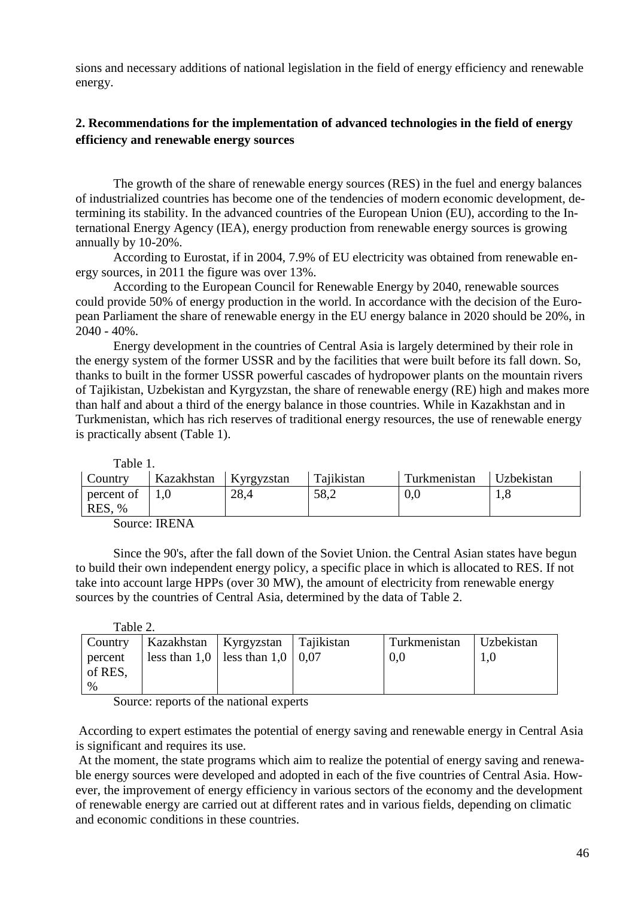sions and necessary additions of national legislation in the field of energy efficiency and renewable energy.

## 2. Recommendations for the implementation of advanced technologies in the field of energy efficiency and renewable energy sources

The growth of the share of renewable energy sources (RES) in the fuel and energy balances of industrialized countries has become one of the tendencies of modern economic development, determining its stability. In the advanced countries of the European Union (EU), according to the International Energy Agency (IEA), energy production from renewable energy sources is growing annually by 10-20%.

According to Eurostat, if in 2004, 7.9% of EU electricity was obtained from renewable energy sources, in 2011 the figure was over 13%.

According to the European Council for Renewable Energy by 2040, renewable sources could provide 50% of energy production in the world. In accordance with the decision of the European Parliament the share of renewable energy in the EU energy balance in 2020 should be 20%, in 2040 - 40%.

Energy development in the countries of Central Asia is largely determined by their role in the energy system of the former USSR and by the facilities that were built before its fall down. So, thanks to built in the former USSR powerful cascades of hydropower plants on the mountain rivers of Tajikistan, Uzbekistan and Kyrgyzstan, the share of renewable energy (RE) high and makes more than half and about a third of the energy balance in those countries. While in Kazakhstan and in Turkmenistan, which has rich reserves of traditional energy resources, the use of renewable energy is practically absent (Table 1).

Table 1.

| Country | Kazakhstan | Kyrgyzstan | Tajikistan | Turkmenistan | Uzbekistan |
|---|---|---|---|---|---|
| percent of RES, % | 1,0 | 28,4 | 58,2 | 0,0 | 1,8 |

Source: IRENA

Since the 90's, after the fall down of the Soviet Union. the Central Asian states have begun to build their own independent energy policy, a specific place in which is allocated to RES. If not take into account large HPPs (over 30 MW), the amount of electricity from renewable energy sources by the countries of Central Asia, determined by the data of Table 2.

Table 2.

| Country | Kazakhstan | Kyrgyzstan | Tajikistan | Turkmenistan | Uzbekistan |
|---|---|---|---|---|---|
| percent of RES, % | less than 1,0 | less than 1,0 | 0,07 | 0,0 | 1,0 |

Source: reports of the national experts

According to expert estimates the potential of energy saving and renewable energy in Central Asia is significant and requires its use.

At the moment, the state programs which aim to realize the potential of energy saving and renewable energy sources were developed and adopted in each of the five countries of Central Asia. However, the improvement of energy efficiency in various sectors of the economy and the development of renewable energy are carried out at different rates and in various fields, depending on climatic and economic conditions in these countries.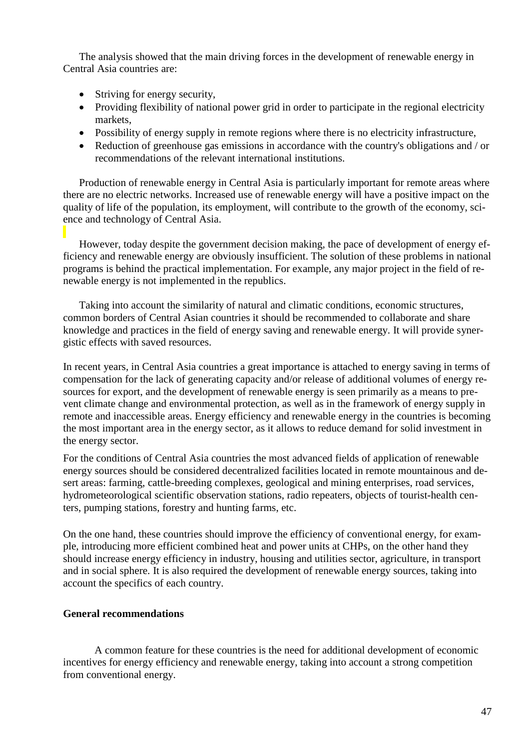The analysis showed that the main driving forces in the development of renewable energy in Central Asia countries are:

- Striving for energy security,
- Providing flexibility of national power grid in order to participate in the regional electricity markets,
- Possibility of energy supply in remote regions where there is no electricity infrastructure,
- Reduction of greenhouse gas emissions in accordance with the country's obligations and / or recommendations of the relevant international institutions.

Production of renewable energy in Central Asia is particularly important for remote areas where there are no electric networks. Increased use of renewable energy will have a positive impact on the quality of life of the population, its employment, will contribute to the growth of the economy, science and technology of Central Asia.

However, today despite the government decision making, the pace of development of energy efficiency and renewable energy are obviously insufficient. The solution of these problems in national programs is behind the practical implementation. For example, any major project in the field of renewable energy is not implemented in the republics.

Taking into account the similarity of natural and climatic conditions, economic structures, common borders of Central Asian countries it should be recommended to collaborate and share knowledge and practices in the field of energy saving and renewable energy. It will provide synergistic effects with saved resources.

In recent years, in Central Asia countries a great importance is attached to energy saving in terms of compensation for the lack of generating capacity and/or release of additional volumes of energy resources for export, and the development of renewable energy is seen primarily as a means to prevent climate change and environmental protection, as well as in the framework of energy supply in remote and inaccessible areas. Energy efficiency and renewable energy in the countries is becoming the most important area in the energy sector, as it allows to reduce demand for solid investment in the energy sector.

For the conditions of Central Asia countries the most advanced fields of application of renewable energy sources should be considered decentralized facilities located in remote mountainous and desert areas: farming, cattle-breeding complexes, geological and mining enterprises, road services, hydrometeorological scientific observation stations, radio repeaters, objects of tourist-health centers, pumping stations, forestry and hunting farms, etc.

On the one hand, these countries should improve the efficiency of conventional energy, for example, introducing more efficient combined heat and power units at CHPs, on the other hand they should increase energy efficiency in industry, housing and utilities sector, agriculture, in transport and in social sphere. It is also required the development of renewable energy sources, taking into account the specifics of each country.

**General recommendations**

A common feature for these countries is the need for additional development of economic incentives for energy efficiency and renewable energy, taking into account a strong competition from conventional energy.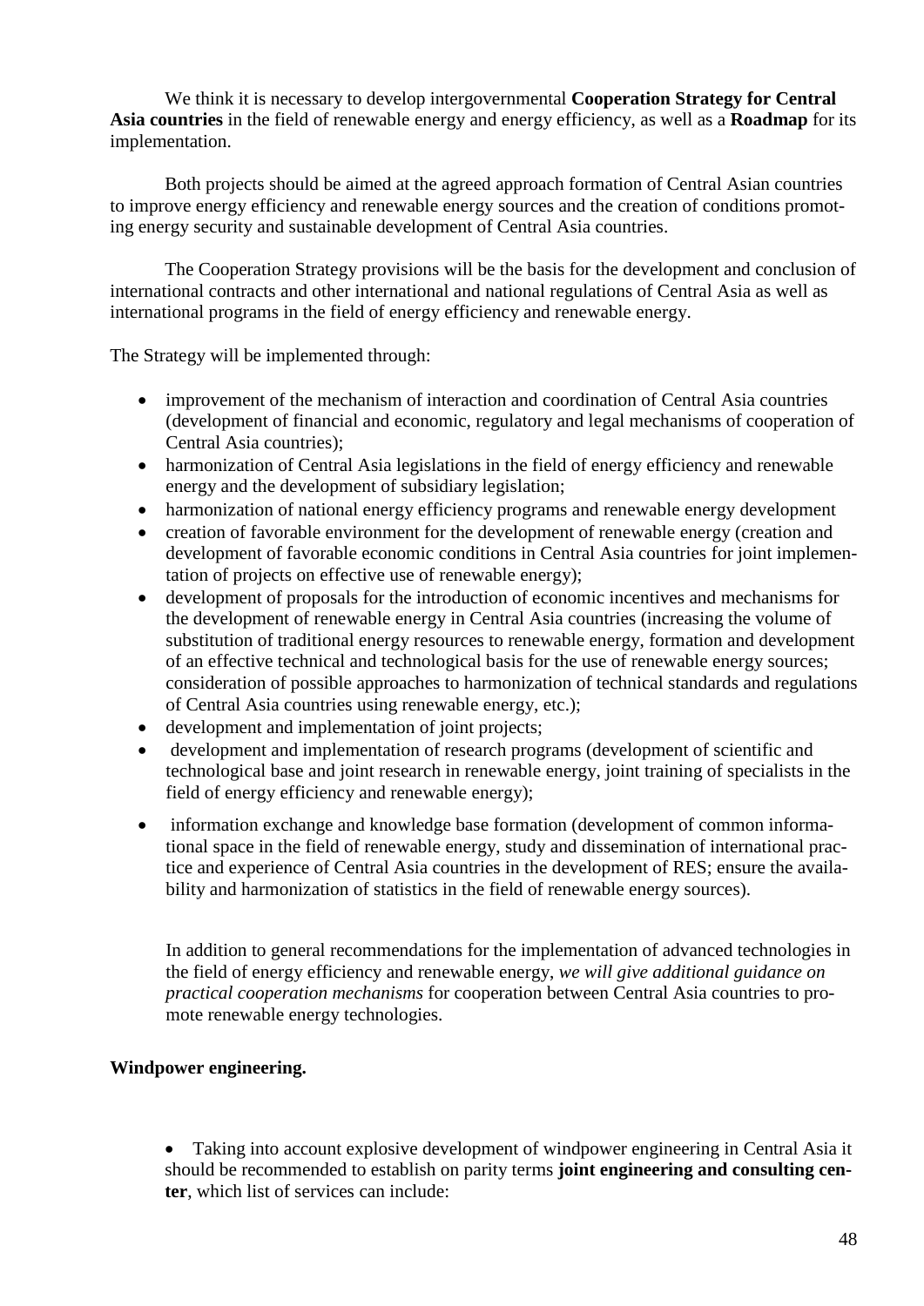We think it is necessary to develop intergovernmental **Cooperation Strategy for Central Asia countries** in the field of renewable energy and energy efficiency, as well as a **Roadmap** for its implementation.

Both projects should be aimed at the agreed approach formation of Central Asian countries to improve energy efficiency and renewable energy sources and the creation of conditions promoting energy security and sustainable development of Central Asia countries.

The Cooperation Strategy provisions will be the basis for the development and conclusion of international contracts and other international and national regulations of Central Asia as well as international programs in the field of energy efficiency and renewable energy.

The Strategy will be implemented through:

- improvement of the mechanism of interaction and coordination of Central Asia countries (development of financial and economic, regulatory and legal mechanisms of cooperation of Central Asia countries);
- harmonization of Central Asia legislations in the field of energy efficiency and renewable energy and the development of subsidiary legislation;
- harmonization of national energy efficiency programs and renewable energy development
- creation of favorable environment for the development of renewable energy (creation and development of favorable economic conditions in Central Asia countries for joint implementation of projects on effective use of renewable energy);
- development of proposals for the introduction of economic incentives and mechanisms for the development of renewable energy in Central Asia countries (increasing the volume of substitution of traditional energy resources to renewable energy, formation and development of an effective technical and technological basis for the use of renewable energy sources; consideration of possible approaches to harmonization of technical standards and regulations of Central Asia countries using renewable energy, etc.);
- development and implementation of joint projects;
- development and implementation of research programs (development of scientific and technological base and joint research in renewable energy, joint training of specialists in the field of energy efficiency and renewable energy);
- information exchange and knowledge base formation (development of common informational space in the field of renewable energy, study and dissemination of international practice and experience of Central Asia countries in the development of RES; ensure the availability and harmonization of statistics in the field of renewable energy sources).

In addition to general recommendations for the implementation of advanced technologies in the field of energy efficiency and renewable energy, *we will give additional guidance on practical cooperation mechanisms* for cooperation between Central Asia countries to promote renewable energy technologies.

**Windpower engineering.**

- Taking into account explosive development of windpower engineering in Central Asia it should be recommended to establish on parity terms **joint engineering and consulting center**, which list of services can include: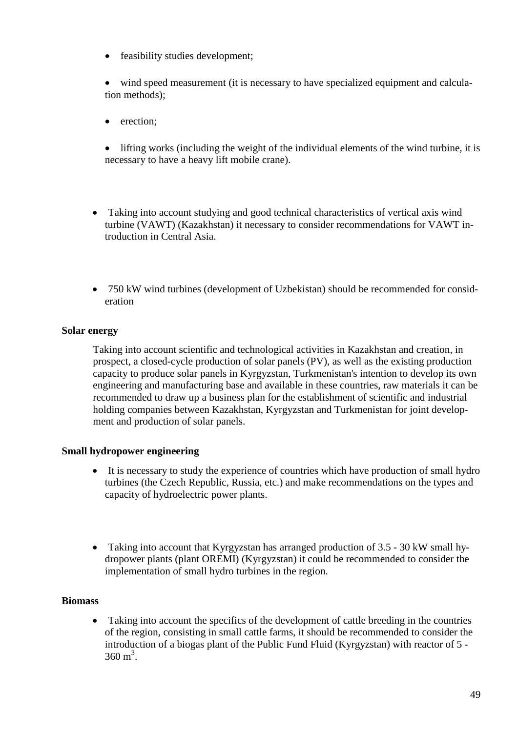- feasibility studies development;
- wind speed measurement (it is necessary to have specialized equipment and calculation methods);
- erection;
- lifting works (including the weight of the individual elements of the wind turbine, it is necessary to have a heavy lift mobile crane).

- Taking into account studying and good technical characteristics of vertical axis wind turbine (VAWT) (Kazakhstan) it necessary to consider recommendations for VAWT introduction in Central Asia.

- 750 kW wind turbines (development of Uzbekistan) should be recommended for consideration

**Solar energy**

Taking into account scientific and technological activities in Kazakhstan and creation, in prospect, a closed-cycle production of solar panels (PV), as well as the existing production capacity to produce solar panels in Kyrgyzstan, Turkmenistan's intention to develop its own engineering and manufacturing base and available in these countries, raw materials it can be recommended to draw up a business plan for the establishment of scientific and industrial holding companies between Kazakhstan, Kyrgyzstan and Turkmenistan for joint development and production of solar panels.

**Small hydropower engineering**

- It is necessary to study the experience of countries which have production of small hydro turbines (the Czech Republic, Russia, etc.) and make recommendations on the types and capacity of hydroelectric power plants.

- Taking into account that Kyrgyzstan has arranged production of 3.5 - 30 kW small hydropower plants (plant OREMI) (Kyrgyzstan) it could be recommended to consider the implementation of small hydro turbines in the region.

**Biomass**

- Taking into account the specifics of the development of cattle breeding in the countries of the region, consisting in small cattle farms, it should be recommended to consider the introduction of a biogas plant of the Public Fund Fluid (Kyrgyzstan) with reactor of 5 - 360 $m^3$.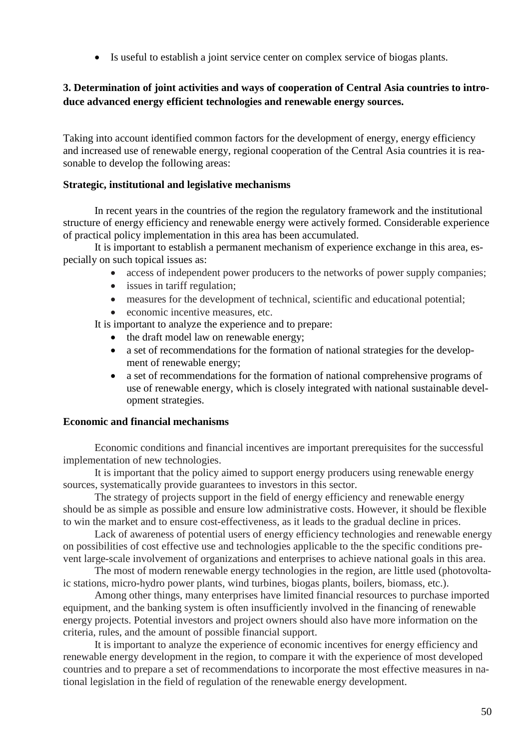- Is useful to establish a joint service center on complex service of biogas plants.

## 3. Determination of joint activities and ways of cooperation of Central Asia countries to introduce advanced energy efficient technologies and renewable energy sources.

Taking into account identified common factors for the development of energy, energy efficiency and increased use of renewable energy, regional cooperation of the Central Asia countries it is reasonable to develop the following areas:

### Strategic, institutional and legislative mechanisms

In recent years in the countries of the region the regulatory framework and the institutional structure of energy efficiency and renewable energy were actively formed. Considerable experience of practical policy implementation in this area has been accumulated.

It is important to establish a permanent mechanism of experience exchange in this area, especially on such topical issues as:

- access of independent power producers to the networks of power supply companies;
- issues in tariff regulation;
- measures for the development of technical, scientific and educational potential;
- economic incentive measures, etc.

It is important to analyze the experience and to prepare:

- the draft model law on renewable energy;
- a set of recommendations for the formation of national strategies for the development of renewable energy;
- a set of recommendations for the formation of national comprehensive programs of use of renewable energy, which is closely integrated with national sustainable development strategies.

### Economic and financial mechanisms

Economic conditions and financial incentives are important prerequisites for the successful implementation of new technologies.

It is important that the policy aimed to support energy producers using renewable energy sources, systematically provide guarantees to investors in this sector.

The strategy of projects support in the field of energy efficiency and renewable energy should be as simple as possible and ensure low administrative costs. However, it should be flexible to win the market and to ensure cost-effectiveness, as it leads to the gradual decline in prices.

Lack of awareness of potential users of energy efficiency technologies and renewable energy on possibilities of cost effective use and technologies applicable to the the specific conditions prevent large-scale involvement of organizations and enterprises to achieve national goals in this area.

The most of modern renewable energy technologies in the region, are little used (photovoltaic stations, micro-hydro power plants, wind turbines, biogas plants, boilers, biomass, etc.).

Among other things, many enterprises have limited financial resources to purchase imported equipment, and the banking system is often insufficiently involved in the financing of renewable energy projects. Potential investors and project owners should also have more information on the criteria, rules, and the amount of possible financial support.

It is important to analyze the experience of economic incentives for energy efficiency and renewable energy development in the region, to compare it with the experience of most developed countries and to prepare a set of recommendations to incorporate the most effective measures in national legislation in the field of regulation of the renewable energy development.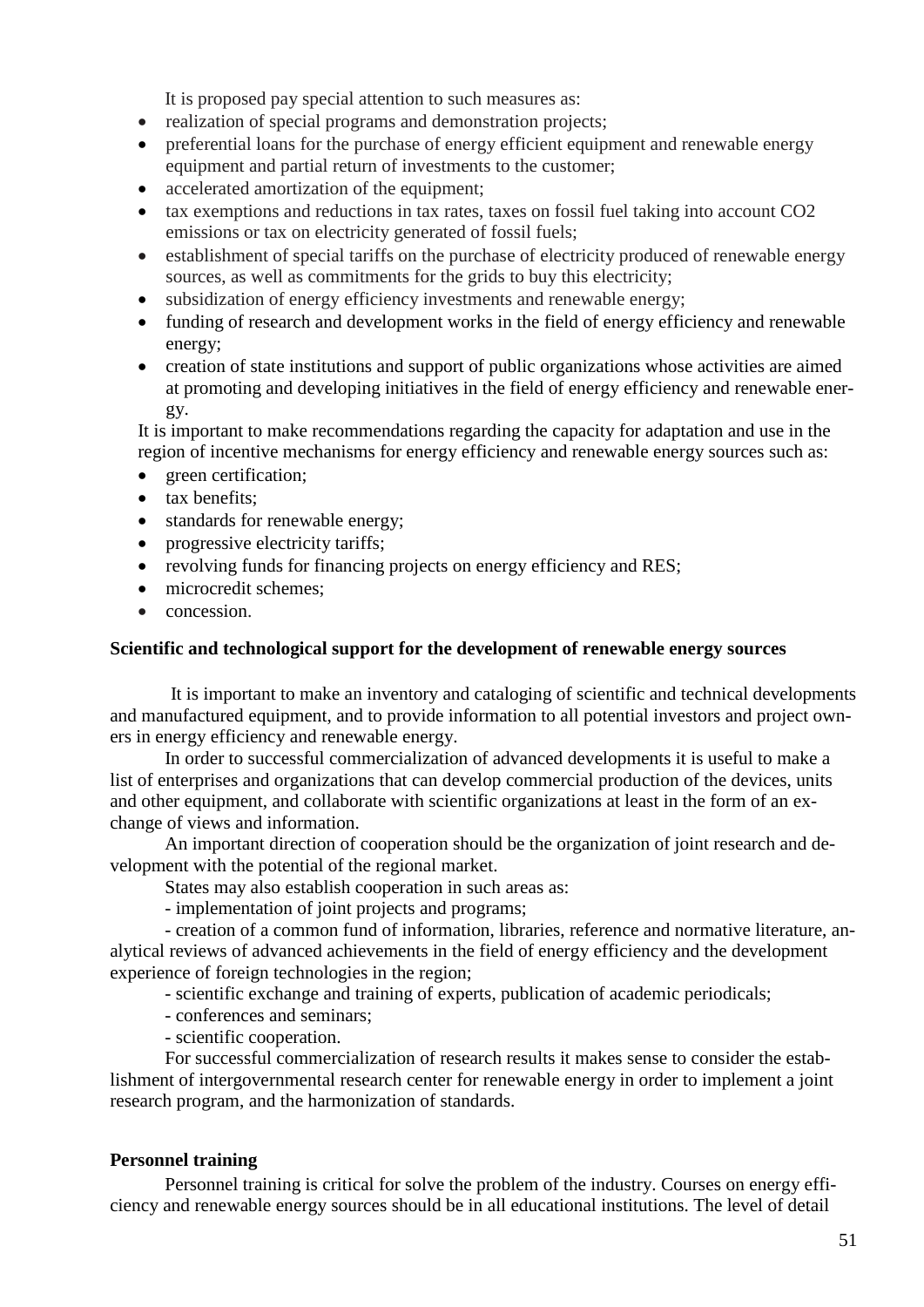It is proposed pay special attention to such measures as:

- realization of special programs and demonstration projects;
- preferential loans for the purchase of energy efficient equipment and renewable energy equipment and partial return of investments to the customer;
- accelerated amortization of the equipment;
- tax exemptions and reductions in tax rates, taxes on fossil fuel taking into account $CO_2$ emissions or tax on electricity generated of fossil fuels;
- establishment of special tariffs on the purchase of electricity produced of renewable energy sources, as well as commitments for the grids to buy this electricity;
- subsidization of energy efficiency investments and renewable energy;
- funding of research and development works in the field of energy efficiency and renewable energy;
- creation of state institutions and support of public organizations whose activities are aimed at promoting and developing initiatives in the field of energy efficiency and renewable energy.

It is important to make recommendations regarding the capacity for adaptation and use in the region of incentive mechanisms for energy efficiency and renewable energy sources such as:

- green certification;
- tax benefits;
- standards for renewable energy;
- progressive electricity tariffs;
- revolving funds for financing projects on energy efficiency and RES;
- microcredit schemes;
- concession.

**Scientific and technological support for the development of renewable energy sources**

It is important to make an inventory and cataloging of scientific and technical developments and manufactured equipment, and to provide information to all potential investors and project owners in energy efficiency and renewable energy.

In order to successful commercialization of advanced developments it is useful to make a list of enterprises and organizations that can develop commercial production of the devices, units and other equipment, and collaborate with scientific organizations at least in the form of an exchange of views and information.

An important direction of cooperation should be the organization of joint research and development with the potential of the regional market.

States may also establish cooperation in such areas as:

- implementation of joint projects and programs;

- creation of a common fund of information, libraries, reference and normative literature, analytical reviews of advanced achievements in the field of energy efficiency and the development experience of foreign technologies in the region;

- scientific exchange and training of experts, publication of academic periodicals;

- conferences and seminars;

- scientific cooperation.

For successful commercialization of research results it makes sense to consider the establishment of intergovernmental research center for renewable energy in order to implement a joint research program, and the harmonization of standards.

**Personnel training**

Personnel training is critical for solve the problem of the industry. Courses on energy efficiency and renewable energy sources should be in all educational institutions. The level of detail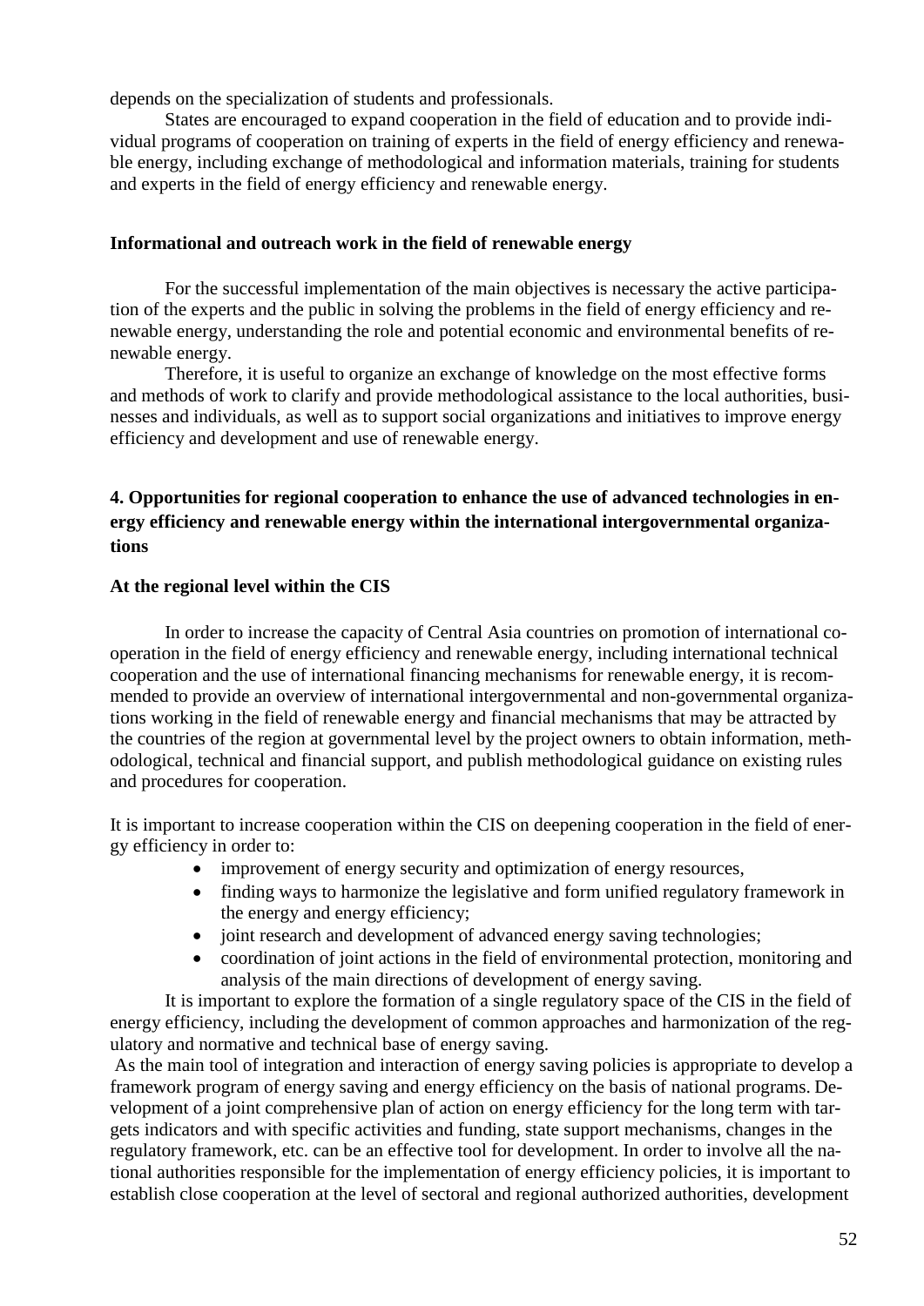depends on the specialization of students and professionals.

States are encouraged to expand cooperation in the field of education and to provide individual programs of cooperation on training of experts in the field of energy efficiency and renewable energy, including exchange of methodological and information materials, training for students and experts in the field of energy efficiency and renewable energy.

**Informational and outreach work in the field of renewable energy**

For the successful implementation of the main objectives is necessary the active participation of the experts and the public in solving the problems in the field of energy efficiency and renewable energy, understanding the role and potential economic and environmental benefits of renewable energy.

Therefore, it is useful to organize an exchange of knowledge on the most effective forms and methods of work to clarify and provide methodological assistance to the local authorities, businesses and individuals, as well as to support social organizations and initiatives to improve energy efficiency and development and use of renewable energy.

## 4. Opportunities for regional cooperation to enhance the use of advanced technologies in energy efficiency and renewable energy within the international intergovernmental organizations

**At the regional level within the CIS**

In order to increase the capacity of Central Asia countries on promotion of international cooperation in the field of energy efficiency and renewable energy, including international technical cooperation and the use of international financing mechanisms for renewable energy, it is recommended to provide an overview of international intergovernmental and non-governmental organizations working in the field of renewable energy and financial mechanisms that may be attracted by the countries of the region at governmental level by the project owners to obtain information, methodological, technical and financial support, and publish methodological guidance on existing rules and procedures for cooperation.

It is important to increase cooperation within the CIS on deepening cooperation in the field of energy efficiency in order to:

- improvement of energy security and optimization of energy resources,
- finding ways to harmonize the legislative and form unified regulatory framework in the energy and energy efficiency;
- joint research and development of advanced energy saving technologies;
- coordination of joint actions in the field of environmental protection, monitoring and analysis of the main directions of development of energy saving.

It is important to explore the formation of a single regulatory space of the CIS in the field of energy efficiency, including the development of common approaches and harmonization of the regulatory and normative and technical base of energy saving.

As the main tool of integration and interaction of energy saving policies is appropriate to develop a framework program of energy saving and energy efficiency on the basis of national programs. Development of a joint comprehensive plan of action on energy efficiency for the long term with targets indicators and with specific activities and funding, state support mechanisms, changes in the regulatory framework, etc. can be an effective tool for development. In order to involve all the national authorities responsible for the implementation of energy efficiency policies, it is important to establish close cooperation at the level of sectoral and regional authorized authorities, development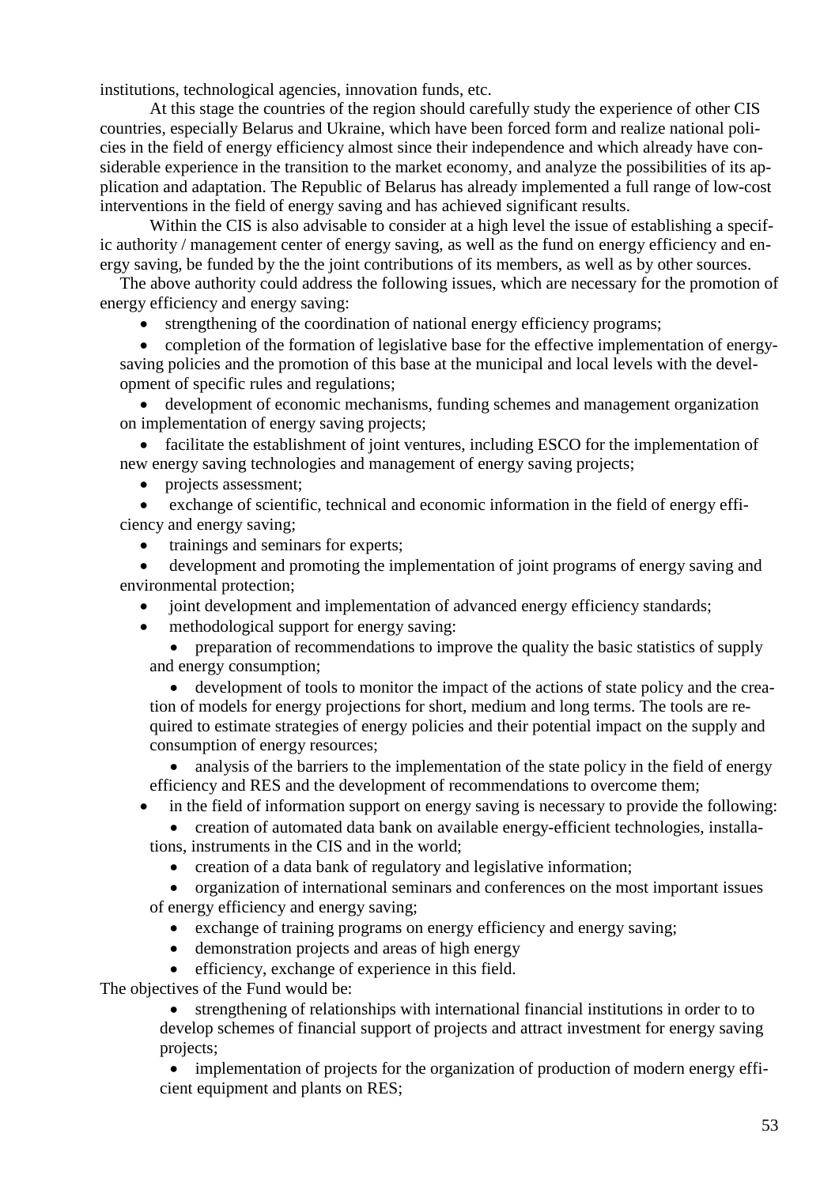institutions, technological agencies, innovation funds, etc.

At this stage the countries of the region should carefully study the experience of other CIS countries, especially Belarus and Ukraine, which have been forced form and realize national policies in the field of energy efficiency almost since their independence and which already have considerable experience in the transition to the market economy, and analyze the possibilities of its application and adaptation. The Republic of Belarus has already implemented a full range of low-cost interventions in the field of energy saving and has achieved significant results.

Within the CIS is also advisable to consider at a high level the issue of establishing a specific authority / management center of energy saving, as well as the fund on energy efficiency and energy saving, be funded by the the joint contributions of its members, as well as by other sources.

The above authority could address the following issues, which are necessary for the promotion of energy efficiency and energy saving:

- strengthening of the coordination of national energy efficiency programs;
- completion of the formation of legislative base for the effective implementation of energy-saving policies and the promotion of this base at the municipal and local levels with the development of specific rules and regulations;
- development of economic mechanisms, funding schemes and management organization on implementation of energy saving projects;
- facilitate the establishment of joint ventures, including ESCO for the implementation of new energy saving technologies and management of energy saving projects;
- projects assessment;
- exchange of scientific, technical and economic information in the field of energy efficiency and energy saving;
- trainings and seminars for experts;
- development and promoting the implementation of joint programs of energy saving and environmental protection;
- joint development and implementation of advanced energy efficiency standards;
- methodological support for energy saving:
  - preparation of recommendations to improve the quality the basic statistics of supply and energy consumption;
  - development of tools to monitor the impact of the actions of state policy and the creation of models for energy projections for short, medium and long terms. The tools are required to estimate strategies of energy policies and their potential impact on the supply and consumption of energy resources;
  - analysis of the barriers to the implementation of the state policy in the field of energy efficiency and RES and the development of recommendations to overcome them;
- in the field of information support on energy saving is necessary to provide the following:
  - creation of automated data bank on available energy-efficient technologies, installations, instruments in the CIS and in the world;
  - creation of a data bank of regulatory and legislative information;
  - organization of international seminars and conferences on the most important issues of energy efficiency and energy saving;
  - exchange of training programs on energy efficiency and energy saving;
  - demonstration projects and areas of high energy
  - efficiency, exchange of experience in this field.

The objectives of the Fund would be:

- strengthening of relationships with international financial institutions in order to to develop schemes of financial support of projects and attract investment for energy saving projects;
- implementation of projects for the organization of production of modern energy efficient equipment and plants on RES;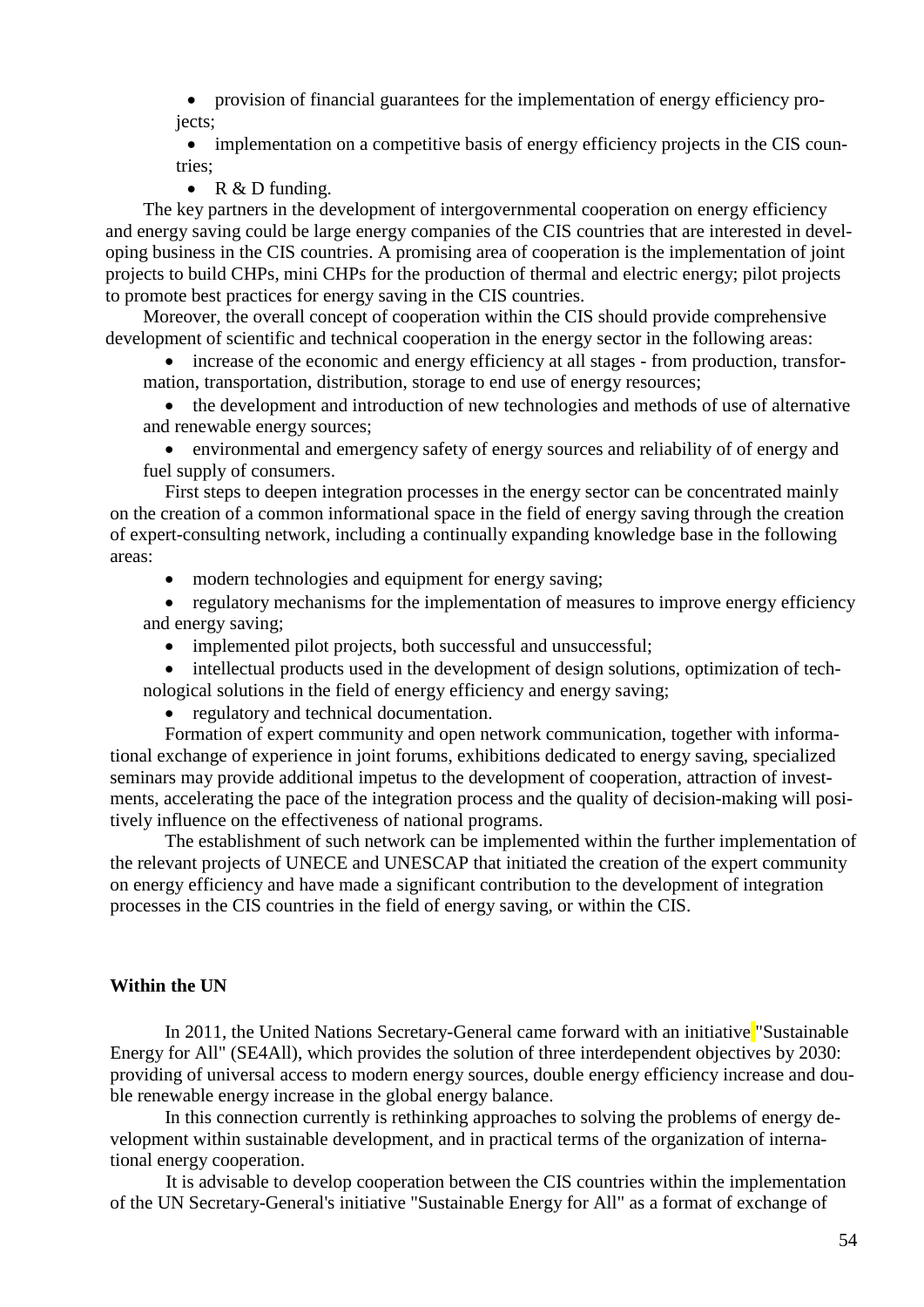- provision of financial guarantees for the implementation of energy efficiency projects;
- implementation on a competitive basis of energy efficiency projects in the CIS countries;
- R & D funding.

The key partners in the development of intergovernmental cooperation on energy efficiency and energy saving could be large energy companies of the CIS countries that are interested in developing business in the CIS countries. A promising area of cooperation is the implementation of joint projects to build CHPs, mini CHPs for the production of thermal and electric energy; pilot projects to promote best practices for energy saving in the CIS countries.

Moreover, the overall concept of cooperation within the CIS should provide comprehensive development of scientific and technical cooperation in the energy sector in the following areas:

- increase of the economic and energy efficiency at all stages - from production, transformation, transportation, distribution, storage to end use of energy resources;
- the development and introduction of new technologies and methods of use of alternative and renewable energy sources;
- environmental and emergency safety of energy sources and reliability of of energy and fuel supply of consumers.

First steps to deepen integration processes in the energy sector can be concentrated mainly on the creation of a common informational space in the field of energy saving through the creation of expert-consulting network, including a continually expanding knowledge base in the following areas:

- modern technologies and equipment for energy saving;
- regulatory mechanisms for the implementation of measures to improve energy efficiency and energy saving;
- implemented pilot projects, both successful and unsuccessful;
- intellectual products used in the development of design solutions, optimization of technological solutions in the field of energy efficiency and energy saving;
- regulatory and technical documentation.

Formation of expert community and open network communication, together with informational exchange of experience in joint forums, exhibitions dedicated to energy saving, specialized seminars may provide additional impetus to the development of cooperation, attraction of investments, accelerating the pace of the integration process and the quality of decision-making will positively influence on the effectiveness of national programs.

The establishment of such network can be implemented within the further implementation of the relevant projects of UNECE and UNESCAP that initiated the creation of the expert community on energy efficiency and have made a significant contribution to the development of integration processes in the CIS countries in the field of energy saving, or within the CIS.

**Within the UN**

In 2011, the United Nations Secretary-General came forward with an initiative "Sustainable Energy for All" (SE4All), which provides the solution of three interdependent objectives by 2030: providing of universal access to modern energy sources, double energy efficiency increase and double renewable energy increase in the global energy balance.

In this connection currently is rethinking approaches to solving the problems of energy development within sustainable development, and in practical terms of the organization of international energy cooperation.

It is advisable to develop cooperation between the CIS countries within the implementation of the UN Secretary-General's initiative "Sustainable Energy for All" as a format of exchange of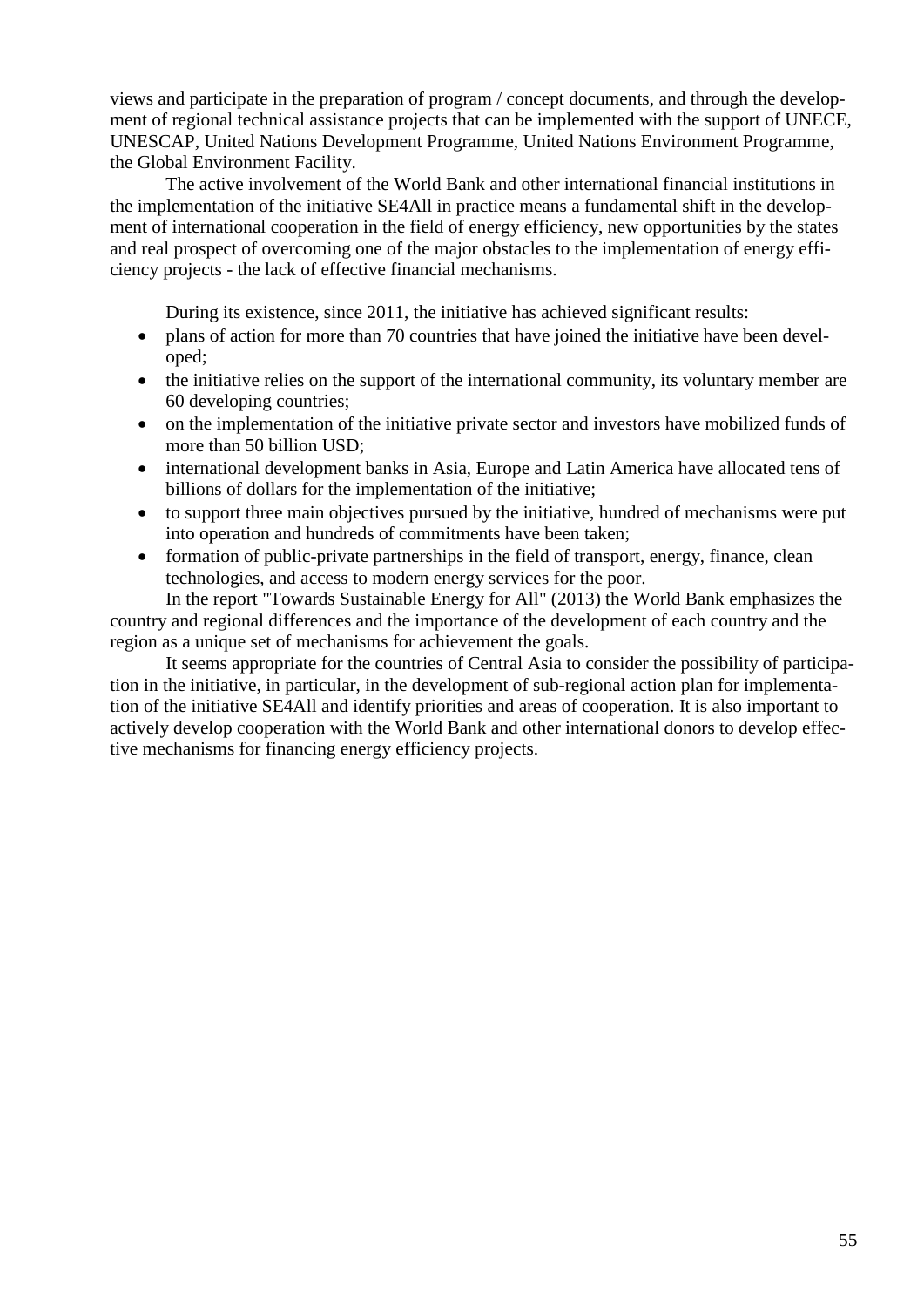views and participate in the preparation of program / concept documents, and through the development of regional technical assistance projects that can be implemented with the support of UNECE, UNESCAP, United Nations Development Programme, United Nations Environment Programme, the Global Environment Facility.

The active involvement of the World Bank and other international financial institutions in the implementation of the initiative SE4All in practice means a fundamental shift in the development of international cooperation in the field of energy efficiency, new opportunities by the states and real prospect of overcoming one of the major obstacles to the implementation of energy efficiency projects - the lack of effective financial mechanisms.

During its existence, since 2011, the initiative has achieved significant results:

- plans of action for more than 70 countries that have joined the initiative have been developed;
- the initiative relies on the support of the international community, its voluntary member are 60 developing countries;
- on the implementation of the initiative private sector and investors have mobilized funds of more than 50 billion USD;
- international development banks in Asia, Europe and Latin America have allocated tens of billions of dollars for the implementation of the initiative;
- to support three main objectives pursued by the initiative, hundred of mechanisms were put into operation and hundreds of commitments have been taken;
- formation of public-private partnerships in the field of transport, energy, finance, clean technologies, and access to modern energy services for the poor.

In the report "Towards Sustainable Energy for All" (2013) the World Bank emphasizes the country and regional differences and the importance of the development of each country and the region as a unique set of mechanisms for achievement the goals.

It seems appropriate for the countries of Central Asia to consider the possibility of participation in the initiative, in particular, in the development of sub-regional action plan for implementation of the initiative SE4All and identify priorities and areas of cooperation. It is also important to actively develop cooperation with the World Bank and other international donors to develop effective mechanisms for financing energy efficiency projects.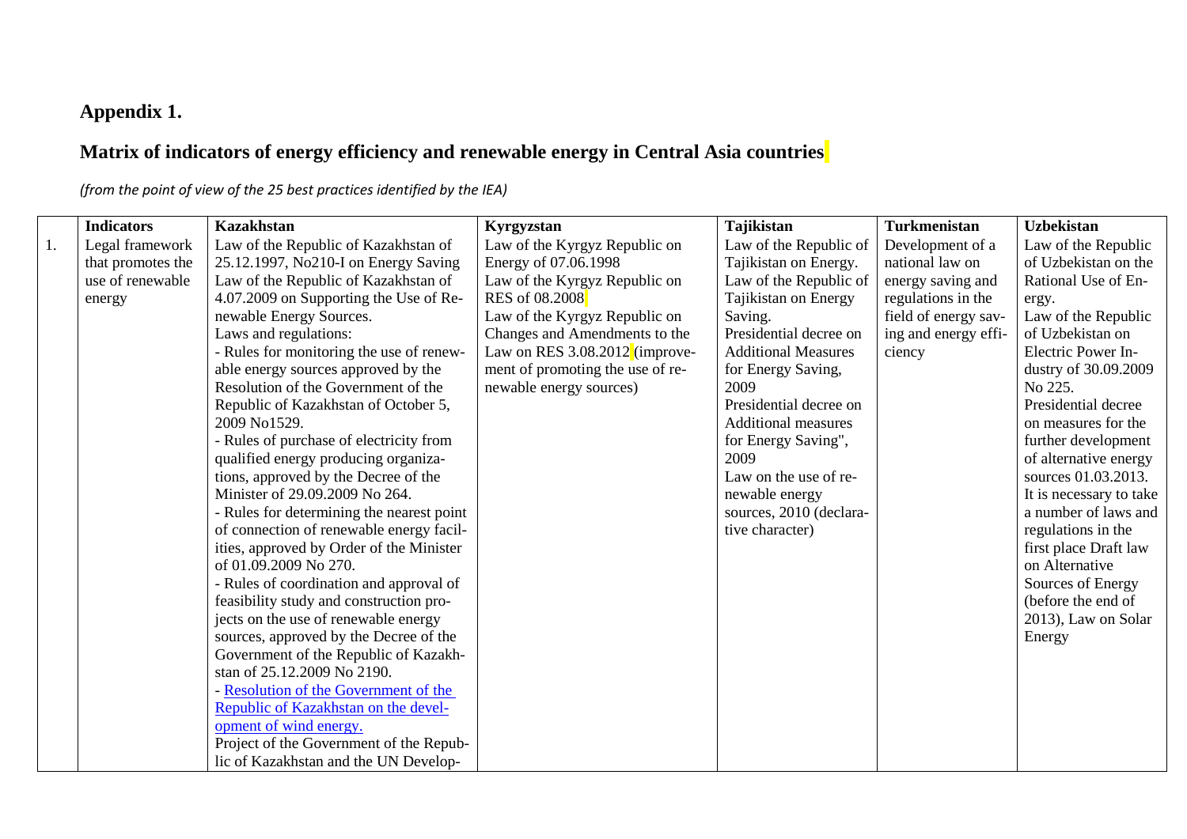# Appendix 1.

## Matrix of indicators of energy efficiency and renewable energy in Central Asia countries

*(from the point of view of the 25 best practices identified by the IEA)*

| | Indicators | Kazakhstan | Kyrgyzstan | Tajikistan | Turkmenistan | Uzbekistan |
|---|---|---|---|---|---|---|
| 1. | Legal framework that promotes the use of renewable energy | Law of the Republic of Kazakhstan of 25.12.1997, No210-I on Energy Saving<br>Law of the Republic of Kazakhstan of 4.07.2009 on Supporting the Use of Renewable Energy Sources.<br>Laws and regulations:<br>- Rules for monitoring the use of renewable energy sources approved by the Resolution of the Government of the Republic of Kazakhstan of October 5, 2009 No1529.<br>- Rules of purchase of electricity from qualified energy producing organizations, approved by the Decree of the Minister of 29.09.2009 No 264.<br>- Rules for determining the nearest point of connection of renewable energy facilities, approved by Order of the Minister of 01.09.2009 No 270.<br>- Rules of coordination and approval of feasibility study and construction projects on the use of renewable energy sources, approved by the Decree of the Government of the Republic of Kazakhstan of 25.12.2009 No 2190.<br>- Resolution of the Government of the Republic of Kazakhstan on the development of wind energy.<br>Project of the Government of the Republic of Kazakhstan and the UN Develop- | Law of the Kyrgyz Republic on Energy of 07.06.1998<br>Law of the Kyrgyz Republic on RES of 08.2008<br>Law of the Kyrgyz Republic on Changes and Amendments to the Law on RES 3.08.2012 (improvement of promoting the use of renewable energy sources) | Law of the Republic of Tajikistan on Energy.<br>Law of the Republic of Tajikistan on Energy Saving.<br>Presidential decree on Additional Measures for Energy Saving, 2009<br>Presidential decree on Additional measures for Energy Saving", 2009<br>Law on the use of renewable energy sources, 2010 (declarative character) | Development of a national law on energy saving and regulations in the field of energy saving and energy efficiency | Law of the Republic of Uzbekistan on the Rational Use of Energy.<br>Law of the Republic of Uzbekistan on Electric Power Industry of 30.09.2009 No 225.<br>Presidential decree on measures for the further development of alternative energy sources 01.03.2013.<br>It is necessary to take a number of laws and regulations in the first place Draft law on Alternative Sources of Energy (before the end of 2013), Law on Solar Energy |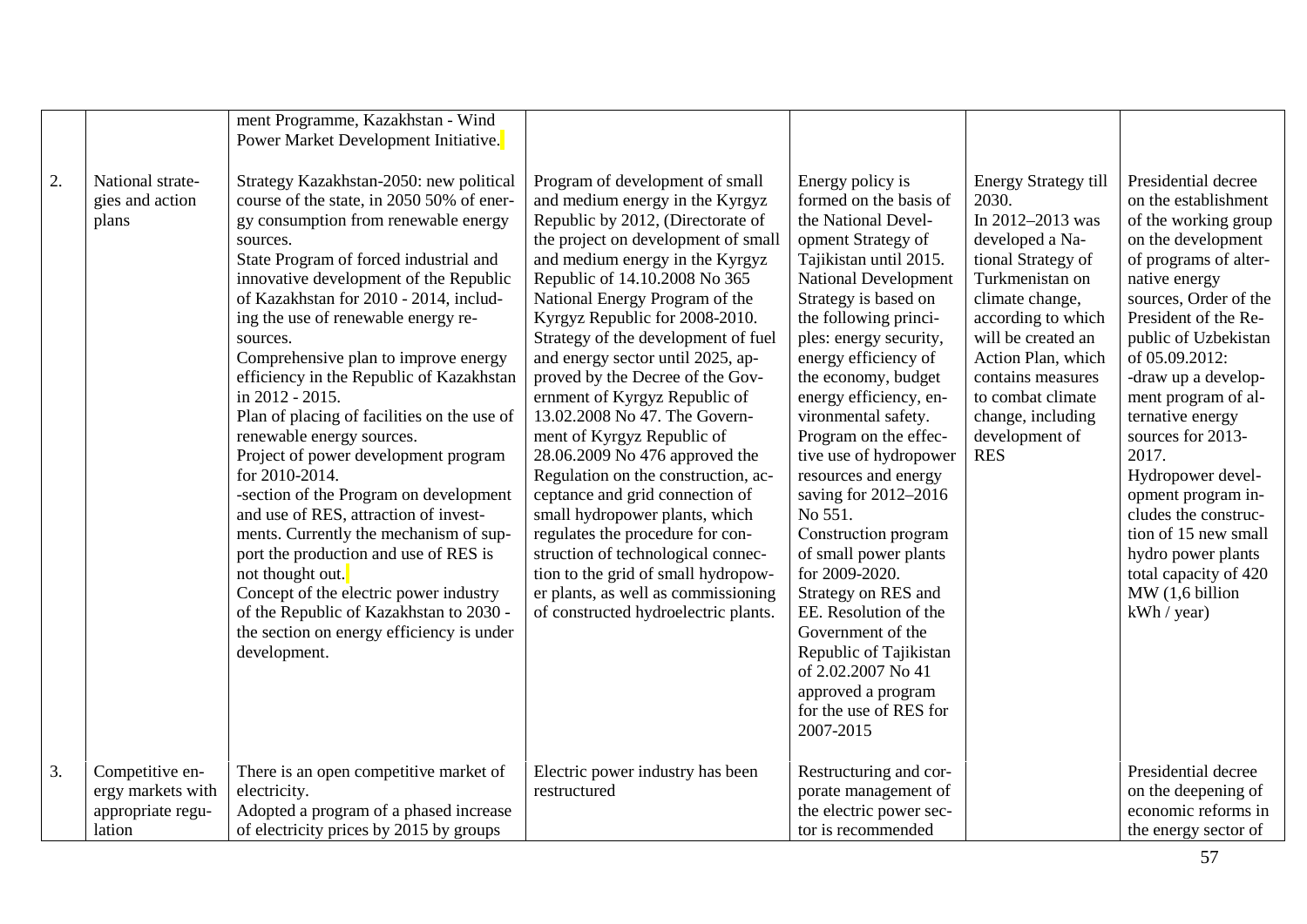| | | | | | | |
|---|---|---|---|---|---|---|
| | | ment Programme, Kazakhstan - Wind Power Market Development Initiative. | | | | |
| 2. | National strategies and action plans | Strategy Kazakhstan-2050: new political course of the state, in 2050 50% of energy consumption from renewable energy sources.<br>State Program of forced industrial and innovative development of the Republic of Kazakhstan for 2010 - 2014, including the use of renewable energy resources.<br>Comprehensive plan to improve energy efficiency in the Republic of Kazakhstan in 2012 - 2015.<br>Plan of placing of facilities on the use of renewable energy sources.<br>Project of power development program for 2010-2014.<br>-section of the Program on development and use of RES, attraction of investments. Currently the mechanism of support the production and use of RES is not thought out.<br>Concept of the electric power industry of the Republic of Kazakhstan to 2030 - the section on energy efficiency is under development. | Program of development of small and medium energy in the Kyrgyz Republic by 2012, (Directorate of the project on development of small and medium energy in the Kyrgyz Republic of 14.10.2008 No 365 National Energy Program of the Kyrgyz Republic for 2008-2010.<br>Strategy of the development of fuel and energy sector until 2025, approved by the Decree of the Government of Kyrgyz Republic of 13.02.2008 No 47. The Government of Kyrgyz Republic of 28.06.2009 No 476 approved the Regulation on the construction, acceptance and grid connection of small hydropower plants, which regulates the procedure for construction of technological connection to the grid of small hydropower plants, as well as commissioning of constructed hydroelectric plants. | Energy policy is formed on the basis of the National Development Strategy of Tajikistan until 2015. National Development Strategy is based on the following principles: energy security, energy efficiency of the economy, budget energy efficiency, environmental safety.<br>Program on the effective use of hydropower resources and energy saving for 2012–2016 No 551.<br>Construction program of small power plants for 2009-2020.<br>Strategy on RES and EE. Resolution of the Government of the Republic of Tajikistan of 2.02.2007 No 41 approved a program for the use of RES for 2007-2015 | Energy Strategy till 2030.<br>In 2012–2013 was developed a National Strategy of Turkmenistan on climate change, according to which will be created an Action Plan, which contains measures to combat climate change, including development of RES | Presidential decree on the establishment of the working group on the development of programs of alternative energy sources, Order of the President of the Republic of Uzbekistan of 05.09.2012:<br>-draw up a development program of alternative energy sources for 2013-2017.<br>Hydropower development program includes the construction of 15 new small hydro power plants total capacity of 420 MW (1,6 billion kWh / year) |
| 3. | Competitive energy markets with appropriate regulation | There is an open competitive market of electricity.<br>Adopted a program of a phased increase of electricity prices by 2015 by groups | Electric power industry has been restructured | Restructuring and corporate management of the electric power sector is recommended | | Presidential decree on the deepening of economic reforms in the energy sector of |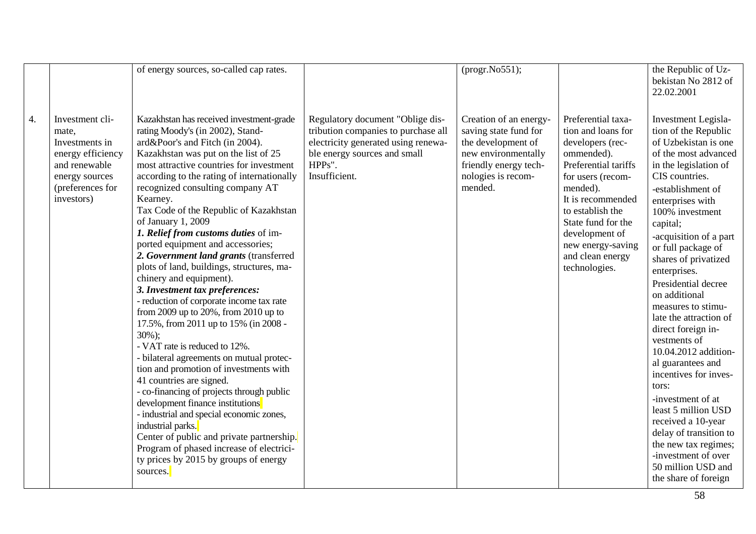|  |  |  |  |  |  |  |
|---|---|---|---|---|---|---|
|  |  | of energy sources, so-called cap rates. |  | (progr.No551); |  | the Republic of Uzbekistan No 2812 of 22.02.2001 |
| 4. | Investment climate, Investments in energy efficiency and renewable energy sources (preferences for investors) | Kazakhstan has received investment-grade rating Moody's (in 2002), Standard&Poor's and Fitch (in 2004).<br>Kazakhstan was put on the list of 25 most attractive countries for investment according to the rating of internationally recognized consulting company AT Kearney.<br>Tax Code of the Republic of Kazakhstan of January 1, 2009<br>***1. Relief from customs duties*** of imported equipment and accessories;<br>***2. Government land grants*** (transferred plots of land, buildings, structures, machinery and equipment).<br>***3. Investment tax preferences:***<br>- reduction of corporate income tax rate from 2009 up to 20%, from 2010 up to 17.5%, from 2011 up to 15% (in 2008 - 30%);<br>- VAT rate is reduced to 12%.<br>- bilateral agreements on mutual protection and promotion of investments with 41 countries are signed.<br>- co-financing of projects through public development finance institutions<br>- industrial and special economic zones, industrial parks.<br>Center of public and private partnership.<br>Program of phased increase of electricity prices by 2015 by groups of energy sources. | Regulatory document "Oblige distribution companies to purchase all electricity generated using renewable energy sources and small HPPs".<br>Insufficient. | Creation of an energy-saving state fund for the development of new environmentally friendly energy technologies is recommended. | Preferential taxation and loans for developers (recommended).<br>Preferential tariffs for users (recommended).<br>It is recommended to establish the State fund for the development of new energy-saving and clean energy technologies. | Investment Legislation of the Republic of Uzbekistan is one of the most advanced in the legislation of CIS countries.<br>-establishment of enterprises with 100% investment capital;<br>-acquisition of a part or full package of shares of privatized enterprises.<br>Presidential decree on additional measures to stimulate the attraction of direct foreign investments of 10.04.2012 additional guarantees and incentives for investors:<br>-investment of at least 5 million USD received a 10-year delay of transition to the new tax regimes;<br>-investment of over 50 million USD and the share of foreign |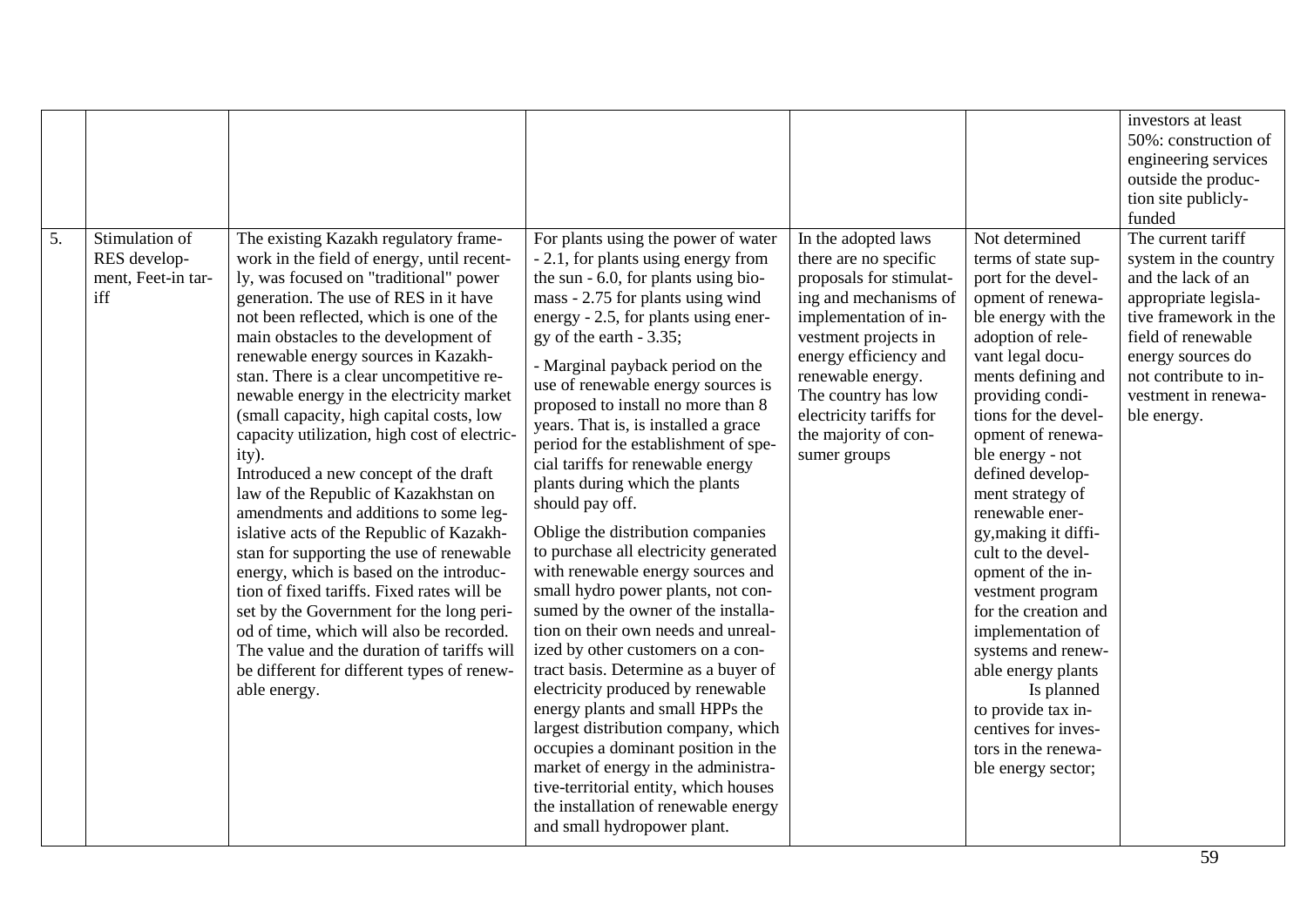| | | | | | | |
|---|---|---|---|---|---|---|
| | | | | | | investors at least 50%: construction of engineering services outside the production site publicly-funded |
| 5. | Stimulation of RES development, Feet-in tariff | The existing Kazakh regulatory framework in the field of energy, until recently, was focused on "traditional" power generation. The use of RES in it have not been reflected, which is one of the main obstacles to the development of renewable energy sources in Kazakhstan. There is a clear uncompetitive renewable energy in the electricity market (small capacity, high capital costs, low capacity utilization, high cost of electricity).<br>Introduced a new concept of the draft law of the Republic of Kazakhstan on amendments and additions to some legislative acts of the Republic of Kazakhstan for supporting the use of renewable energy, which is based on the introduction of fixed tariffs. Fixed rates will be set by the Government for the long period of time, which will also be recorded. The value and the duration of tariffs will be different for different types of renewable energy. | For plants using the power of water - 2.1, for plants using energy from the sun - 6.0, for plants using biomass - 2.75 for plants using wind energy - 2.5, for plants using energy of the earth - 3.35;<br>- Marginal payback period on the use of renewable energy sources is proposed to install no more than 8 years. That is, is installed a grace period for the establishment of special tariffs for renewable energy plants during which the plants should pay off.<br>Oblige the distribution companies to purchase all electricity generated with renewable energy sources and small hydro power plants, not consumed by the owner of the installation on their own needs and unrealized by other customers on a contract basis. Determine as a buyer of electricity produced by renewable energy plants and small HPPs the largest distribution company, which occupies a dominant position in the market of energy in the administrative-territorial entity, which houses the installation of renewable energy and small hydropower plant. | In the adopted laws there are no specific proposals for stimulating and mechanisms of implementation of investment projects in energy efficiency and renewable energy. The country has low electricity tariffs for the majority of consumer groups | Not determined terms of state support for the development of renewable energy with the adoption of relevant legal documents defining and providing conditions for the development of renewable energy - not defined development strategy of renewable energy,making it difficult to the development of the investment program for the creation and implementation of systems and renewable energy plants<br>Is planned to provide tax incentives for investors in the renewable energy sector; | The current tariff system in the country and the lack of an appropriate legislative framework in the field of renewable energy sources do not contribute to investment in renewable energy. |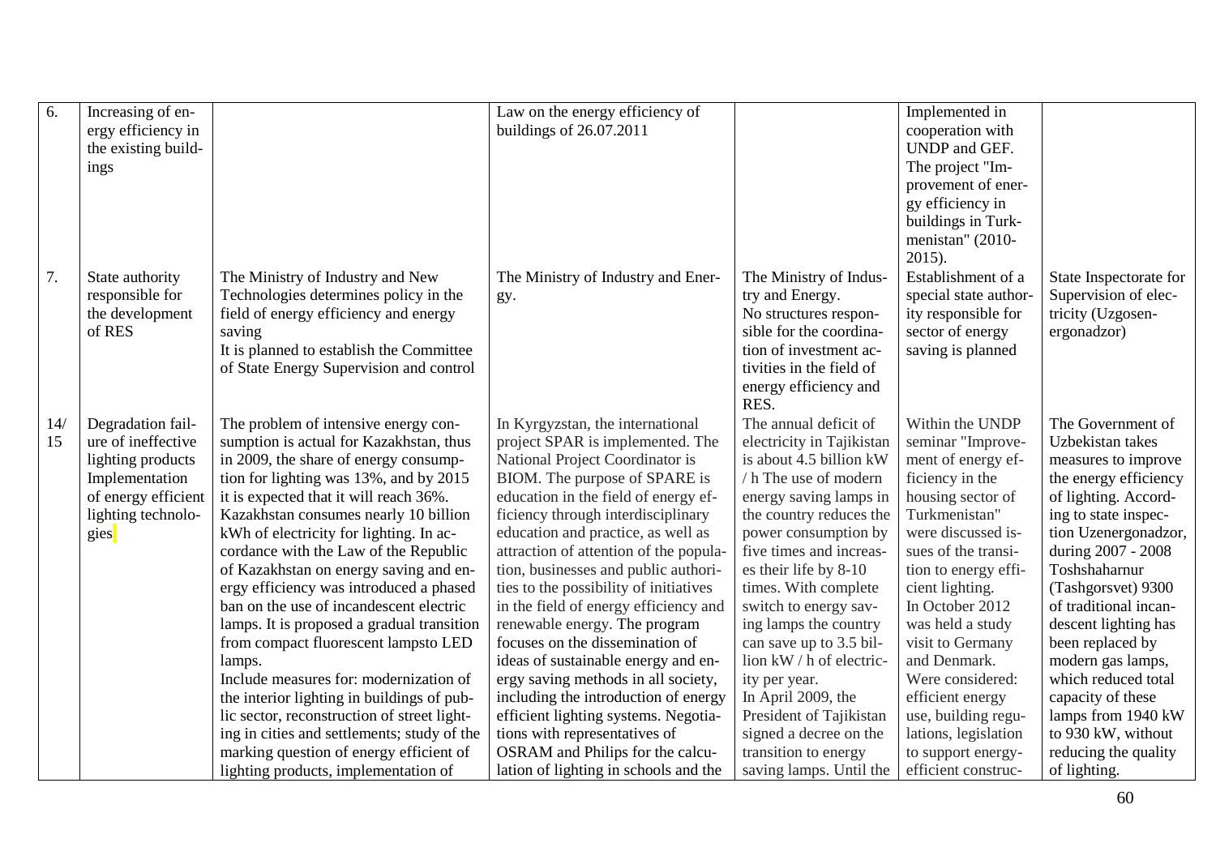| 6. | Increasing of energy efficiency in the existing buildings | | Law on the energy efficiency of buildings of 26.07.2011 | | Implemented in cooperation with UNDP and GEF. The project "Improvement of energy efficiency in buildings in Turkmenistan" (2010-2015). | |
|---|---|---|---|---|---|---|
| 7. | State authority responsible for the development of RES | The Ministry of Industry and New Technologies determines policy in the field of energy efficiency and energy saving<br>It is planned to establish the Committee of State Energy Supervision and control | The Ministry of Industry and Energy. | The Ministry of Industry and Energy.<br>No structures responsible for the coordination of investment activities in the field of energy efficiency and RES. | Establishment of a special state authority responsible for sector of energy saving is planned | State Inspectorate for Supervision of electricity (Uzgosenergonadzor) |
| 14/15 | Degradation failure of ineffective lighting products Implementation of energy efficient lighting technologies | The problem of intensive energy consumption is actual for Kazakhstan, thus in 2009, the share of energy consumption for lighting was 13%, and by 2015 it is expected that it will reach 36%. Kazakhstan consumes nearly 10 billion kWh of electricity for lighting. In accordance with the Law of the Republic of Kazakhstan on energy saving and energy efficiency was introduced a phased ban on the use of incandescent electric lamps. It is proposed a gradual transition from compact fluorescent lampsto LED lamps.<br>Include measures for: modernization of the interior lighting in buildings of public sector, reconstruction of street lighting in cities and settlements; study of the marking question of energy efficient of lighting products, implementation of | In Kyrgyzstan, the international project SPAR is implemented. The National Project Coordinator is BIOM. The purpose of SPARE is education in the field of energy efficiency through interdisciplinary education and practice, as well as attraction of attention of the population, businesses and public authorities to the possibility of initiatives in the field of energy efficiency and renewable energy. The program focuses on the dissemination of ideas of sustainable energy and energy saving methods in all society, including the introduction of energy efficient lighting systems. Negotiations with representatives of OSRAM and Philips for the calculation of lighting in schools and the | The annual deficit of electricity in Tajikistan is about 4.5 billion kW / h The use of modern energy saving lamps in the country reduces the power consumption by five times and increases their life by 8-10 times. With complete switch to energy saving lamps the country can save up to 3.5 billion kW / h of electricity per year.<br>In April 2009, the President of Tajikistan signed a decree on the transition to energy saving lamps. Until the | Within the UNDP seminar "Improvement of energy efficiency in the housing sector of Turkmenistan" were discussed issues of the transition to energy efficient lighting.<br>In October 2012 was held a study visit to Germany and Denmark.<br>Were considered: efficient energy use, building regulations, legislation to support energy-efficient construc- | The Government of Uzbekistan takes measures to improve the energy efficiency of lighting. According to state inspection Uzenergonadzor, during 2007 - 2008 Toshshaharnur (Tashgorsvet) 9300 of traditional incandescent lighting has been replaced by modern gas lamps, which reduced total capacity of these lamps from 1940 kW to 930 kW, without reducing the quality of lighting. |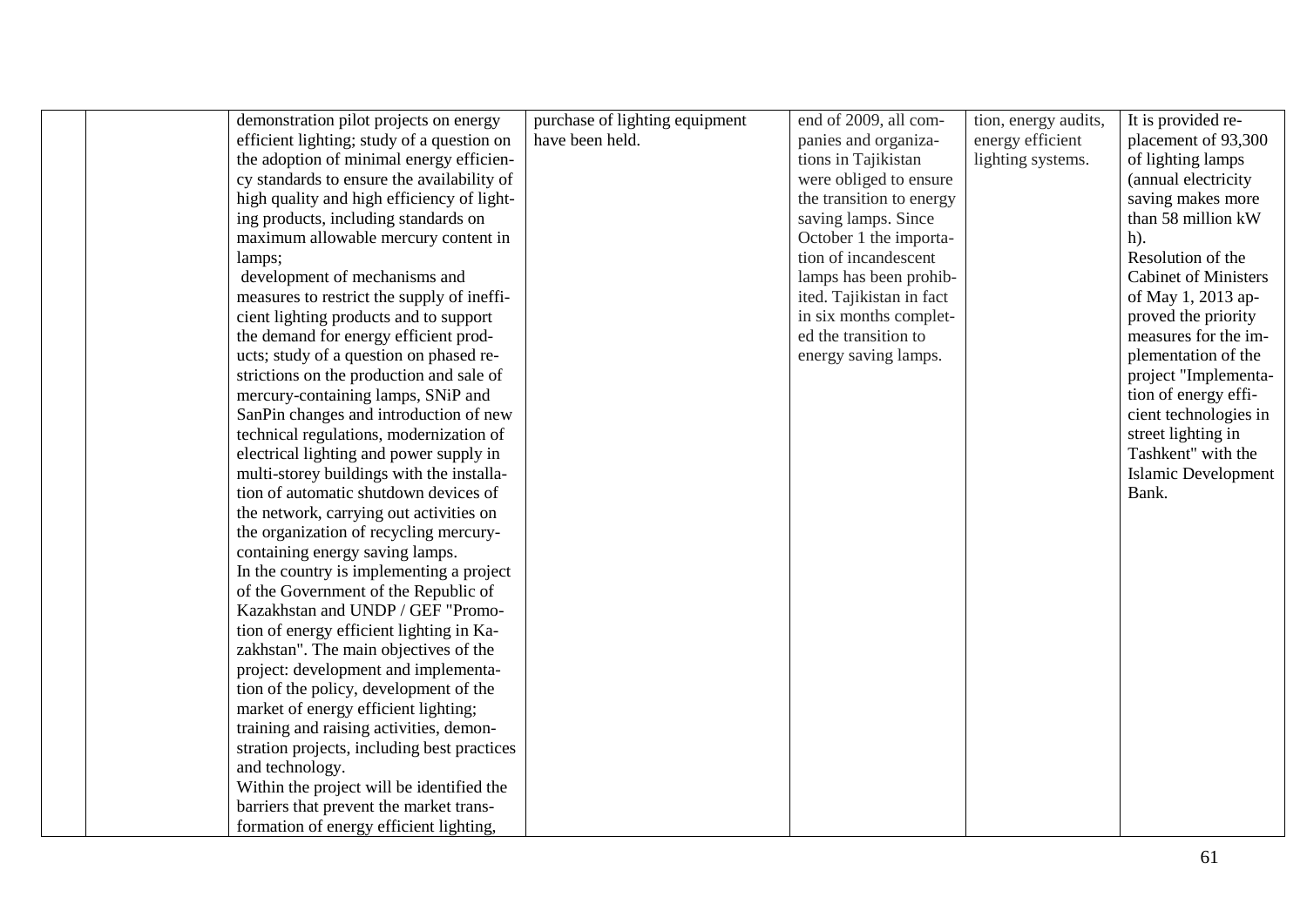|  |  | demonstration pilot projects on energy efficient lighting; study of a question on the adoption of minimal energy efficiency standards to ensure the availability of high quality and high efficiency of lighting products, including standards on maximum allowable mercury content in lamps;<br>development of mechanisms and measures to restrict the supply of inefficient lighting products and to support the demand for energy efficient products; study of a question on phased restrictions on the production and sale of mercury-containing lamps, SNiP and SanPin changes and introduction of new technical regulations, modernization of electrical lighting and power supply in multi-storey buildings with the installation of automatic shutdown devices of the network, carrying out activities on the organization of recycling mercury-containing energy saving lamps.<br>In the country is implementing a project of the Government of the Republic of Kazakhstan and UNDP / GEF "Promotion of energy efficient lighting in Kazakhstan". The main objectives of the project: development and implementation of the policy, development of the market of energy efficient lighting; training and raising activities, demonstration projects, including best practices and technology.<br>Within the project will be identified the barriers that prevent the market transformation of energy efficient lighting, | purchase of lighting equipment have been held. | end of 2009, all companies and organizations in Tajikistan were obliged to ensure the transition to energy saving lamps. Since October 1 the importation of incandescent lamps has been prohibited. Tajikistan in fact in six months completed the transition to energy saving lamps. | tion, energy audits, energy efficient lighting systems. | It is provided replacement of 93,300 of lighting lamps (annual electricity saving makes more than 58 million kW h).<br>Resolution of the Cabinet of Ministers of May 1, 2013 approved the priority measures for the implementation of the project "Implementation of energy efficient technologies in street lighting in Tashkent" with the Islamic Development Bank. |
|---|---|---|---|---|---|---|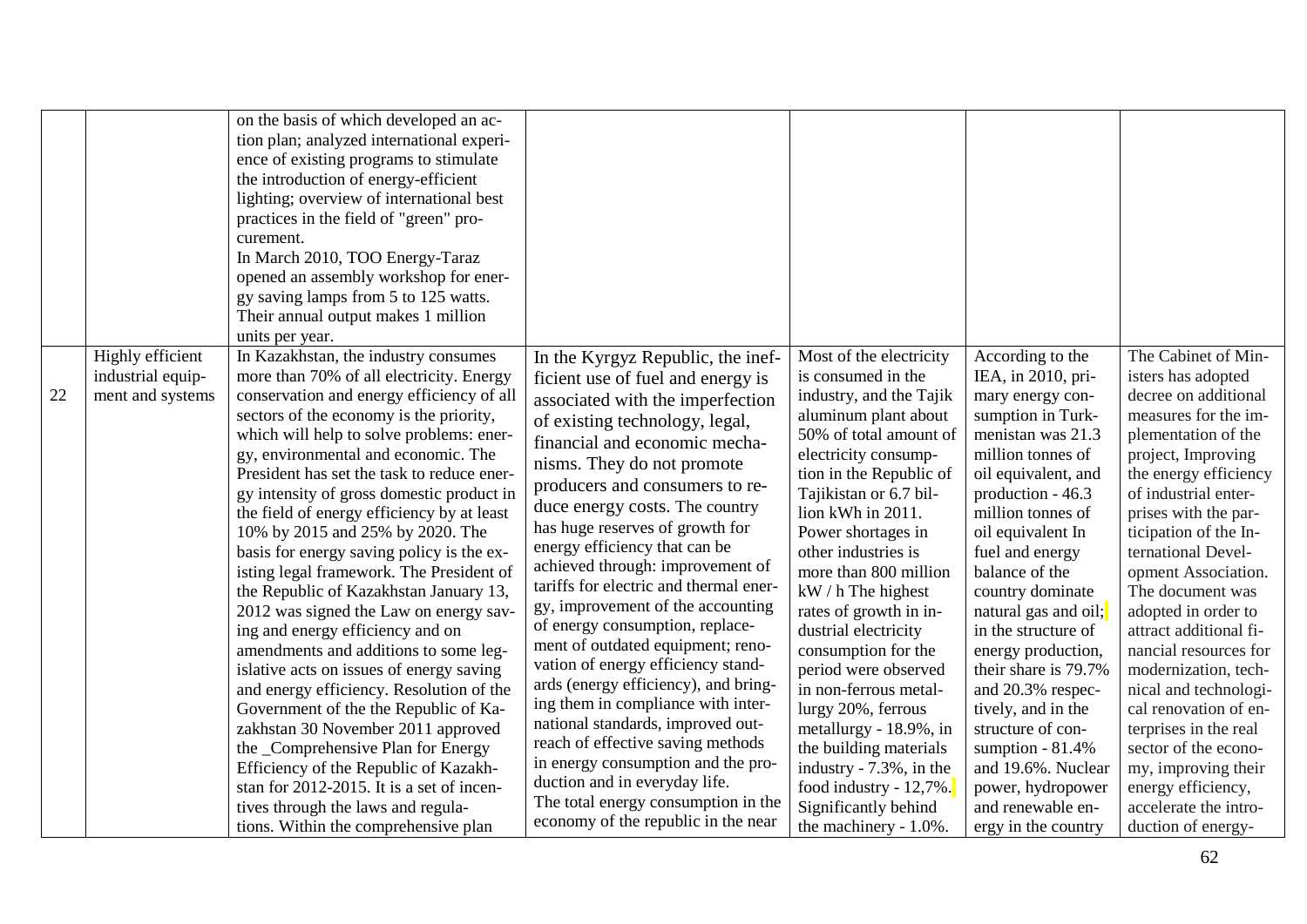| | | | | | | |
|---|---|---|---|---|---|---|
| | | on the basis of which developed an action plan; analyzed international experience of existing programs to stimulate the introduction of energy-efficient lighting; overview of international best practices in the field of "green" procurement. In March 2010, TOO Energy-Taraz opened an assembly workshop for energy saving lamps from 5 to 125 watts. Their annual output makes 1 million units per year. | | | | |
| 22 | Highly efficient industrial equipment and systems | In Kazakhstan, the industry consumes more than 70% of all electricity. Energy conservation and energy efficiency of all sectors of the economy is the priority, which will help to solve problems: energy, environmental and economic. The President has set the task to reduce energy intensity of gross domestic product in the field of energy efficiency by at least 10% by 2015 and 25% by 2020. The basis for energy saving policy is the existing legal framework. The President of the Republic of Kazakhstan January 13, 2012 was signed the Law on energy saving and energy efficiency and on amendments and additions to some legislative acts on issues of energy saving and energy efficiency. Resolution of the Government of the the Republic of Kazakhstan 30 November 2011 approved the _Comprehensive Plan for Energy Efficiency of the Republic of Kazakhstan for 2012-2015. It is a set of incentives through the laws and regulations. Within the comprehensive plan | In the Kyrgyz Republic, the inefficient use of fuel and energy is associated with the imperfection of existing technology, legal, financial and economic mechanisms. They do not promote producers and consumers to reduce energy costs. The country has huge reserves of growth for energy efficiency that can be achieved through: improvement of tariffs for electric and thermal energy, improvement of the accounting of energy consumption, replacement of outdated equipment; renovation of energy efficiency standards (energy efficiency), and bringing them in compliance with international standards, improved outreach of effective saving methods in energy consumption and the production and in everyday life. The total energy consumption in the economy of the republic in the near | Most of the electricity is consumed in the industry, and the Tajik aluminum plant about 50% of total amount of electricity consumption in the Republic of Tajikistan or 6.7 billion kWh in 2011. Power shortages in other industries is more than 800 million kW / h The highest rates of growth in industrial electricity consumption for the period were observed in non-ferrous metallurgy 20%, ferrous metallurgy - 18.9%, in the building materials industry - 7.3%, in the food industry - 12,7%. Significantly behind the machinery - 1.0%. | According to the IEA, in 2010, primary energy consumption in Turkmenistan was 21.3 million tonnes of oil equivalent, and production - 46.3 million tonnes of oil equivalent In fuel and energy balance of the country dominate natural gas and oil; in the structure of energy production, their share is 79.7% and 20.3% respectively, and in the structure of consumption - 81.4% and 19.6%. Nuclear power, hydropower and renewable energy in the country | The Cabinet of Ministers has adopted decree on additional measures for the implementation of the project, Improving the energy efficiency of industrial enterprises with the participation of the International Development Association. The document was adopted in order to attract additional financial resources for modernization, technical and technological renovation of enterprises in the real sector of the economy, improving their energy efficiency, accelerate the introduction of energy- |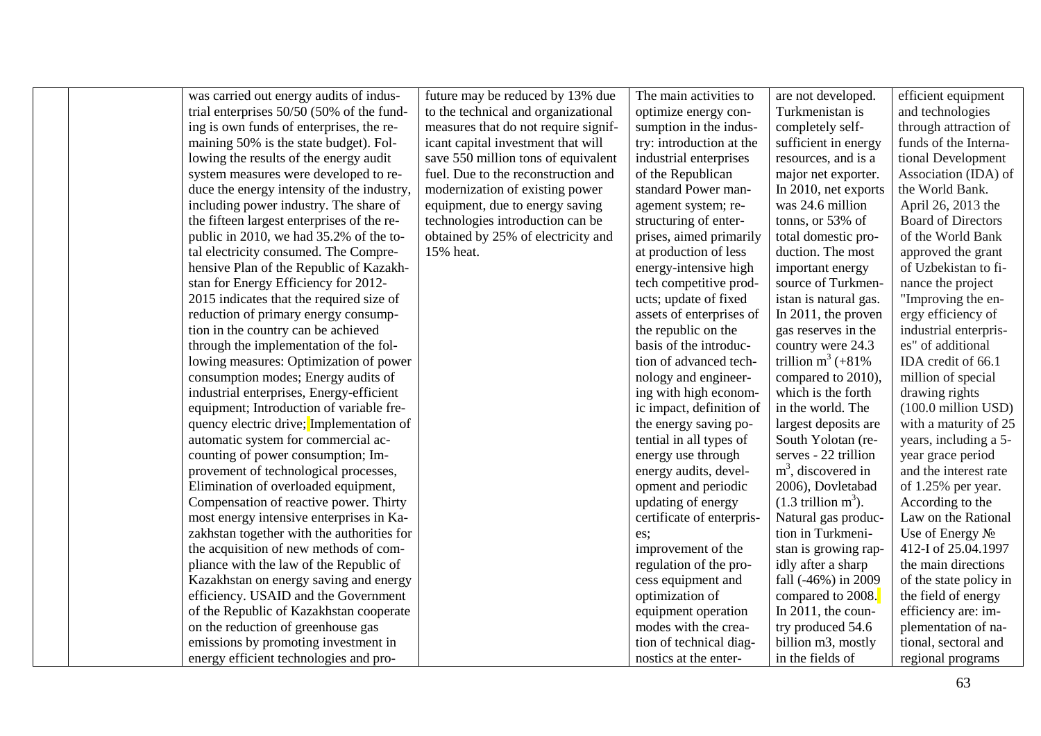| | | | | | | |
|---|---|---|---|---|---|---|
| | | was carried out energy audits of industrial enterprises 50/50 (50% of the funding is own funds of enterprises, the remaining 50% is the state budget). Following the results of the energy audit system measures were developed to reduce the energy intensity of the industry, including power industry. The share of the fifteen largest enterprises of the republic in 2010, we had 35.2% of the total electricity consumed. The Comprehensive Plan of the Republic of Kazakhstan for Energy Efficiency for 2012-2015 indicates that the required size of reduction of primary energy consumption in the country can be achieved through the implementation of the following measures: Optimization of power consumption modes; Energy audits of industrial enterprises, Energy-efficient equipment; Introduction of variable frequency electric drive; Implementation of automatic system for commercial accounting of power consumption; Improvement of technological processes, Elimination of overloaded equipment, Compensation of reactive power. Thirty most energy intensive enterprises in Kazakhstan together with the authorities for the acquisition of new methods of compliance with the law of the Republic of Kazakhstan on energy saving and energy efficiency. USAID and the Government of the Republic of Kazakhstan cooperate on the reduction of greenhouse gas emissions by promoting investment in energy efficient technologies and pro- | future may be reduced by 13% due to the technical and organizational measures that do not require significant capital investment that will save 550 million tons of equivalent fuel. Due to the reconstruction and modernization of existing power equipment, due to energy saving technologies introduction can be obtained by 25% of electricity and 15% heat. | The main activities to optimize energy consumption in the industry: introduction at the industrial enterprises of the Republican standard Power management system; restructuring of enterprises, aimed primarily at production of less energy-intensive high tech competitive products; update of fixed assets of enterprises of the republic on the basis of the introduction of advanced technology and engineering with high economic impact, definition of the energy saving potential in all types of energy use through energy audits, development and periodic updating of energy certificate of enterprises; improvement of the regulation of the process equipment and optimization of equipment operation modes with the creation of technical diagnostics at the enter- | are not developed. Turkmenistan is completely self-sufficient in energy resources, and is a major net exporter. In 2010, net exports was 24.6 million tonns, or 53% of total domestic production. The most important energy source of Turkmenistan is natural gas. In 2011, the proven gas reserves in the country were 24.3 trillion $m^3$ (+81% compared to 2010), which is the forth in the world. The largest deposits are South Yolotan (reserves - 22 trillion $m^3$, discovered in 2006), Dovletabad (1.3 trillion $m^3$). Natural gas production in Turkmenistan is growing rapidly after a sharp fall (-46%) in 2009 compared to 2008. In 2011, the country produced 54.6 billion m3, mostly in the fields of | efficient equipment and technologies through attraction of funds of the International Development Association (IDA) of the World Bank. April 26, 2013 the Board of Directors of the World Bank approved the grant of Uzbekistan to finance the project "Improving the energy efficiency of industrial enterprises" of additional IDA credit of 66.1 million of special drawing rights (100.0 million USD) with a maturity of 25 years, including a 5-year grace period and the interest rate of 1.25% per year. According to the Law on the Rational Use of Energy № 412-I of 25.04.1997 the main directions of the state policy in the field of energy efficiency are: implementation of national, sectoral and regional programs |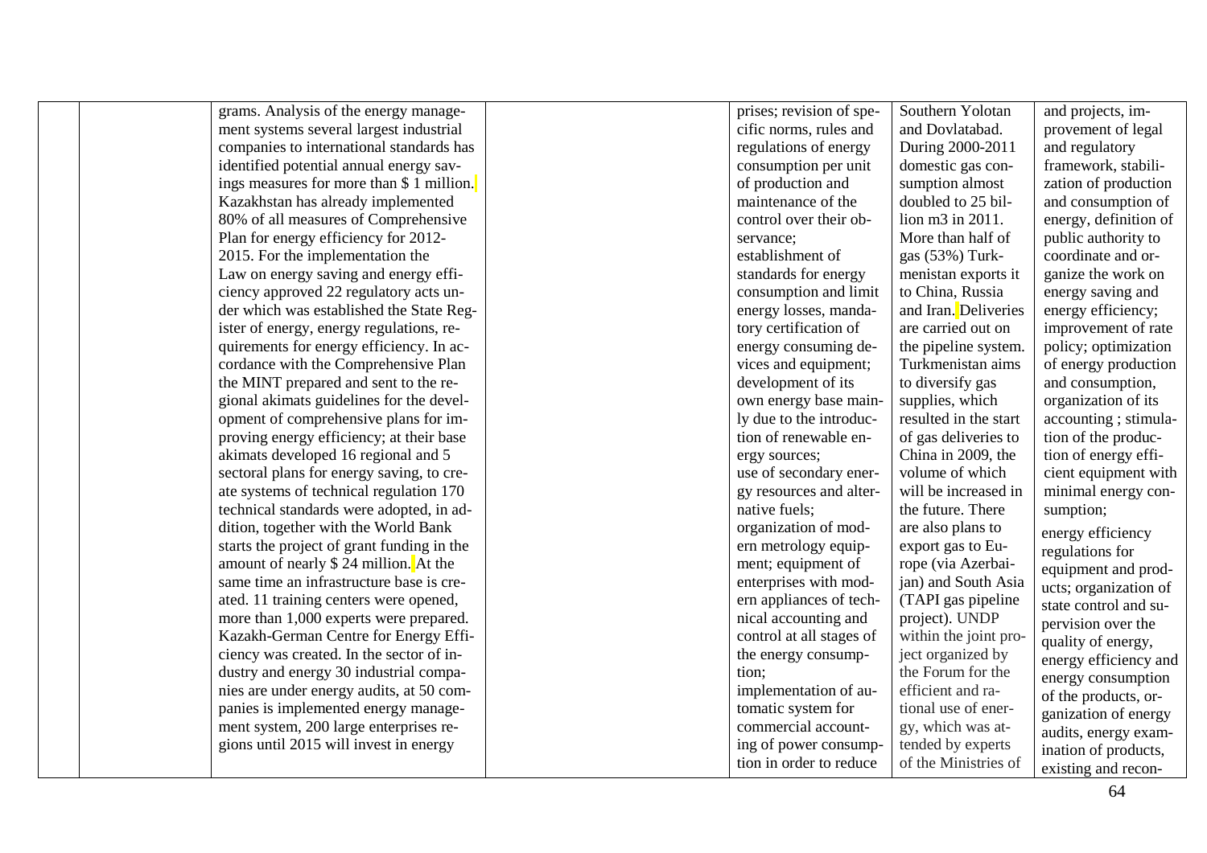| | | | | | | |
|---|---|---|---|---|---|---|
| | | grams. Analysis of the energy management systems several largest industrial companies to international standards has identified potential annual energy savings measures for more than $ 1 million. Kazakhstan has already implemented 80% of all measures of Comprehensive Plan for energy efficiency for 2012-2015. For the implementation the Law on energy saving and energy efficiency approved 22 regulatory acts under which was established the State Register of energy, energy regulations, requirements for energy efficiency. In accordance with the Comprehensive Plan the MINT prepared and sent to the regional akimats guidelines for the development of comprehensive plans for improving energy efficiency; at their base akimats developed 16 regional and 5 sectoral plans for energy saving, to create systems of technical regulation 170 technical standards were adopted, in addition, together with the World Bank starts the project of grant funding in the amount of nearly $ 24 million. At the same time an infrastructure base is created. 11 training centers were opened, more than 1,000 experts were prepared. Kazakh-German Centre for Energy Efficiency was created. In the sector of industry and energy 30 industrial companies are under energy audits, at 50 companies is implemented energy management system, 200 large enterprises regions until 2015 will invest in energy | | prises; revision of specific norms, rules and regulations of energy consumption per unit of production and maintenance of the control over their observance;<br>establishment of standards for energy consumption and limit energy losses, mandatory certification of energy consuming devices and equipment;<br>development of its own energy base mainly due to the introduction of renewable energy sources;<br>use of secondary energy resources and alternative fuels;<br>organization of modern metrology equipment; equipment of enterprises with modern appliances of technical accounting and control at all stages of the energy consumption;<br>implementation of automatic system for commercial accounting of power consumption in order to reduce | Southern Yolotan and Dovlatabad. During 2000-2011 domestic gas consumption almost doubled to 25 billion m3 in 2011. More than half of gas (53%) Turkmenistan exports it to China, Russia and Iran. Deliveries are carried out on the pipeline system. Turkmenistan aims to diversify gas supplies, which resulted in the start of gas deliveries to China in 2009, the volume of which will be increased in the future. There are also plans to export gas to Europe (via Azerbaijan) and South Asia (TAPI gas pipeline project). UNDP within the joint project organized by the Forum for the efficient and rational use of energy, which was attended by experts of the Ministries of | and projects, improvement of legal and regulatory framework, stabilization of production and consumption of energy, definition of public authority to coordinate and organize the work on energy saving and energy efficiency; improvement of rate policy; optimization of energy production and consumption, organization of its accounting ; stimulation of the production of energy efficient equipment with minimal energy consumption;<br>energy efficiency regulations for equipment and products; organization of state control and supervision over the quality of energy, energy efficiency and energy consumption of the products, organization of energy audits, energy examination of products, existing and recon- |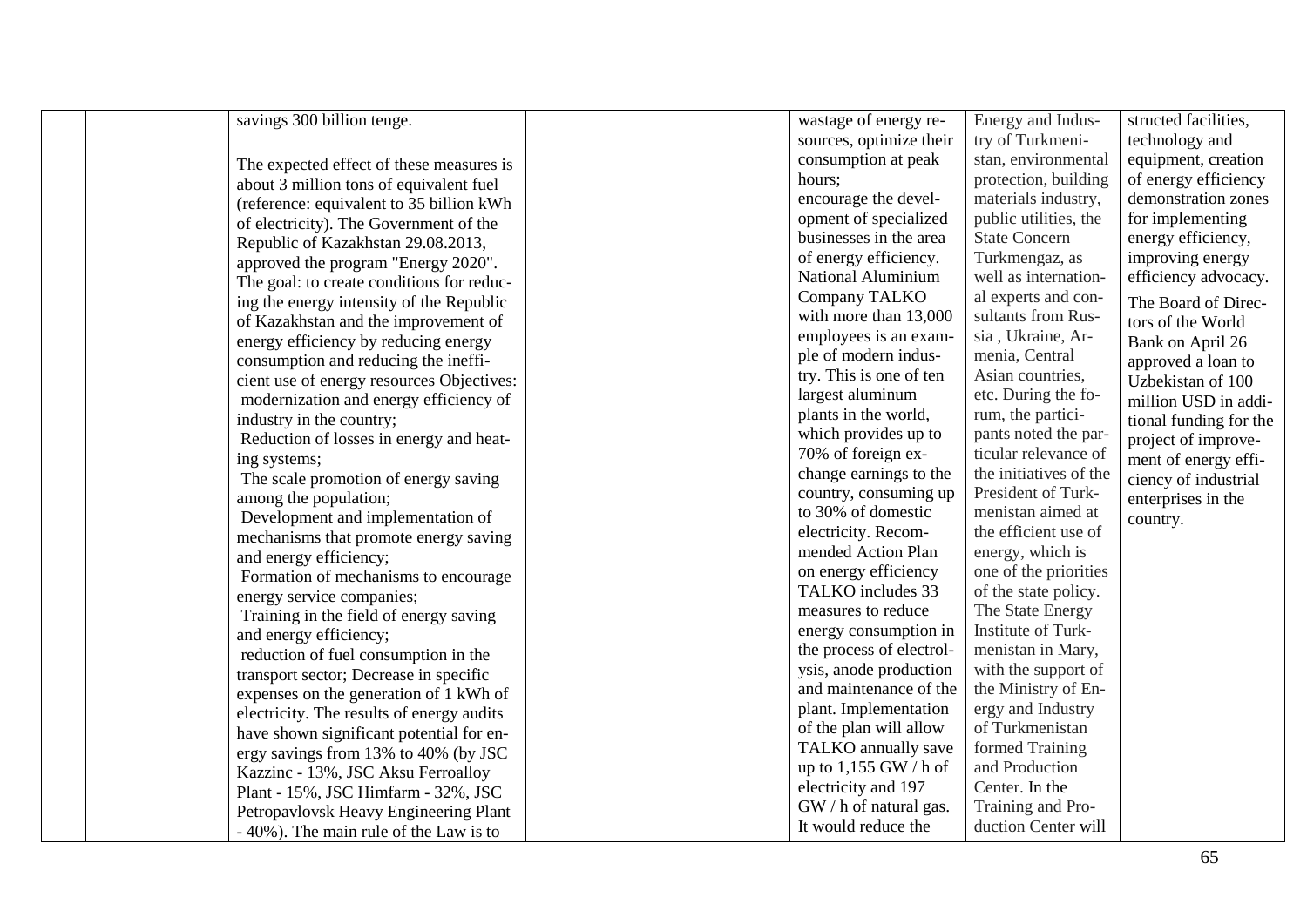| | | | | | | |
|---|---|---|---|---|---|---|
| | | savings 300 billion tenge.<br><br>The expected effect of these measures is about 3 million tons of equivalent fuel (reference: equivalent to 35 billion kWh of electricity). The Government of the Republic of Kazakhstan 29.08.2013, approved the program "Energy 2020". The goal: to create conditions for reducing the energy intensity of the Republic of Kazakhstan and the improvement of energy efficiency by reducing energy consumption and reducing the inefficient use of energy resources Objectives:<br>modernization and energy efficiency of industry in the country;<br>Reduction of losses in energy and heating systems;<br>The scale promotion of energy saving among the population;<br>Development and implementation of mechanisms that promote energy saving and energy efficiency;<br>Formation of mechanisms to encourage energy service companies;<br>Training in the field of energy saving and energy efficiency;<br>reduction of fuel consumption in the transport sector; Decrease in specific expenses on the generation of 1 kWh of electricity. The results of energy audits have shown significant potential for energy savings from 13% to 40% (by JSC Kazzinc - 13%, JSC Aksu Ferroalloy Plant - 15%, JSC Himfarm - 32%, JSC Petropavlovsk Heavy Engineering Plant - 40%). The main rule of the Law is to | | wastage of energy resources, optimize their consumption at peak hours;<br>encourage the development of specialized businesses in the area of energy efficiency. National Aluminium Company TALKO with more than 13,000 employees is an example of modern industry. This is one of ten largest aluminum plants in the world, which provides up to 70% of foreign exchange earnings to the country, consuming up to 30% of domestic electricity. Recommended Action Plan on energy efficiency TALKO includes 33 measures to reduce energy consumption in the process of electrolysis, anode production and maintenance of the plant. Implementation of the plan will allow TALKO annually save up to 1,155 GW / h of electricity and 197 GW / h of natural gas. It would reduce the | Energy and Industry of Turkmenistan, environmental protection, building materials industry, public utilities, the State Concern Turkmengaz, as well as international experts and consultants from Russia , Ukraine, Armenia, Central Asian countries, etc. During the forum, the participants noted the particular relevance of the initiatives of the President of Turkmenistan aimed at the efficient use of energy, which is one of the priorities of the state policy. The State Energy Institute of Turkmenistan in Mary, with the support of the Ministry of Energy and Industry of Turkmenistan formed Training and Production Center. In the Training and Production Center will | structed facilities, technology and equipment, creation of energy efficiency demonstration zones for implementing energy efficiency, improving energy efficiency advocacy.<br><br>The Board of Directors of the World Bank on April 26 approved a loan to Uzbekistan of 100 million USD in additional funding for the project of improvement of energy efficiency of industrial enterprises in the country. |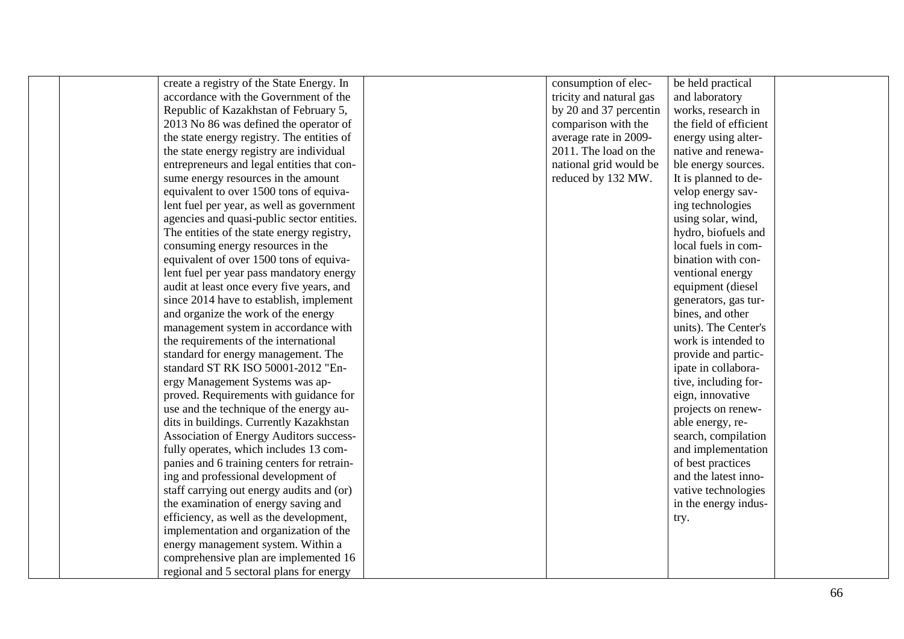|  |  |  |  |  |  |  |
|---|---|---|---|---|---|---|
|  |  | create a registry of the State Energy. In accordance with the Government of the Republic of Kazakhstan of February 5, 2013 No 86 was defined the operator of the state energy registry. The entities of the state energy registry are individual entrepreneurs and legal entities that consume energy resources in the amount equivalent to over 1500 tons of equivalent fuel per year, as well as government agencies and quasi-public sector entities. The entities of the state energy registry, consuming energy resources in the equivalent of over 1500 tons of equivalent fuel per year pass mandatory energy audit at least once every five years, and since 2014 have to establish, implement and organize the work of the energy management system in accordance with the requirements of the international standard for energy management. The standard ST RK ISO 50001-2012 "Energy Management Systems was approved. Requirements with guidance for use and the technique of the energy audits in buildings. Currently Kazakhstan Association of Energy Auditors successfully operates, which includes 13 companies and 6 training centers for retraining and professional development of staff carrying out energy audits and (or) the examination of energy saving and efficiency, as well as the development, implementation and organization of the energy management system. Within a comprehensive plan are implemented 16 regional and 5 sectoral plans for energy |  | consumption of electricity and natural gas by 20 and 37 percentin comparison with the average rate in 2009-2011. The load on the national grid would be reduced by 132 MW. | be held practical and laboratory works, research in the field of efficient energy using alternative and renewable energy sources. It is planned to develop energy saving technologies using solar, wind, hydro, biofuels and local fuels in combination with conventional energy equipment (diesel generators, gas turbines, and other units). The Center's work is intended to provide and participate in collaborative, including foreign, innovative projects on renewable energy, research, compilation and implementation of best practices and the latest innovative technologies in the energy industry. |  |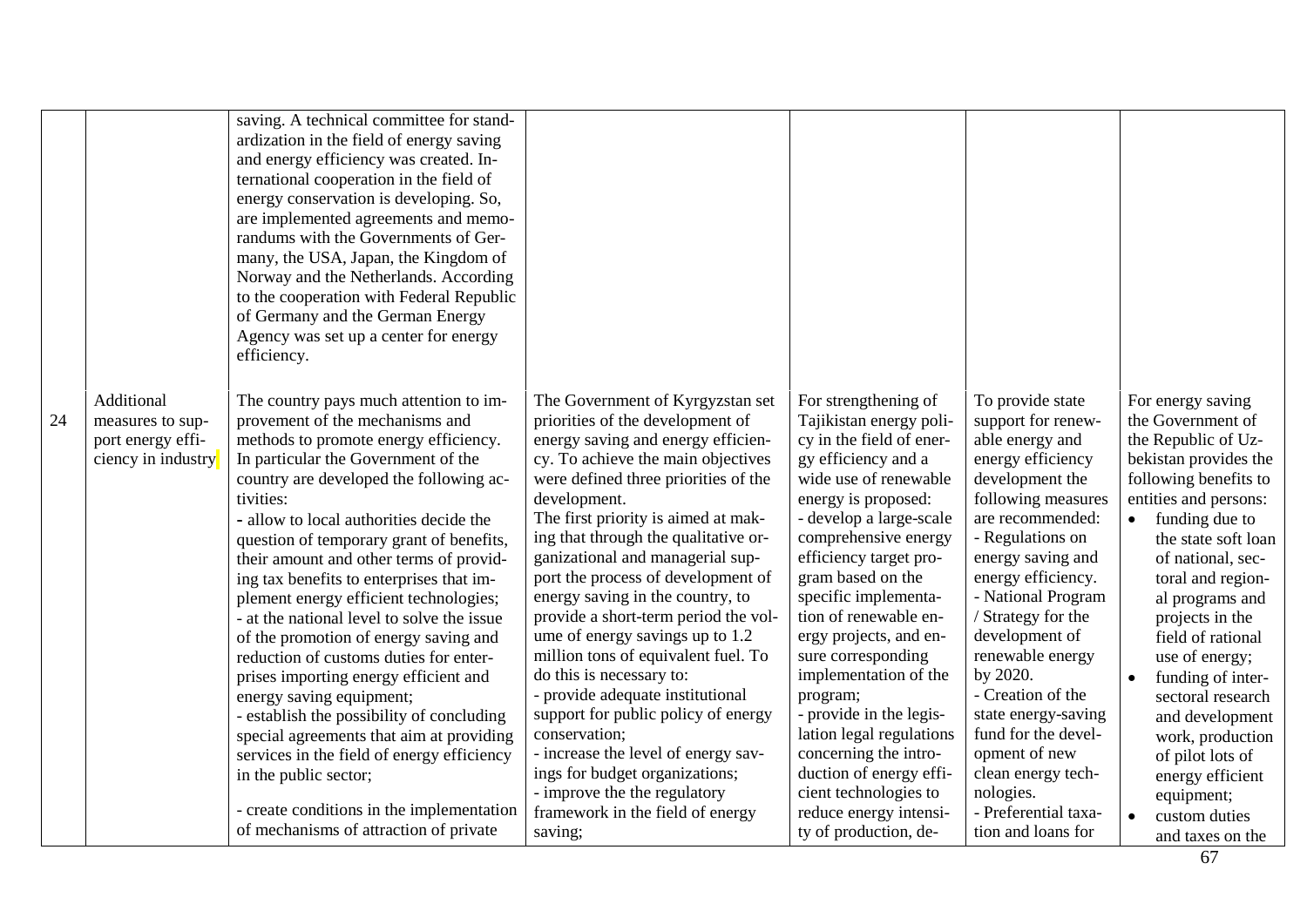|  |  |  |  |  |  |  |
|---|---|---|---|---|---|---|
|  |  | saving. A technical committee for standardization in the field of energy saving and energy efficiency was created. International cooperation in the field of energy conservation is developing. So, are implemented agreements and memorandums with the Governments of Germany, the USA, Japan, the Kingdom of Norway and the Netherlands. According to the cooperation with Federal Republic of Germany and the German Energy Agency was set up a center for energy efficiency. |  |  |  |  |
| 24 | Additional measures to support energy efficiency in industry | The country pays much attention to improvement of the mechanisms and methods to promote energy efficiency. In particular the Government of the country are developed the following activities:<br>- allow to local authorities decide the question of temporary grant of benefits, their amount and other terms of providing tax benefits to enterprises that implement energy efficient technologies;<br>- at the national level to solve the issue of the promotion of energy saving and reduction of customs duties for enterprises importing energy efficient and energy saving equipment;<br>- establish the possibility of concluding special agreements that aim at providing services in the field of energy efficiency in the public sector;<br><br>- create conditions in the implementation of mechanisms of attraction of private | The Government of Kyrgyzstan set priorities of the development of energy saving and energy efficiency. To achieve the main objectives were defined three priorities of the development.<br>The first priority is aimed at making that through the qualitative organizational and managerial support the process of development of energy saving in the country, to provide a short-term period the volume of energy savings up to 1.2 million tons of equivalent fuel. To do this is necessary to:<br>- provide adequate institutional support for public policy of energy conservation;<br>- increase the level of energy savings for budget organizations;<br>- improve the the regulatory framework in the field of energy saving; | For strengthening of Tajikistan energy policy in the field of energy efficiency and a wide use of renewable energy is proposed:<br>- develop a large-scale comprehensive energy efficiency target program based on the specific implementation of renewable energy projects, and ensure corresponding implementation of the program;<br>- provide in the legislation legal regulations concerning the introduction of energy efficient technologies to reduce energy intensity of production, de- | To provide state support for renewable energy and energy efficiency development the following measures are recommended:<br>- Regulations on energy saving and energy efficiency.<br>- National Program / Strategy for the development of renewable energy by 2020.<br>- Creation of the state energy-saving fund for the development of new clean energy technologies.<br>- Preferential taxation and loans for | For energy saving the Government of the Republic of Uzbekistan provides the following benefits to entities and persons:<br>• funding due to the state soft loan of national, sectoral and regional programs and projects in the field of rational use of energy;<br>• funding of inter-sectoral research and development work, production of pilot lots of energy efficient equipment;<br>• custom duties and taxes on the |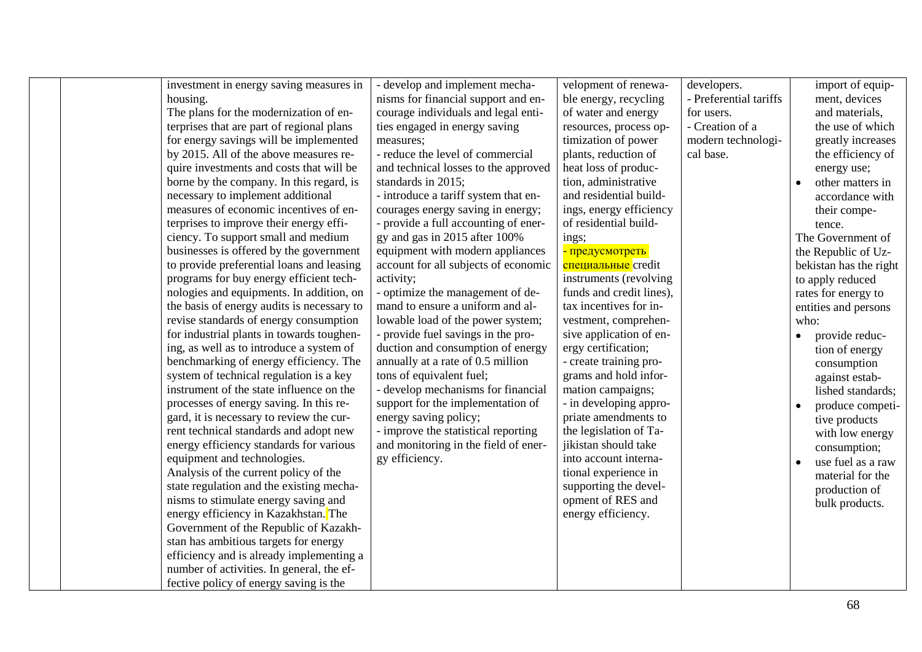|  |  |  |  |  |  |  |
|---|---|---|---|---|---|---|
|  |  | investment in energy saving measures in housing.<br>The plans for the modernization of enterprises that are part of regional plans for energy savings will be implemented by 2015. All of the above measures require investments and costs that will be borne by the company. In this regard, is necessary to implement additional measures of economic incentives of enterprises to improve their energy efficiency. To support small and medium businesses is offered by the government to provide preferential loans and leasing programs for buy energy efficient technologies and equipments. In addition, on the basis of energy audits is necessary to revise standards of energy consumption for industrial plants in towards toughening, as well as to introduce a system of benchmarking of energy efficiency. The system of technical regulation is a key instrument of the state influence on the processes of energy saving. In this regard, it is necessary to review the current technical standards and adopt new energy efficiency standards for various equipment and technologies.<br>Analysis of the current policy of the state regulation and the existing mechanisms to stimulate energy saving and energy efficiency in Kazakhstan. The Government of the Republic of Kazakhstan has ambitious targets for energy efficiency and is already implementing a number of activities. In general, the effective policy of energy saving is the | - develop and implement mechanisms for financial support and encourage individuals and legal entities engaged in energy saving measures;<br>- reduce the level of commercial and technical losses to the approved standards in 2015;<br>- introduce a tariff system that encourages energy saving in energy;<br>- provide a full accounting of energy and gas in 2015 after 100% equipment with modern appliances account for all subjects of economic activity;<br>- optimize the management of demand to ensure a uniform and allowable load of the power system;<br>- provide fuel savings in the production and consumption of energy annually at a rate of 0.5 million tons of equivalent fuel;<br>- develop mechanisms for financial support for the implementation of energy saving policy;<br>- improve the statistical reporting and monitoring in the field of energy efficiency. | velopment of renewable energy, recycling of water and energy resources, process optimization of power plants, reduction of heat loss of production, administrative and residential buildings, energy efficiency of residential buildings;<br>- предусмотреть специальные credit instruments (revolving funds and credit lines), tax incentives for investment, comprehensive application of energy certification;<br>- create training programs and hold information campaigns;<br>- in developing appropriate amendments to the legislation of Tajikistan should take into account international experience in supporting the development of RES and energy efficiency. | developers.<br>- Preferential tariffs for users.<br>- Creation of a modern technological base. | import of equipment, devices and materials, the use of which greatly increases the efficiency of energy use;<br>• other matters in accordance with their competence.<br>The Government of the Republic of Uzbekistan has the right to apply reduced rates for energy to entities and persons who:<br>• provide reduction of energy consumption against established standards;<br>• produce competitive products with low energy consumption;<br>• use fuel as a raw material for the production of bulk products. |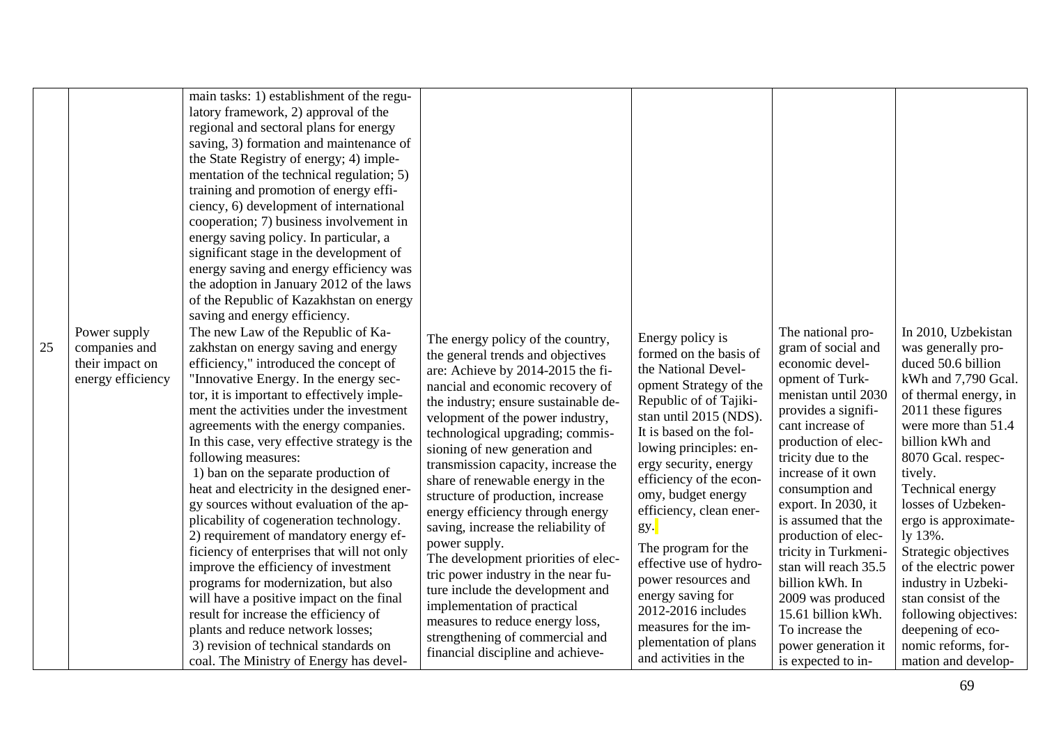| | | | | | | |
|---|---|---|---|---|---|---|
| 25 | Power supply companies and their impact on energy efficiency | main tasks: 1) establishment of the regulatory framework, 2) approval of the regional and sectoral plans for energy saving, 3) formation and maintenance of the State Registry of energy; 4) implementation of the technical regulation; 5) training and promotion of energy efficiency, 6) development of international cooperation; 7) business involvement in energy saving policy. In particular, a significant stage in the development of energy saving and energy efficiency was the adoption in January 2012 of the laws of the Republic of Kazakhstan on energy saving and energy efficiency.<br>The new Law of the Republic of Kazakhstan on energy saving and energy efficiency," introduced the concept of "Innovative Energy. In the energy sector, it is important to effectively implement the activities under the investment agreements with the energy companies. In this case, very effective strategy is the following measures:<br>1) ban on the separate production of heat and electricity in the designed energy sources without evaluation of the applicability of cogeneration technology.<br>2) requirement of mandatory energy efficiency of enterprises that will not only improve the efficiency of investment programs for modernization, but also will have a positive impact on the final result for increase the efficiency of plants and reduce network losses;<br>3) revision of technical standards on coal. The Ministry of Energy has devel- | The energy policy of the country, the general trends and objectives are: Achieve by 2014-2015 the financial and economic recovery of the industry; ensure sustainable development of the power industry, technological upgrading; commissioning of new generation and transmission capacity, increase the share of renewable energy in the structure of production, increase energy efficiency through energy saving, increase the reliability of power supply.<br>The development priorities of electric power industry in the near future include the development and implementation of practical measures to reduce energy loss, strengthening of commercial and financial discipline and achieve- | Energy policy is formed on the basis of the National Development Strategy of the Republic of of Tajikistan until 2015 (NDS). It is based on the following principles: energy security, energy efficiency of the economy, budget energy efficiency, clean energy.<br>The program for the effective use of hydropower resources and energy saving for 2012-2016 includes measures for the implementation of plans and activities in the | The national program of social and economic development of Turkmenistan until 2030 provides a significant increase of production of electricity due to the increase of it own consumption and export. In 2030, it is assumed that the production of electricity in Turkmenistan will reach 35.5 billion kWh. In 2009 was produced 15.61 billion kWh. To increase the power generation it is expected to in- | In 2010, Uzbekistan was generally produced 50.6 billion kWh and 7,790 Gcal. of thermal energy, in 2011 these figures were more than 51.4 billion kWh and 8070 Gcal. respectively.<br>Technical energy losses of Uzbekenergo is approximately 13%.<br>Strategic objectives of the electric power industry in Uzbekistan consist of the following objectives: deepening of economic reforms, formation and develop- |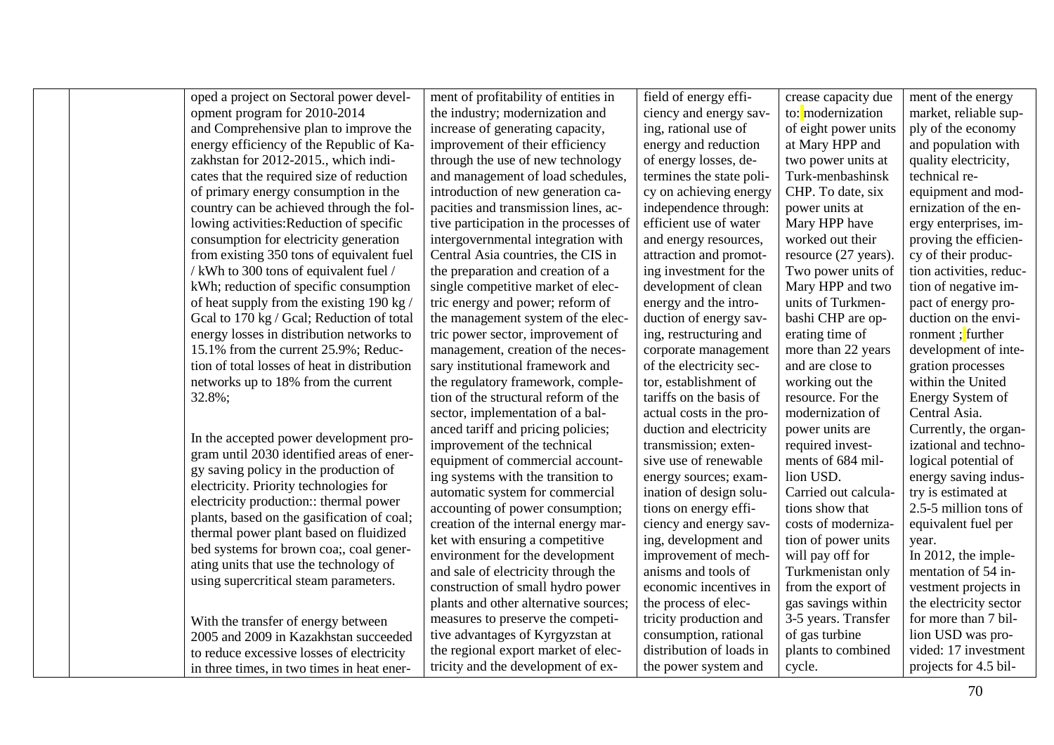| | | | | | | |
|---|---|---|---|---|---|---|
| | | oped a project on Sectoral power development program for 2010-2014 and Comprehensive plan to improve the energy efficiency of the Republic of Kazakhstan for 2012-2015., which indicates that the required size of reduction of primary energy consumption in the country can be achieved through the following activities:Reduction of specific consumption for electricity generation from existing 350 tons of equivalent fuel / kWh to 300 tons of equivalent fuel / kWh; reduction of specific consumption of heat supply from the existing 190 kg / Gcal to 170 kg / Gcal; Reduction of total energy losses in distribution networks to 15.1% from the current 25.9%; Reduction of total losses of heat in distribution networks up to 18% from the current 32.8%;<br><br>In the accepted power development program until 2030 identified areas of energy saving policy in the production of electricity. Priority technologies for electricity production:: thermal power plants, based on the gasification of coal; thermal power plant based on fluidized bed systems for brown coa;, coal generating units that use the technology of using supercritical steam parameters.<br><br>With the transfer of energy between 2005 and 2009 in Kazakhstan succeeded to reduce excessive losses of electricity in three times, in two times in heat ener- | ment of profitability of entities in the industry; modernization and increase of generating capacity, improvement of their efficiency through the use of new technology and management of load schedules, introduction of new generation capacities and transmission lines, active participation in the processes of intergovernmental integration with Central Asia countries, the CIS in the preparation and creation of a single competitive market of electric energy and power; reform of the management system of the electric power sector, improvement of management, creation of the necessary institutional framework and the regulatory framework, completion of the structural reform of the sector, implementation of a balanced tariff and pricing policies; improvement of the technical equipment of commercial accounting systems with the transition to automatic system for commercial accounting of power consumption; creation of the internal energy market with ensuring a competitive environment for the development and sale of electricity through the construction of small hydro power plants and other alternative sources; measures to preserve the competitive advantages of Kyrgyzstan at the regional export market of electricity and the development of ex- | field of energy efficiency and energy saving, rational use of energy and reduction of energy losses, determines the state policy on achieving energy independence through: efficient use of water and energy resources, attraction and promoting investment for the development of clean energy and the introduction of energy saving, restructuring and corporate management of the electricity sector, establishment of tariffs on the basis of actual costs in the production and electricity transmission; extensive use of renewable energy sources; examination of design solutions on energy efficiency and energy saving, development and improvement of mechanisms and tools of economic incentives in the process of electricity production and consumption, rational distribution of loads in the power system and | crease capacity due to: modernization of eight power units at Mary HPP and two power units at Turk-menbashinsk CHP. To date, six power units at Mary HPP have worked out their resource (27 years). Two power units of Mary HPP and two units of Turkmenbashi CHP are operating time of more than 22 years and are close to working out the resource. For the modernization of power units are required investments of 684 million USD. Carried out calculations show that costs of modernization of power units will pay off for Turkmenistan only from the export of gas savings within 3-5 years. Transfer of gas turbine plants to combined cycle. | ment of the energy market, reliable supply of the economy and population with quality electricity, technical re-equipment and modernization of the energy enterprises, improving the efficiency of their production activities, reduction of negative impact of energy production on the environment ; further development of integration processes within the United Energy System of Central Asia. Currently, the organizational and technological potential of energy saving industry is estimated at 2.5-5 million tons of equivalent fuel per year. In 2012, the implementation of 54 investment projects in the electricity sector for more than 7 billion USD was provided: 17 investment projects for 4.5 bil- |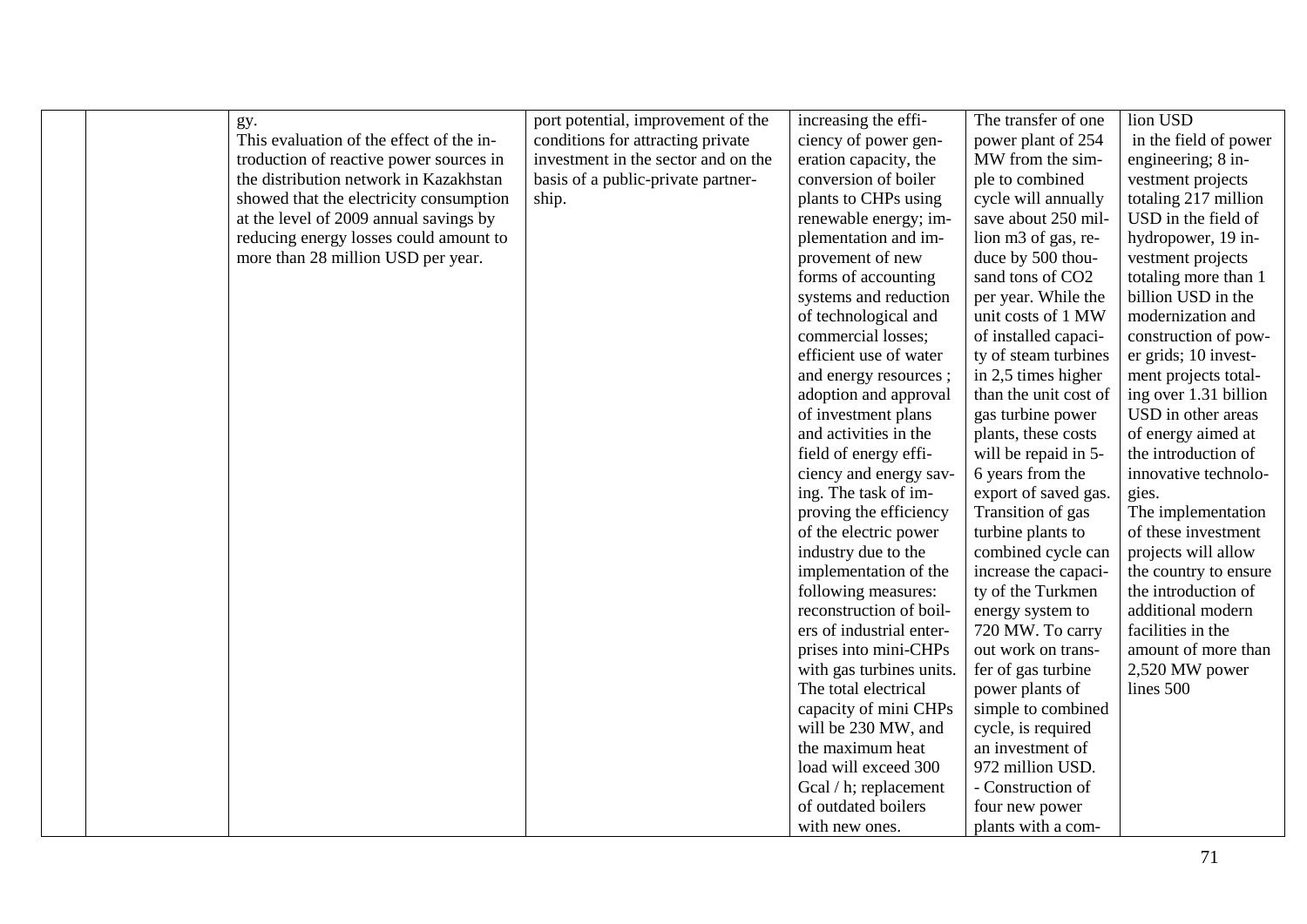|  |  | gy.<br>This evaluation of the effect of the introduction of reactive power sources in the distribution network in Kazakhstan showed that the electricity consumption at the level of 2009 annual savings by reducing energy losses could amount to more than 28 million USD per year. | port potential, improvement of the conditions for attracting private investment in the sector and on the basis of a public-private partnership. | increasing the efficiency of power generation capacity, the conversion of boiler plants to CHPs using renewable energy; implementation and improvement of new forms of accounting systems and reduction of technological and commercial losses; efficient use of water and energy resources ; adoption and approval of investment plans and activities in the field of energy efficiency and energy saving. The task of improving the efficiency of the electric power industry due to the implementation of the following measures: reconstruction of boilers of industrial enterprises into mini-CHPs with gas turbines units. The total electrical capacity of mini CHPs will be 230 MW, and the maximum heat load will exceed 300 Gcal / h; replacement of outdated boilers with new ones. | The transfer of one power plant of 254 MW from the simple to combined cycle will annually save about 250 million m3 of gas, reduce by 500 thousand tons of $CO_2$ per year. While the unit costs of 1 MW of installed capacity of steam turbines in 2,5 times higher than the unit cost of gas turbine power plants, these costs will be repaid in 5-6 years from the export of saved gas. Transition of gas turbine plants to combined cycle can increase the capacity of the Turkmen energy system to 720 MW. To carry out work on transfer of gas turbine power plants of simple to combined cycle, is required an investment of 972 million USD.<br>- Construction of four new power plants with a com- | lion USD<br>in the field of power engineering; 8 investment projects totaling 217 million USD in the field of hydropower, 19 investment projects totaling more than 1 billion USD in the modernization and construction of power grids; 10 investment projects totaling over 1.31 billion USD in other areas of energy aimed at the introduction of innovative technologies.<br>The implementation of these investment projects will allow the country to ensure the introduction of additional modern facilities in the amount of more than 2,520 MW power lines 500 |
|---|---|---|---|---|---|---|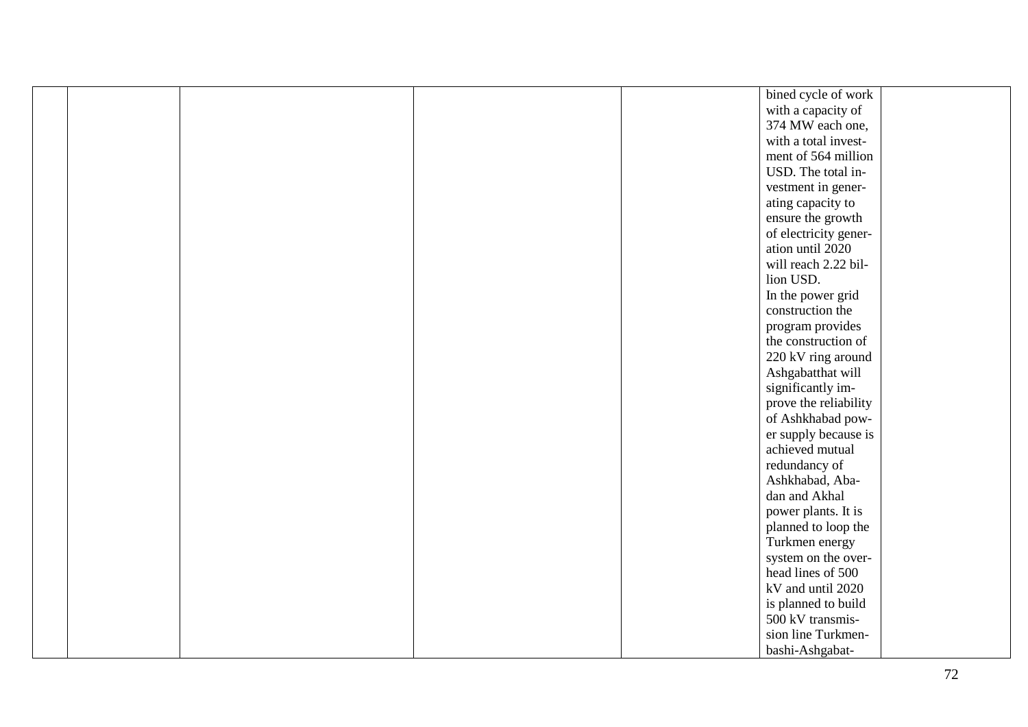| | | | | | | |
|---|---|---|---|---|---|---|
| | | | | | bined cycle of work with a capacity of 374 MW each one, with a total investment of 564 million USD. The total investment in generating capacity to ensure the growth of electricity generation until 2020 will reach 2.22 billion USD. In the power grid construction the program provides the construction of 220 kV ring around Ashgabatthat will significantly improve the reliability of Ashkhabad power supply because is achieved mutual redundancy of Ashkhabad, Abadan and Akhal power plants. It is planned to loop the Turkmen energy system on the overhead lines of 500 kV and until 2020 is planned to build 500 kV transmission line Turkmenbashi-Ashgabat- | |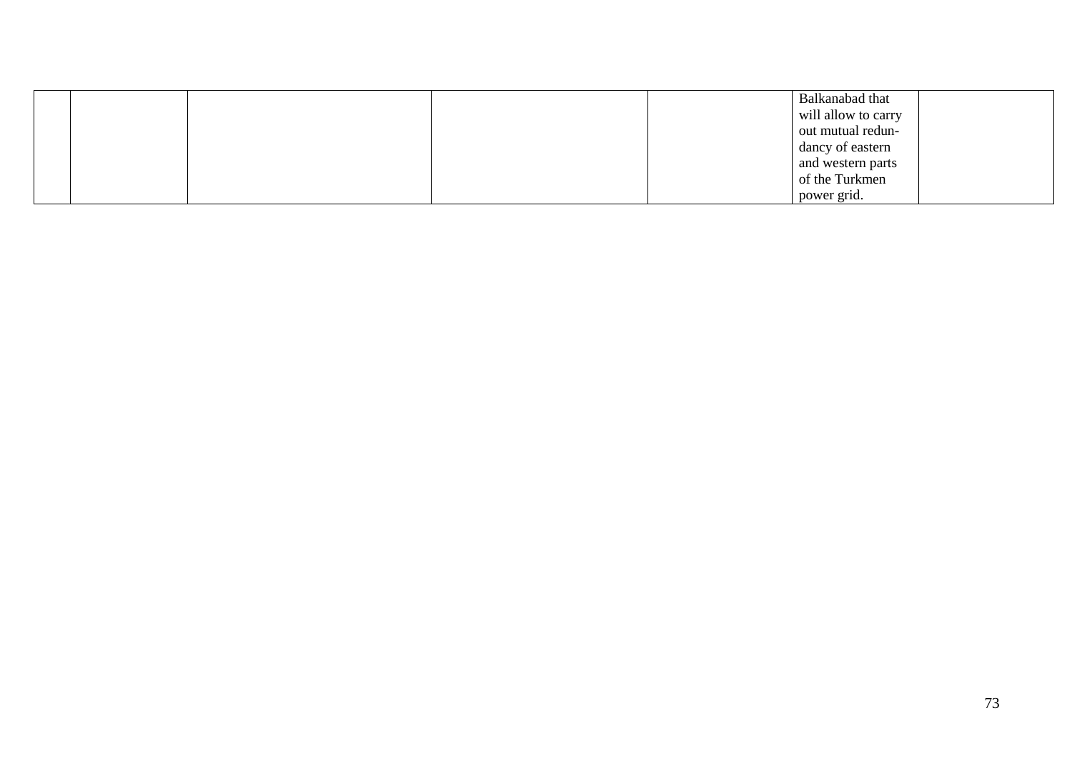| | | | | | | |
|---|---|---|---|---|---|---|
| | | | | | Balkanabad that will allow to carry out mutual redundancy of eastern and western parts of the Turkmen power grid. | |